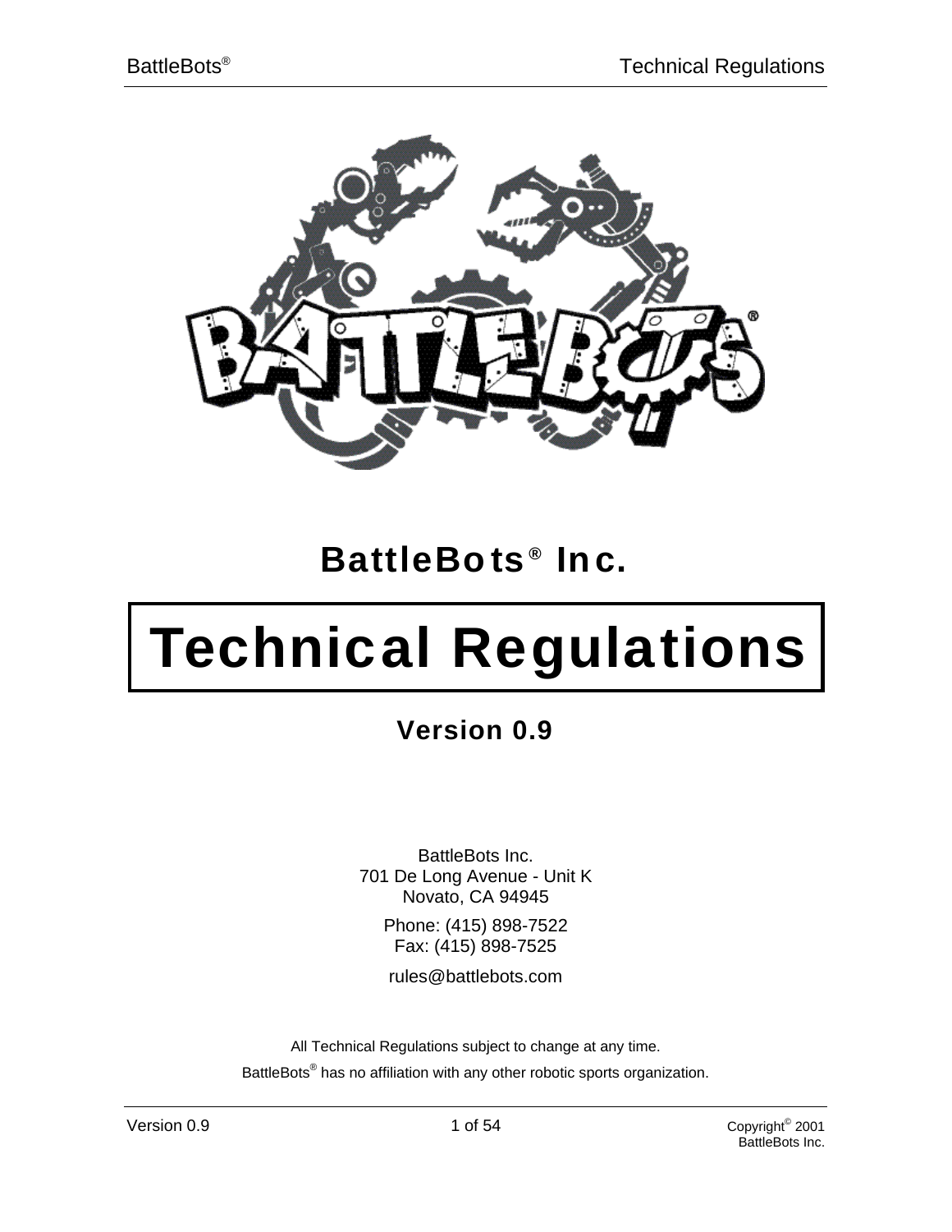# BattleBots® Inc.

# Technical Regulations

## Version 0.9

BattleBots Inc.
701 De Long Avenue - Unit K
Novato, CA 94945

Phone: (415) 898-7522
Fax: (415) 898-7525

rules@battlebots.com

All Technical Regulations subject to change at any time.

BattleBots® has no affiliation with any other robotic sports organization.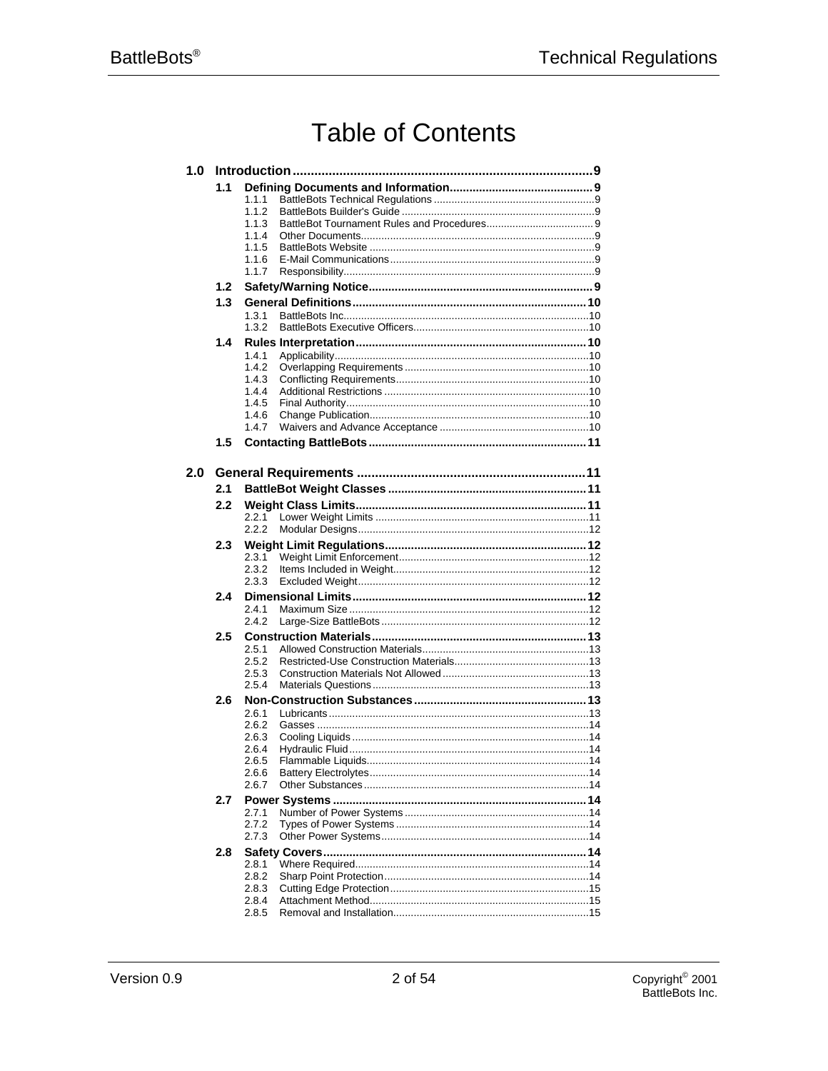# Table of Contents

**1.0 Introduction** ... 9

- **1.1 Defining Documents and Information** ... 9
  - 1.1.1 BattleBots Technical Regulations ... 9
  - 1.1.2 BattleBots Builder's Guide ... 9
  - 1.1.3 BattleBot Tournament Rules and Procedures ... 9
  - 1.1.4 Other Documents ... 9
  - 1.1.5 BattleBots Website ... 9
  - 1.1.6 E-Mail Communications ... 9
  - 1.1.7 Responsibility ... 9
- **1.2 Safety/Warning Notice** ... 9
- **1.3 General Definitions** ... 10
  - 1.3.1 BattleBots Inc. ... 10
  - 1.3.2 BattleBots Executive Officers ... 10
- **1.4 Rules Interpretation** ... 10
  - 1.4.1 Applicability ... 10
  - 1.4.2 Overlapping Requirements ... 10
  - 1.4.3 Conflicting Requirements ... 10
  - 1.4.4 Additional Restrictions ... 10
  - 1.4.5 Final Authority ... 10
  - 1.4.6 Change Publication ... 10
  - 1.4.7 Waivers and Advance Acceptance ... 10
- **1.5 Contacting BattleBots** ... 11

**2.0 General Requirements** ... 11

- **2.1 BattleBot Weight Classes** ... 11
- **2.2 Weight Class Limits** ... 11
  - 2.2.1 Lower Weight Limits ... 11
  - 2.2.2 Modular Designs ... 12
- **2.3 Weight Limit Regulations** ... 12
  - 2.3.1 Weight Limit Enforcement ... 12
  - 2.3.2 Items Included in Weight ... 12
  - 2.3.3 Excluded Weight ... 12
- **2.4 Dimensional Limits** ... 12
  - 2.4.1 Maximum Size ... 12
  - 2.4.2 Large-Size BattleBots ... 12
- **2.5 Construction Materials** ... 13
  - 2.5.1 Allowed Construction Materials ... 13
  - 2.5.2 Restricted-Use Construction Materials ... 13
  - 2.5.3 Construction Materials Not Allowed ... 13
  - 2.5.4 Materials Questions ... 13
- **2.6 Non-Construction Substances** ... 13
  - 2.6.1 Lubricants ... 13
  - 2.6.2 Gasses ... 14
  - 2.6.3 Cooling Liquids ... 14
  - 2.6.4 Hydraulic Fluid ... 14
  - 2.6.5 Flammable Liquids ... 14
  - 2.6.6 Battery Electrolytes ... 14
  - 2.6.7 Other Substances ... 14
- **2.7 Power Systems** ... 14
  - 2.7.1 Number of Power Systems ... 14
  - 2.7.2 Types of Power Systems ... 14
  - 2.7.3 Other Power Systems ... 14
- **2.8 Safety Covers** ... 14
  - 2.8.1 Where Required ... 14
  - 2.8.2 Sharp Point Protection ... 14
  - 2.8.3 Cutting Edge Protection ... 15
  - 2.8.4 Attachment Method ... 15
  - 2.8.5 Removal and Installation ... 15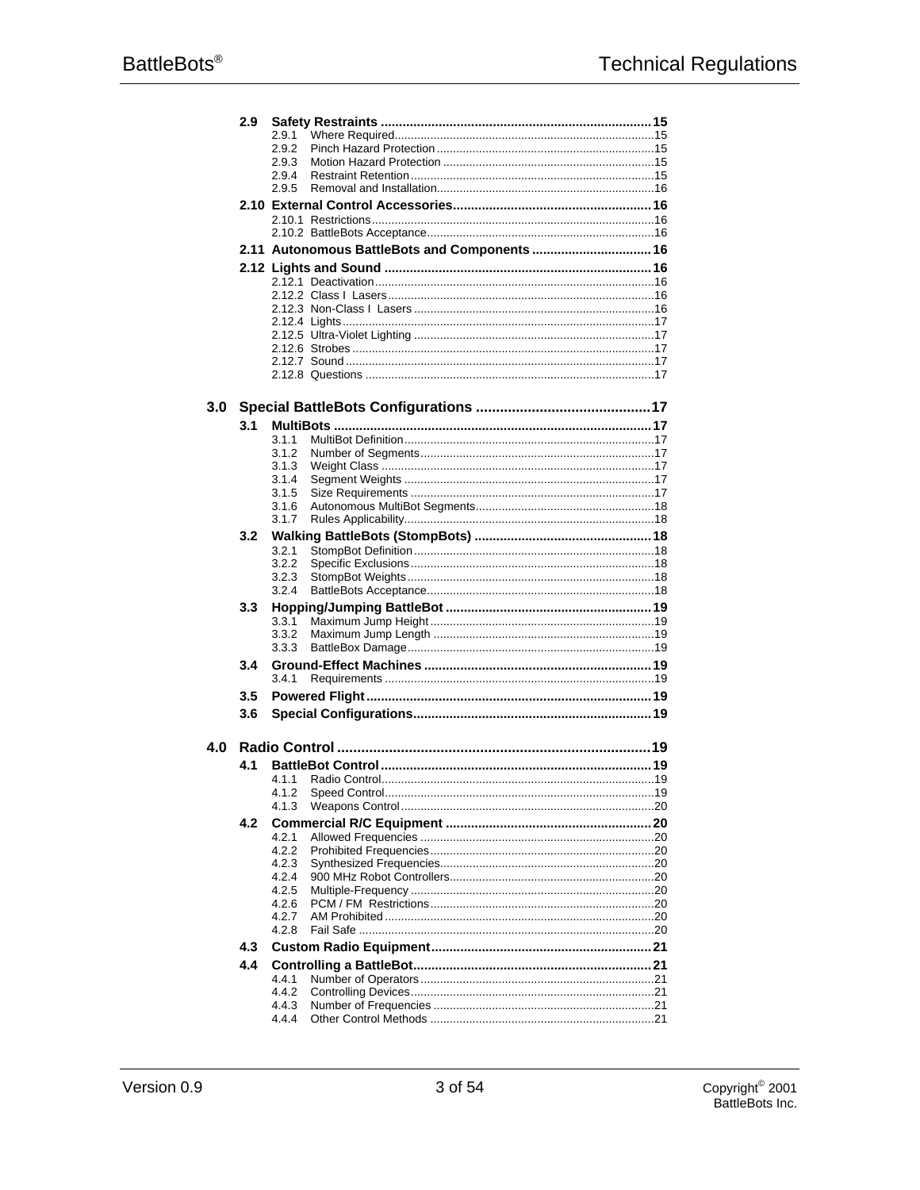- **2.9 Safety Restraints** ... 15
  - 2.9.1 Where Required ... 15
  - 2.9.2 Pinch Hazard Protection ... 15
  - 2.9.3 Motion Hazard Protection ... 15
  - 2.9.4 Restraint Retention ... 15
  - 2.9.5 Removal and Installation ... 16
- **2.10 External Control Accessories** ... 16
  - 2.10.1 Restrictions ... 16
  - 2.10.2 BattleBots Acceptance ... 16
- **2.11 Autonomous BattleBots and Components** ... 16
- **2.12 Lights and Sound** ... 16
  - 2.12.1 Deactivation ... 16
  - 2.12.2 Class I Lasers ... 16
  - 2.12.3 Non-Class I Lasers ... 16
  - 2.12.4 Lights ... 17
  - 2.12.5 Ultra-Violet Lighting ... 17
  - 2.12.6 Strobes ... 17
  - 2.12.7 Sound ... 17
  - 2.12.8 Questions ... 17

**3.0 Special BattleBots Configurations** ... 17

- **3.1 MultiBots** ... 17
  - 3.1.1 MultiBot Definition ... 17
  - 3.1.2 Number of Segments ... 17
  - 3.1.3 Weight Class ... 17
  - 3.1.4 Segment Weights ... 17
  - 3.1.5 Size Requirements ... 17
  - 3.1.6 Autonomous MultiBot Segments ... 18
  - 3.1.7 Rules Applicability ... 18
- **3.2 Walking BattleBots (StompBots)** ... 18
  - 3.2.1 StompBot Definition ... 18
  - 3.2.2 Specific Exclusions ... 18
  - 3.2.3 StompBot Weights ... 18
  - 3.2.4 BattleBots Acceptance ... 18
- **3.3 Hopping/Jumping BattleBot** ... 19
  - 3.3.1 Maximum Jump Height ... 19
  - 3.3.2 Maximum Jump Length ... 19
  - 3.3.3 BattleBox Damage ... 19
- **3.4 Ground-Effect Machines** ... 19
  - 3.4.1 Requirements ... 19
- **3.5 Powered Flight** ... 19
- **3.6 Special Configurations** ... 19

**4.0 Radio Control** ... 19

- **4.1 BattleBot Control** ... 19
  - 4.1.1 Radio Control ... 19
  - 4.1.2 Speed Control ... 19
  - 4.1.3 Weapons Control ... 20
- **4.2 Commercial R/C Equipment** ... 20
  - 4.2.1 Allowed Frequencies ... 20
  - 4.2.2 Prohibited Frequencies ... 20
  - 4.2.3 Synthesized Frequencies ... 20
  - 4.2.4 900 MHz Robot Controllers ... 20
  - 4.2.5 Multiple-Frequency ... 20
  - 4.2.6 PCM / FM Restrictions ... 20
  - 4.2.7 AM Prohibited ... 20
  - 4.2.8 Fail Safe ... 20
- **4.3 Custom Radio Equipment** ... 21
- **4.4 Controlling a BattleBot** ... 21
  - 4.4.1 Number of Operators ... 21
  - 4.4.2 Controlling Devices ... 21
  - 4.4.3 Number of Frequencies ... 21
  - 4.4.4 Other Control Methods ... 21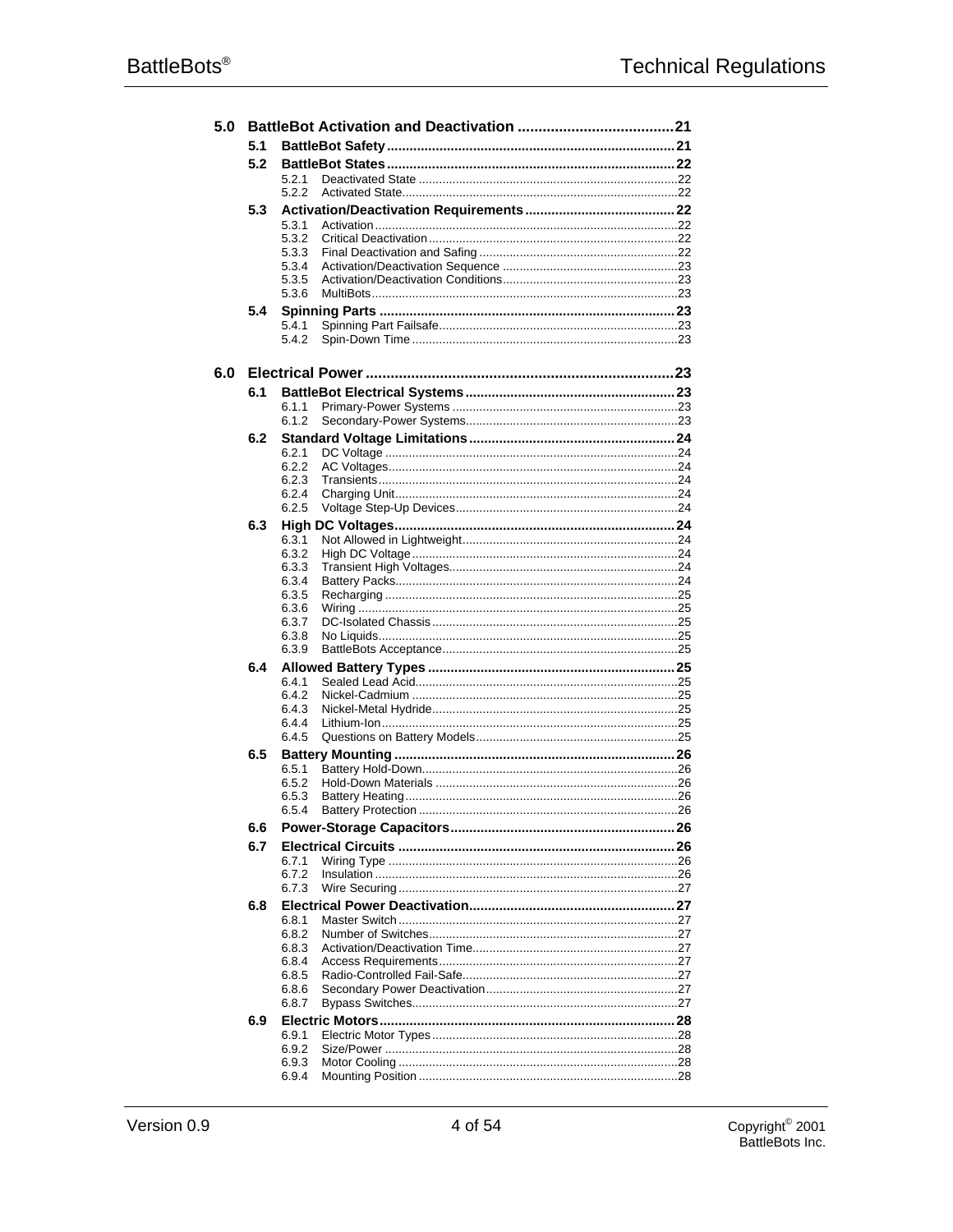**5.0 BattleBot Activation and Deactivation ....................................... 21**

- **5.1 BattleBot Safety ........................................................................ 21**
- **5.2 BattleBot States ........................................................................ 22**
  - 5.2.1 Deactivated State ........................................................................ 22
  - 5.2.2 Activated State............................................................................ 22
- **5.3 Activation/Deactivation Requirements ........................................ 22**
  - 5.3.1 Activation .................................................................................... 22
  - 5.3.2 Critical Deactivation .................................................................... 22
  - 5.3.3 Final Deactivation and Safing ..................................................... 22
  - 5.3.4 Activation/Deactivation Sequence .............................................. 23
  - 5.3.5 Activation/Deactivation Conditions.............................................. 23
  - 5.3.6 MultiBots..................................................................................... 23
- **5.4 Spinning Parts ........................................................................... 23**
  - 5.4.1 Spinning Part Failsafe................................................................. 23
  - 5.4.2 Spin-Down Time ......................................................................... 23

**6.0 Electrical Power ........................................................................... 23**

- **6.1 BattleBot Electrical Systems ...................................................... 23**
  - 6.1.1 Primary-Power Systems .............................................................. 23
  - 6.1.2 Secondary-Power Systems.......................................................... 23
- **6.2 Standard Voltage Limitations ..................................................... 24**
  - 6.2.1 DC Voltage ................................................................................. 24
  - 6.2.2 AC Voltages................................................................................ 24
  - 6.2.3 Transients................................................................................... 24
  - 6.2.4 Charging Unit.............................................................................. 24
  - 6.2.5 Voltage Step-Up Devices............................................................. 24
- **6.3 High DC Voltages........................................................................ 24**
  - 6.3.1 Not Allowed in Lightweight........................................................... 24
  - 6.3.2 High DC Voltage ......................................................................... 24
  - 6.3.3 Transient High Voltages.............................................................. 24
  - 6.3.4 Battery Packs.............................................................................. 24
  - 6.3.5 Recharging ................................................................................. 25
  - 6.3.6 Wiring ......................................................................................... 25
  - 6.3.7 DC-Isolated Chassis ................................................................... 25
  - 6.3.8 No Liquids................................................................................... 25
  - 6.3.9 BattleBots Acceptance................................................................ 25
- **6.4 Allowed Battery Types ................................................................ 25**
  - 6.4.1 Sealed Lead Acid........................................................................ 25
  - 6.4.2 Nickel-Cadmium ......................................................................... 25
  - 6.4.3 Nickel-Metal Hydride................................................................... 25
  - 6.4.4 Lithium-Ion.................................................................................. 25
  - 6.4.5 Questions on Battery Models....................................................... 25
- **6.5 Battery Mounting ........................................................................ 26**
  - 6.5.1 Battery Hold-Down...................................................................... 26
  - 6.5.2 Hold-Down Materials .................................................................. 26
  - 6.5.3 Battery Heating........................................................................... 26
  - 6.5.4 Battery Protection ....................................................................... 26
- **6.6 Power-Storage Capacitors .......................................................... 26**
- **6.7 Electrical Circuits ....................................................................... 26**
  - 6.7.1 Wiring Type ................................................................................ 26
  - 6.7.2 Insulation .................................................................................... 26
  - 6.7.3 Wire Securing ............................................................................. 27
- **6.8 Electrical Power Deactivation..................................................... 27**
  - 6.8.1 Master Switch ............................................................................. 27
  - 6.8.2 Number of Switches.................................................................... 27
  - 6.8.3 Activation/Deactivation Time....................................................... 27
  - 6.8.4 Access Requirements................................................................. 27
  - 6.8.5 Radio-Controlled Fail-Safe.......................................................... 27
  - 6.8.6 Secondary Power Deactivation.................................................... 27
  - 6.8.7 Bypass Switches......................................................................... 27
- **6.9 Electric Motors............................................................................ 28**
  - 6.9.1 Electric Motor Types ................................................................... 28
  - 6.9.2 Size/Power ................................................................................. 28
  - 6.9.3 Motor Cooling ............................................................................. 28
  - 6.9.4 Mounting Position ....................................................................... 28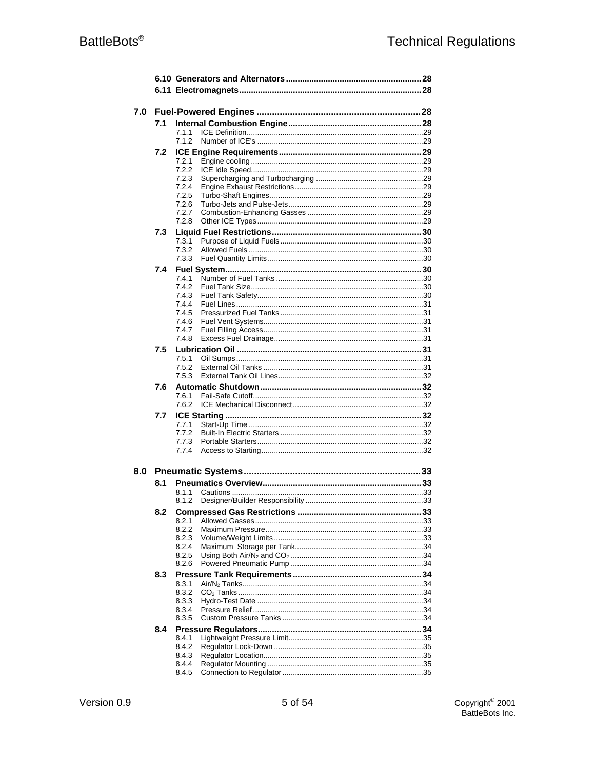6.10 Generators and Alternators ......................................................... 28
6.11 Electromagnets ............................................................................ 28

**7.0 Fuel-Powered Engines ................................................................ 28**

**7.1 Internal Combustion Engine ........................................................ 28**
- 7.1.1 ICE Definition ........................................................................ 29
- 7.1.2 Number of ICE's ..................................................................... 29

**7.2 ICE Engine Requirements ............................................................ 29**
- 7.2.1 Engine cooling ....................................................................... 29
- 7.2.2 ICE Idle Speed ....................................................................... 29
- 7.2.3 Supercharging and Turbocharging ........................................... 29
- 7.2.4 Engine Exhaust Restrictions .................................................... 29
- 7.2.5 Turbo-Shaft Engines ............................................................... 29
- 7.2.6 Turbo-Jets and Pulse-Jets ........................................................ 29
- 7.2.7 Combustion-Enhancing Gasses ............................................... 29
- 7.2.8 Other ICE Types ..................................................................... 29

**7.3 Liquid Fuel Restrictions ................................................................ 30**
- 7.3.1 Purpose of Liquid Fuels ........................................................... 30
- 7.3.2 Allowed Fuels ......................................................................... 30
- 7.3.3 Fuel Quantity Limits ................................................................ 30

**7.4 Fuel System .................................................................................. 30**
- 7.4.1 Number of Fuel Tanks ............................................................. 30
- 7.4.2 Fuel Tank Size ........................................................................ 30
- 7.4.3 Fuel Tank Safety ..................................................................... 30
- 7.4.4 Fuel Lines ............................................................................... 31
- 7.4.5 Pressurized Fuel Tanks ........................................................... 31
- 7.4.6 Fuel Vent Systems ................................................................... 31
- 7.4.7 Fuel Filling Access .................................................................. 31
- 7.4.8 Excess Fuel Drainage .............................................................. 31

**7.5 Lubrication Oil .............................................................................. 31**
- 7.5.1 Oil Sumps ............................................................................... 31
- 7.5.2 External Oil Tanks ................................................................... 31
- 7.5.3 External Tank Oil Lines ........................................................... 32

**7.6 Automatic Shutdown .................................................................... 32**
- 7.6.1 Fail-Safe Cutoff ....................................................................... 32
- 7.6.2 ICE Mechanical Disconnect ..................................................... 32

**7.7 ICE Starting .................................................................................. 32**
- 7.7.1 Start-Up Time .......................................................................... 32
- 7.7.2 Built-In Electric Starters ........................................................... 32
- 7.7.3 Portable Starters ...................................................................... 32
- 7.7.4 Access to Starting .................................................................... 32

**8.0 Pneumatic Systems ...................................................................... 33**

**8.1 Pneumatics Overview ................................................................... 33**
- 8.1.1 Cautions ................................................................................. 33
- 8.1.2 Designer/Builder Responsibility ............................................... 33

**8.2 Compressed Gas Restrictions ...................................................... 33**
- 8.2.1 Allowed Gasses ....................................................................... 33
- 8.2.2 Maximum Pressure .................................................................. 33
- 8.2.3 Volume/Weight Limits .............................................................. 33
- 8.2.4 Maximum Storage per Tank ..................................................... 34
- 8.2.5 Using Both Air/$N_2$ and $CO_2$ ............................................... 34
- 8.2.6 Powered Pneumatic Pump ....................................................... 34

**8.3 Pressure Tank Requirements ........................................................ 34**
- 8.3.1 Air/$N_2$ Tanks ......................................................................... 34
- 8.3.2 $CO_2$ Tanks ........................................................................... 34
- 8.3.3 Hydro-Test Date ...................................................................... 34
- 8.3.4 Pressure Relief ........................................................................ 34
- 8.3.5 Custom Pressure Tanks ........................................................... 34

**8.4 Pressure Regulators ..................................................................... 34**
- 8.4.1 Lightweight Pressure Limit ....................................................... 35
- 8.4.2 Regulator Lock-Down ............................................................... 35
- 8.4.3 Regulator Location ................................................................... 35
- 8.4.4 Regulator Mounting ................................................................. 35
- 8.4.5 Connection to Regulator .......................................................... 35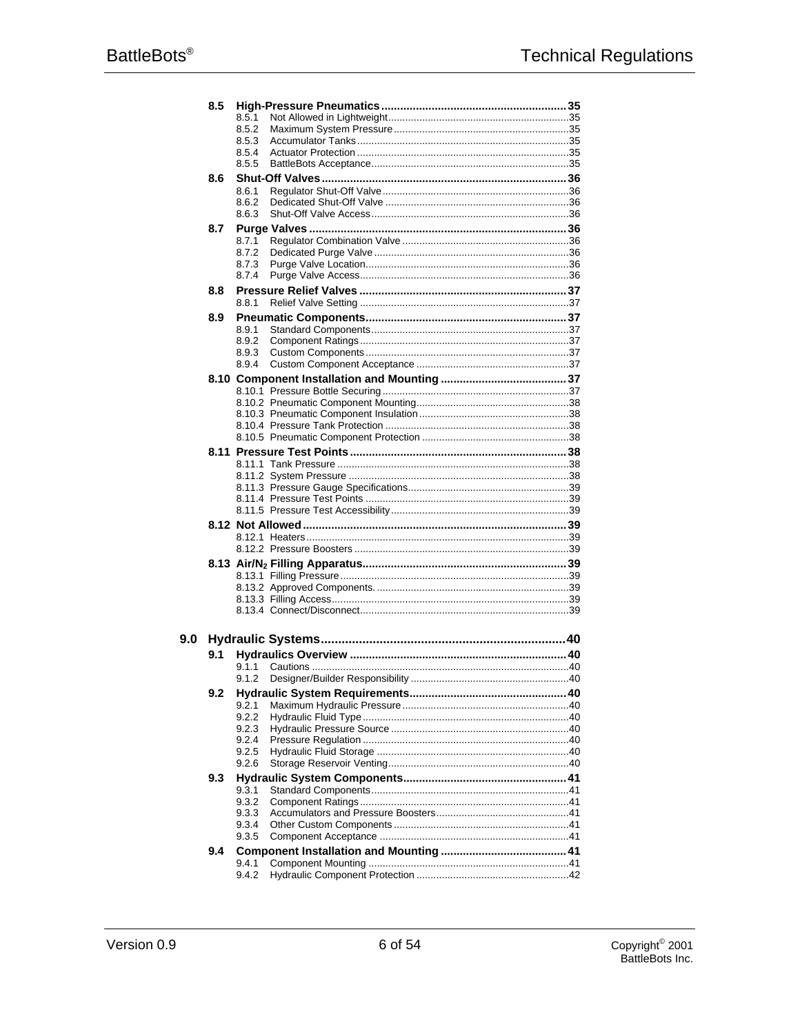- **8.5 High-Pressure Pneumatics .......... 35**
  - 8.5.1 Not Allowed in Lightweight .......... 35
  - 8.5.2 Maximum System Pressure .......... 35
  - 8.5.3 Accumulator Tanks .......... 35
  - 8.5.4 Actuator Protection .......... 35
  - 8.5.5 BattleBots Acceptance .......... 35
- **8.6 Shut-Off Valves .......... 36**
  - 8.6.1 Regulator Shut-Off Valve .......... 36
  - 8.6.2 Dedicated Shut-Off Valve .......... 36
  - 8.6.3 Shut-Off Valve Access .......... 36
- **8.7 Purge Valves .......... 36**
  - 8.7.1 Regulator Combination Valve .......... 36
  - 8.7.2 Dedicated Purge Valve .......... 36
  - 8.7.3 Purge Valve Location .......... 36
  - 8.7.4 Purge Valve Access .......... 36
- **8.8 Pressure Relief Valves .......... 37**
  - 8.8.1 Relief Valve Setting .......... 37
- **8.9 Pneumatic Components .......... 37**
  - 8.9.1 Standard Components .......... 37
  - 8.9.2 Component Ratings .......... 37
  - 8.9.3 Custom Components .......... 37
  - 8.9.4 Custom Component Acceptance .......... 37
- **8.10 Component Installation and Mounting .......... 37**
  - 8.10.1 Pressure Bottle Securing .......... 37
  - 8.10.2 Pneumatic Component Mounting .......... 38
  - 8.10.3 Pneumatic Component Insulation .......... 38
  - 8.10.4 Pressure Tank Protection .......... 38
  - 8.10.5 Pneumatic Component Protection .......... 38
- **8.11 Pressure Test Points .......... 38**
  - 8.11.1 Tank Pressure .......... 38
  - 8.11.2 System Pressure .......... 38
  - 8.11.3 Pressure Gauge Specifications .......... 39
  - 8.11.4 Pressure Test Points .......... 39
  - 8.11.5 Pressure Test Accessibility .......... 39
- **8.12 Not Allowed .......... 39**
  - 8.12.1 Heaters .......... 39
  - 8.12.2 Pressure Boosters .......... 39
- **8.13 Air/$N_2$ Filling Apparatus .......... 39**
  - 8.13.1 Filling Pressure .......... 39
  - 8.13.2 Approved Components. .......... 39
  - 8.13.3 Filling Access .......... 39
  - 8.13.4 Connect/Disconnect .......... 39

**9.0 Hydraulic Systems .......... 40**

- **9.1 Hydraulics Overview .......... 40**
  - 9.1.1 Cautions .......... 40
  - 9.1.2 Designer/Builder Responsibility .......... 40
- **9.2 Hydraulic System Requirements .......... 40**
  - 9.2.1 Maximum Hydraulic Pressure .......... 40
  - 9.2.2 Hydraulic Fluid Type .......... 40
  - 9.2.3 Hydraulic Pressure Source .......... 40
  - 9.2.4 Pressure Regulation .......... 40
  - 9.2.5 Hydraulic Fluid Storage .......... 40
  - 9.2.6 Storage Reservoir Venting .......... 40
- **9.3 Hydraulic System Components .......... 41**
  - 9.3.1 Standard Components .......... 41
  - 9.3.2 Component Ratings .......... 41
  - 9.3.3 Accumulators and Pressure Boosters .......... 41
  - 9.3.4 Other Custom Components .......... 41
  - 9.3.5 Component Acceptance .......... 41
- **9.4 Component Installation and Mounting .......... 41**
  - 9.4.1 Component Mounting .......... 41
  - 9.4.2 Hydraulic Component Protection .......... 42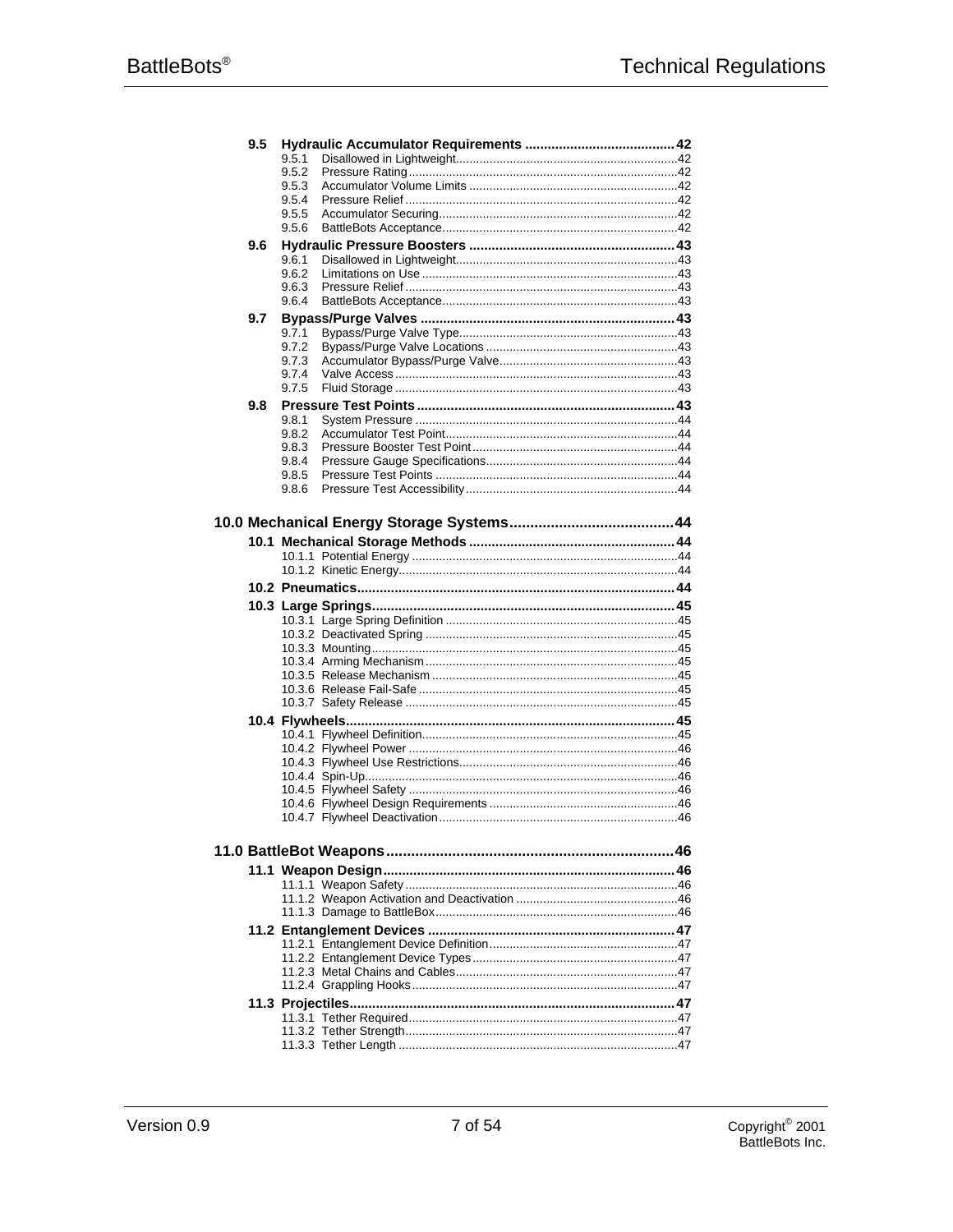- **9.5 Hydraulic Accumulator Requirements ........................................ 42**
  - 9.5.1 Disallowed in Lightweight.................................................................42
  - 9.5.2 Pressure Rating...............................................................................42
  - 9.5.3 Accumulator Volume Limits .............................................................42
  - 9.5.4 Pressure Relief ................................................................................42
  - 9.5.5 Accumulator Securing......................................................................42
  - 9.5.6 BattleBots Acceptance.....................................................................42
- **9.6 Hydraulic Pressure Boosters ....................................................... 43**
  - 9.6.1 Disallowed in Lightweight.................................................................43
  - 9.6.2 Limitations on Use ...........................................................................43
  - 9.6.3 Pressure Relief ................................................................................43
  - 9.6.4 BattleBots Acceptance.....................................................................43
- **9.7 Bypass/Purge Valves .................................................................... 43**
  - 9.7.1 Bypass/Purge Valve Type................................................................43
  - 9.7.2 Bypass/Purge Valve Locations ........................................................43
  - 9.7.3 Accumulator Bypass/Purge Valve....................................................43
  - 9.7.4 Valve Access ...................................................................................43
  - 9.7.5 Fluid Storage ...................................................................................43
- **9.8 Pressure Test Points..................................................................... 43**
  - 9.8.1 System Pressure .............................................................................44
  - 9.8.2 Accumulator Test Point....................................................................44
  - 9.8.3 Pressure Booster Test Point............................................................44
  - 9.8.4 Pressure Gauge Specifications........................................................44
  - 9.8.5 Pressure Test Points .......................................................................44
  - 9.8.6 Pressure Test Accessibility..............................................................44

**10.0 Mechanical Energy Storage Systems........................................ 44**

- **10.1 Mechanical Storage Methods ....................................................... 44**
  - 10.1.1 Potential Energy ..............................................................................44
  - 10.1.2 Kinetic Energy..................................................................................44
- **10.2 Pneumatics..................................................................................... 44**
- **10.3 Large Springs................................................................................. 45**
  - 10.3.1 Large Spring Definition ....................................................................45
  - 10.3.2 Deactivated Spring ..........................................................................45
  - 10.3.3 Mounting..........................................................................................45
  - 10.3.4 Arming Mechanism ..........................................................................45
  - 10.3.5 Release Mechanism ........................................................................45
  - 10.3.6 Release Fail-Safe ............................................................................45
  - 10.3.7 Safety Release ................................................................................45
- **10.4 Flywheels........................................................................................ 45**
  - 10.4.1 Flywheel Definition...........................................................................45
  - 10.4.2 Flywheel Power ...............................................................................46
  - 10.4.3 Flywheel Use Restrictions................................................................46
  - 10.4.4 Spin-Up............................................................................................46
  - 10.4.5 Flywheel Safety ...............................................................................46
  - 10.4.6 Flywheel Design Requirements .......................................................46
  - 10.4.7 Flywheel Deactivation......................................................................46

**11.0 BattleBot Weapons....................................................................... 46**

- **11.1 Weapon Design.............................................................................. 46**
  - 11.1.1 Weapon Safety ................................................................................46
  - 11.1.2 Weapon Activation and Deactivation ...............................................46
  - 11.1.3 Damage to BattleBox.......................................................................46
- **11.2 Entanglement Devices .................................................................. 47**
  - 11.2.1 Entanglement Device Definition.......................................................47
  - 11.2.2 Entanglement Device Types............................................................47
  - 11.2.3 Metal Chains and Cables.................................................................47
  - 11.2.4 Grappling Hooks..............................................................................47
- **11.3 Projectiles...................................................................................... 47**
  - 11.3.1 Tether Required...............................................................................47
  - 11.3.2 Tether Strength................................................................................47
  - 11.3.3 Tether Length ..................................................................................47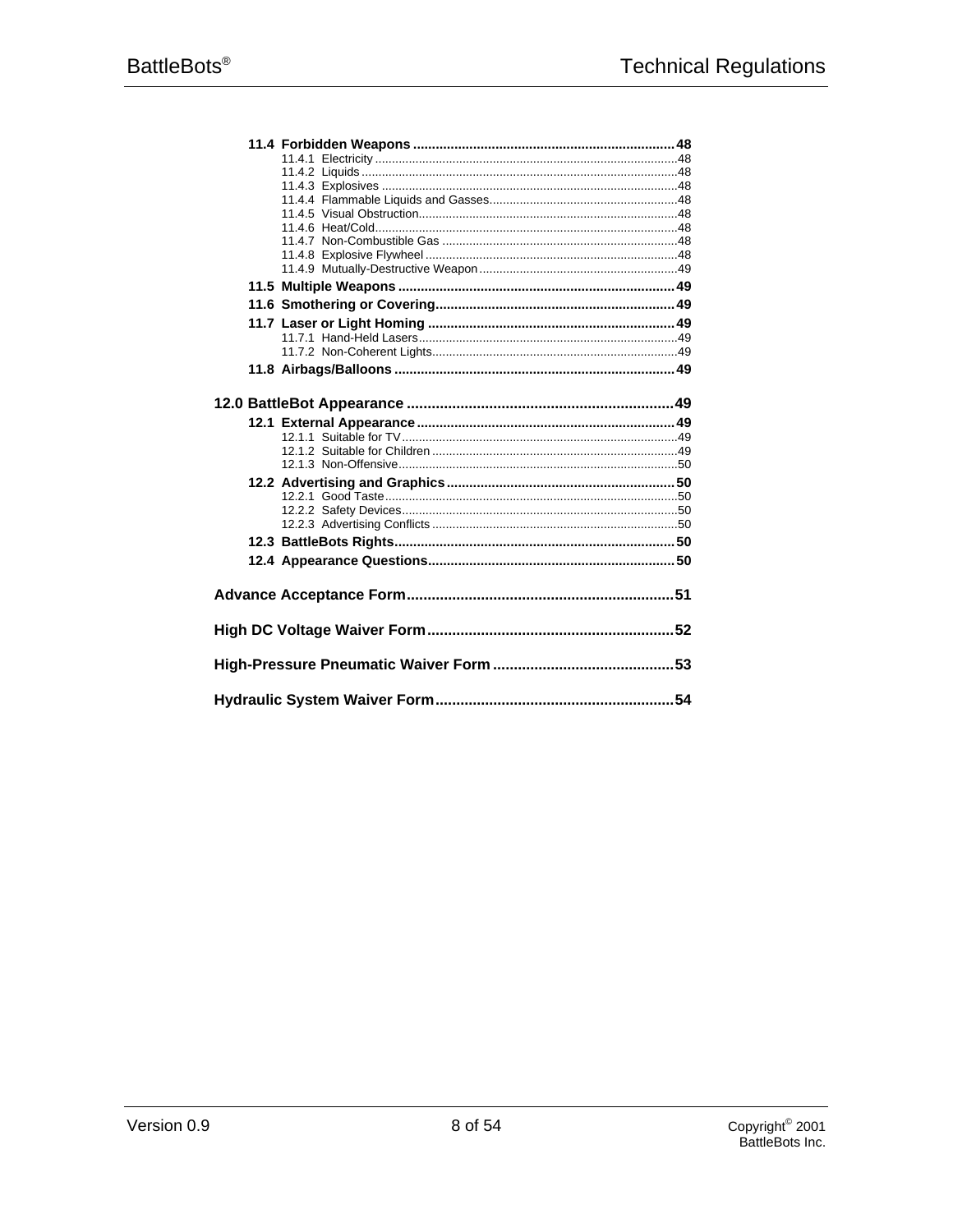11.4 Forbidden Weapons ........................................................................ 48
- 11.4.1 Electricity ........................................................................ 48
- 11.4.2 Liquids ........................................................................ 48
- 11.4.3 Explosives ........................................................................ 48
- 11.4.4 Flammable Liquids and Gasses ........................................................................ 48
- 11.4.5 Visual Obstruction ........................................................................ 48
- 11.4.6 Heat/Cold ........................................................................ 48
- 11.4.7 Non-Combustible Gas ........................................................................ 48
- 11.4.8 Explosive Flywheel ........................................................................ 48
- 11.4.9 Mutually-Destructive Weapon ........................................................................ 49

11.5 Multiple Weapons ........................................................................ 49

11.6 Smothering or Covering ........................................................................ 49

11.7 Laser or Light Homing ........................................................................ 49
- 11.7.1 Hand-Held Lasers ........................................................................ 49
- 11.7.2 Non-Coherent Lights ........................................................................ 49

11.8 Airbags/Balloons ........................................................................ 49

**12.0 BattleBot Appearance ........................................................................ 49**

12.1 External Appearance ........................................................................ 49
- 12.1.1 Suitable for TV ........................................................................ 49
- 12.1.2 Suitable for Children ........................................................................ 49
- 12.1.3 Non-Offensive ........................................................................ 50

12.2 Advertising and Graphics ........................................................................ 50
- 12.2.1 Good Taste ........................................................................ 50
- 12.2.2 Safety Devices ........................................................................ 50
- 12.2.3 Advertising Conflicts ........................................................................ 50

12.3 BattleBots Rights ........................................................................ 50

12.4 Appearance Questions ........................................................................ 50

**Advance Acceptance Form ........................................................................ 51**

**High DC Voltage Waiver Form ........................................................................ 52**

**High-Pressure Pneumatic Waiver Form ........................................................................ 53**

**Hydraulic System Waiver Form ........................................................................ 54**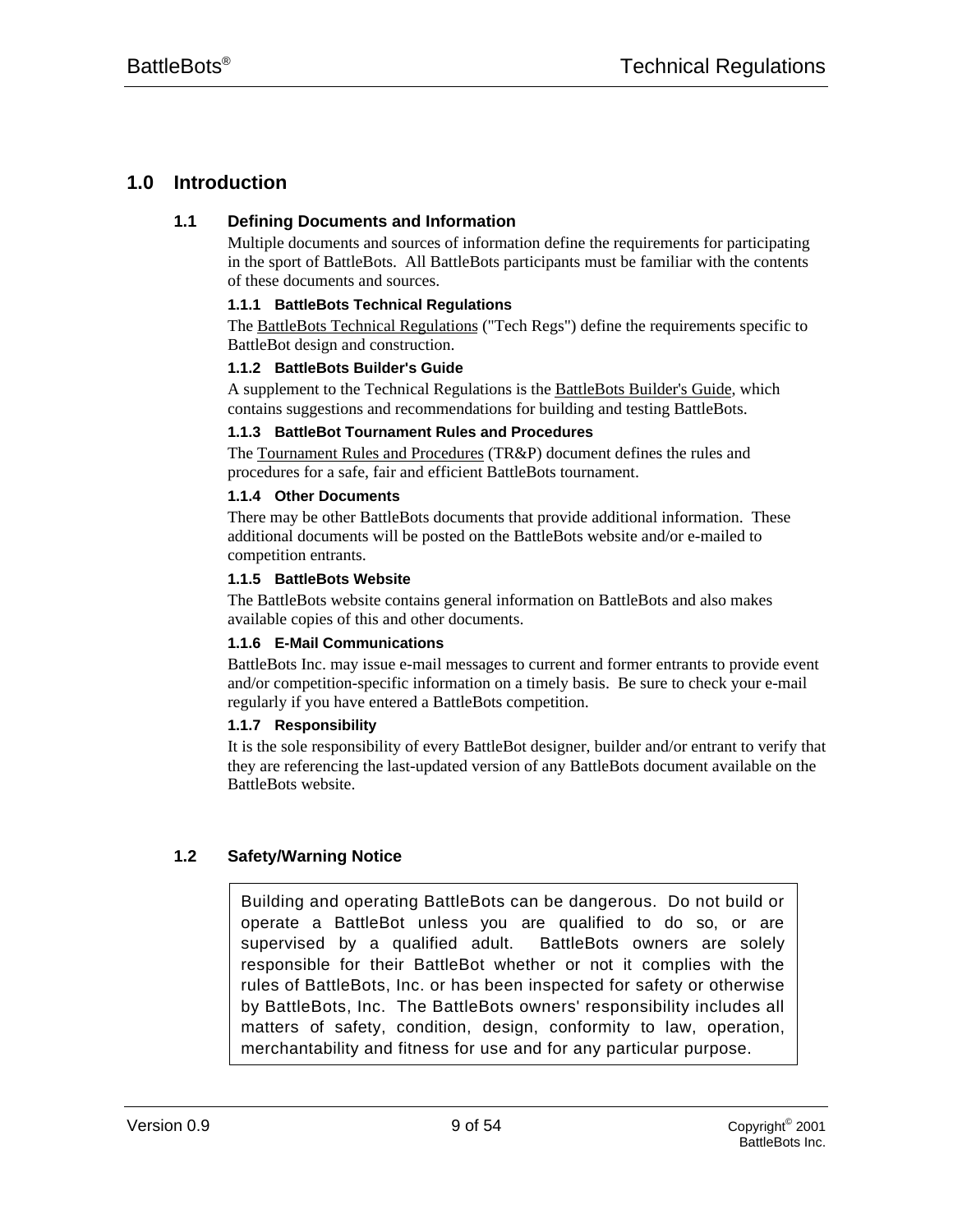# 1.0 Introduction

## 1.1 Defining Documents and Information

Multiple documents and sources of information define the requirements for participating in the sport of BattleBots. All BattleBots participants must be familiar with the contents of these documents and sources.

### 1.1.1 BattleBots Technical Regulations

The BattleBots Technical Regulations ("Tech Regs") define the requirements specific to BattleBot design and construction.

### 1.1.2 BattleBots Builder's Guide

A supplement to the Technical Regulations is the BattleBots Builder's Guide, which contains suggestions and recommendations for building and testing BattleBots.

### 1.1.3 BattleBot Tournament Rules and Procedures

The Tournament Rules and Procedures (TR&P) document defines the rules and procedures for a safe, fair and efficient BattleBots tournament.

### 1.1.4 Other Documents

There may be other BattleBots documents that provide additional information. These additional documents will be posted on the BattleBots website and/or e-mailed to competition entrants.

### 1.1.5 BattleBots Website

The BattleBots website contains general information on BattleBots and also makes available copies of this and other documents.

### 1.1.6 E-Mail Communications

BattleBots Inc. may issue e-mail messages to current and former entrants to provide event and/or competition-specific information on a timely basis. Be sure to check your e-mail regularly if you have entered a BattleBots competition.

### 1.1.7 Responsibility

It is the sole responsibility of every BattleBot designer, builder and/or entrant to verify that they are referencing the last-updated version of any BattleBots document available on the BattleBots website.

## 1.2 Safety/Warning Notice

> Building and operating BattleBots can be dangerous. Do not build or operate a BattleBot unless you are qualified to do so, or are supervised by a qualified adult. BattleBots owners are solely responsible for their BattleBot whether or not it complies with the rules of BattleBots, Inc. or has been inspected for safety or otherwise by BattleBots, Inc. The BattleBots owners' responsibility includes all matters of safety, condition, design, conformity to law, operation, merchantability and fitness for use and for any particular purpose.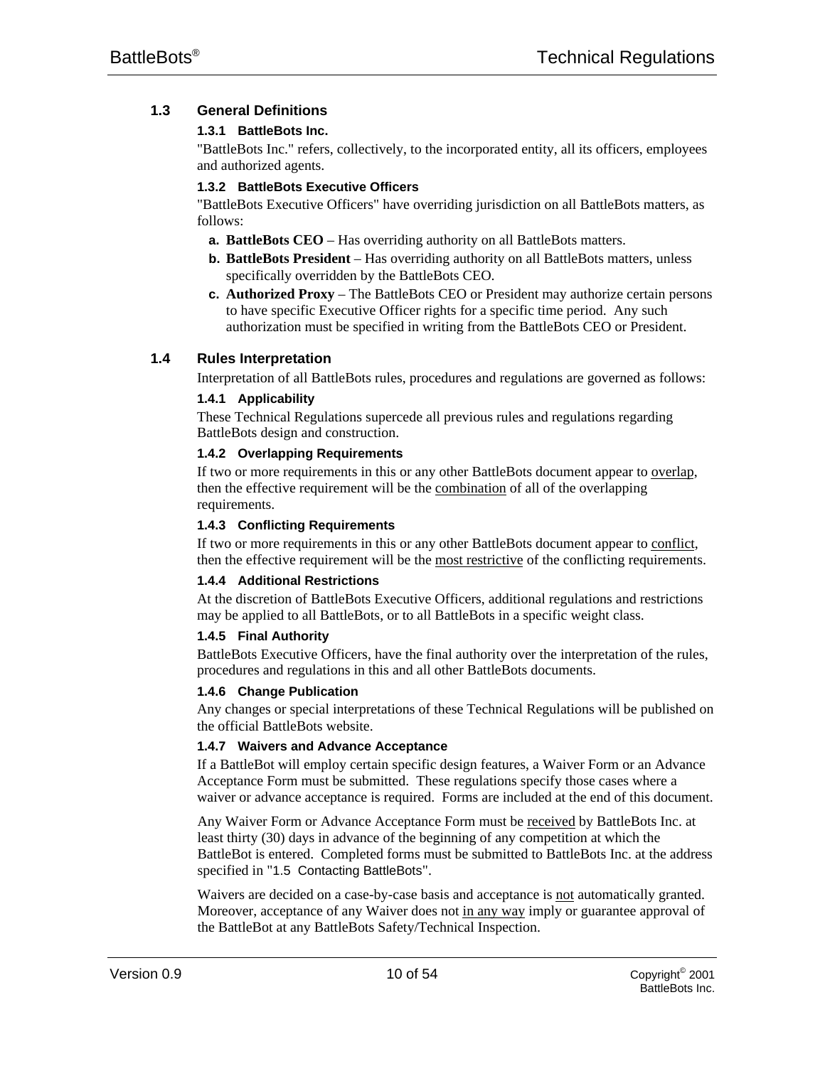## 1.3 General Definitions

### 1.3.1 BattleBots Inc.

"BattleBots Inc." refers, collectively, to the incorporated entity, all its officers, employees and authorized agents.

### 1.3.2 BattleBots Executive Officers

"BattleBots Executive Officers" have overriding jurisdiction on all BattleBots matters, as follows:

- **a. BattleBots CEO** – Has overriding authority on all BattleBots matters.
- **b. BattleBots President** – Has overriding authority on all BattleBots matters, unless specifically overridden by the BattleBots CEO.
- **c. Authorized Proxy** – The BattleBots CEO or President may authorize certain persons to have specific Executive Officer rights for a specific time period. Any such authorization must be specified in writing from the BattleBots CEO or President.

## 1.4 Rules Interpretation

Interpretation of all BattleBots rules, procedures and regulations are governed as follows:

### 1.4.1 Applicability

These Technical Regulations supercede all previous rules and regulations regarding BattleBots design and construction.

### 1.4.2 Overlapping Requirements

If two or more requirements in this or any other BattleBots document appear to <u>overlap</u>, then the effective requirement will be the <u>combination</u> of all of the overlapping requirements.

### 1.4.3 Conflicting Requirements

If two or more requirements in this or any other BattleBots document appear to <u>conflict</u>, then the effective requirement will be the <u>most restrictive</u> of the conflicting requirements.

### 1.4.4 Additional Restrictions

At the discretion of BattleBots Executive Officers, additional regulations and restrictions may be applied to all BattleBots, or to all BattleBots in a specific weight class.

### 1.4.5 Final Authority

BattleBots Executive Officers, have the final authority over the interpretation of the rules, procedures and regulations in this and all other BattleBots documents.

### 1.4.6 Change Publication

Any changes or special interpretations of these Technical Regulations will be published on the official BattleBots website.

### 1.4.7 Waivers and Advance Acceptance

If a BattleBot will employ certain specific design features, a Waiver Form or an Advance Acceptance Form must be submitted. These regulations specify those cases where a waiver or advance acceptance is required. Forms are included at the end of this document.

Any Waiver Form or Advance Acceptance Form must be <u>received</u> by BattleBots Inc. at least thirty (30) days in advance of the beginning of any competition at which the BattleBot is entered. Completed forms must be submitted to BattleBots Inc. at the address specified in "1.5 Contacting BattleBots".

Waivers are decided on a case-by-case basis and acceptance is <u>not</u> automatically granted. Moreover, acceptance of any Waiver does not <u>in any way</u> imply or guarantee approval of the BattleBot at any BattleBots Safety/Technical Inspection.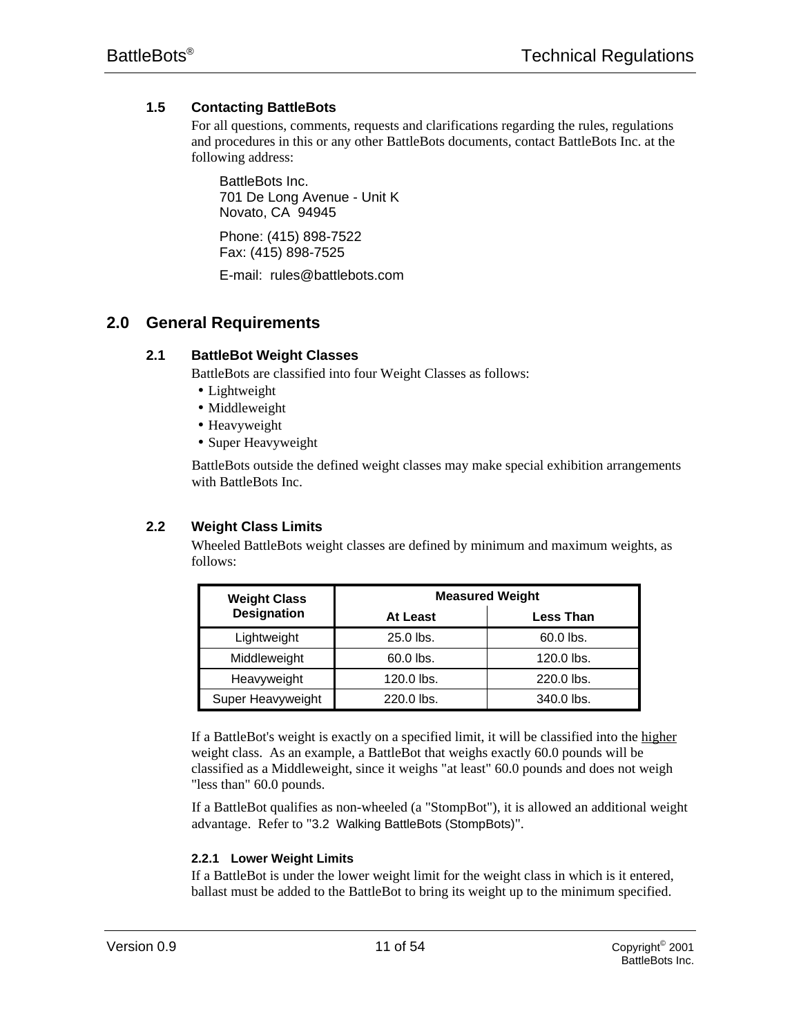### 1.5 Contacting BattleBots

For all questions, comments, requests and clarifications regarding the rules, regulations and procedures in this or any other BattleBots documents, contact BattleBots Inc. at the following address:

BattleBots Inc.
701 De Long Avenue - Unit K
Novato, CA 94945

Phone: (415) 898-7522
Fax: (415) 898-7525

E-mail: rules@battlebots.com

## 2.0 General Requirements

### 2.1 BattleBot Weight Classes

BattleBots are classified into four Weight Classes as follows:

- Lightweight
- Middleweight
- Heavyweight
- Super Heavyweight

BattleBots outside the defined weight classes may make special exhibition arrangements with BattleBots Inc.

### 2.2 Weight Class Limits

Wheeled BattleBots weight classes are defined by minimum and maximum weights, as follows:

| Weight Class Designation | Measured Weight | |
|---|---|---|
| | At Least | Less Than |
| Lightweight | 25.0 lbs. | 60.0 lbs. |
| Middleweight | 60.0 lbs. | 120.0 lbs. |
| Heavyweight | 120.0 lbs. | 220.0 lbs. |
| Super Heavyweight | 220.0 lbs. | 340.0 lbs. |

If a BattleBot's weight is exactly on a specified limit, it will be classified into the higher weight class. As an example, a BattleBot that weighs exactly 60.0 pounds will be classified as a Middleweight, since it weighs "at least" 60.0 pounds and does not weigh "less than" 60.0 pounds.

If a BattleBot qualifies as non-wheeled (a "StompBot"), it is allowed an additional weight advantage. Refer to "3.2 Walking BattleBots (StompBots)".

#### 2.2.1 Lower Weight Limits

If a BattleBot is under the lower weight limit for the weight class in which is it entered, ballast must be added to the BattleBot to bring its weight up to the minimum specified.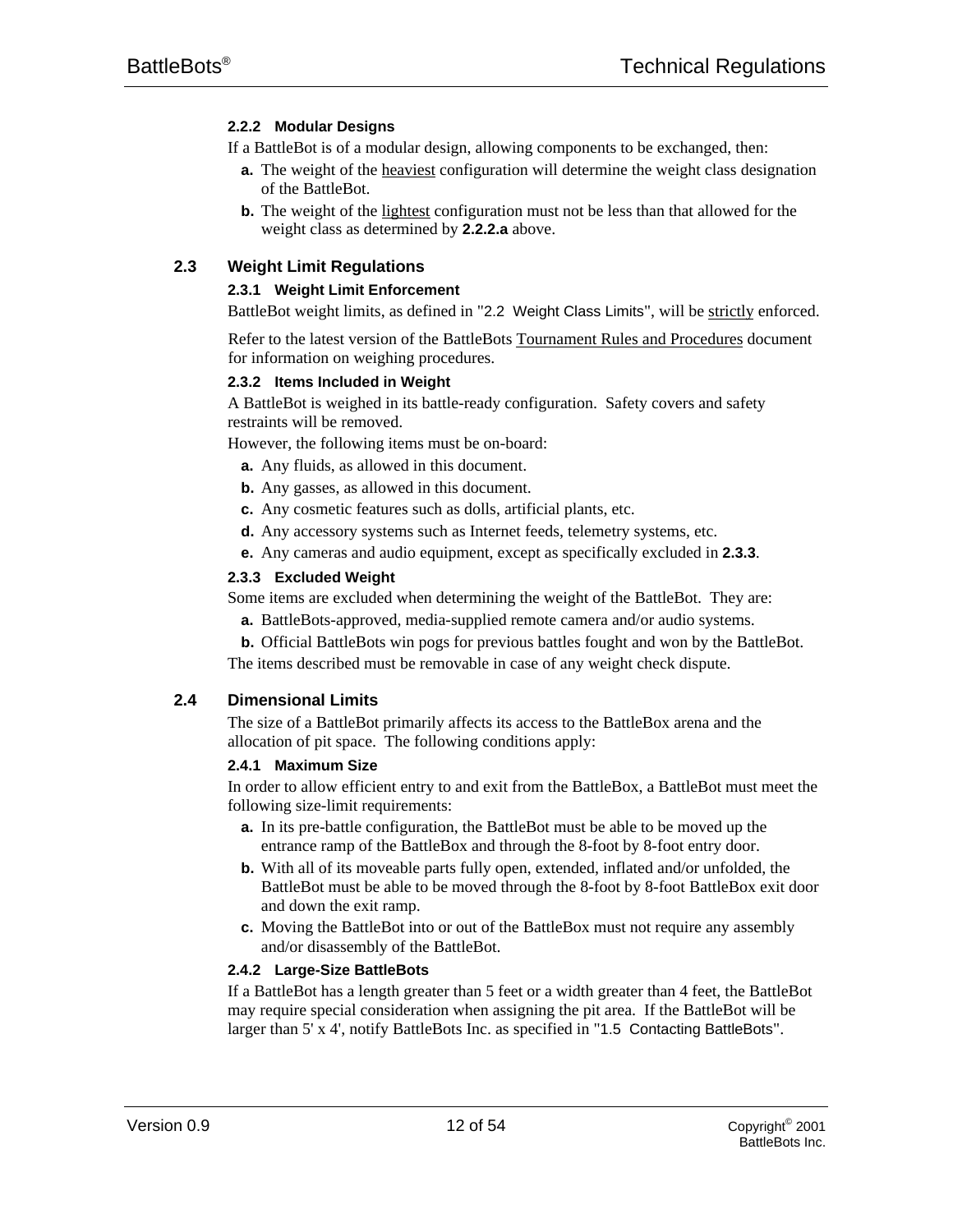#### 2.2.2 Modular Designs

If a BattleBot is of a modular design, allowing components to be exchanged, then:

- **a.** The weight of the heaviest configuration will determine the weight class designation of the BattleBot.
- **b.** The weight of the lightest configuration must not be less than that allowed for the weight class as determined by **2.2.2.a** above.

## 2.3 Weight Limit Regulations

#### 2.3.1 Weight Limit Enforcement

BattleBot weight limits, as defined in "2.2 Weight Class Limits", will be strictly enforced.

Refer to the latest version of the BattleBots Tournament Rules and Procedures document for information on weighing procedures.

#### 2.3.2 Items Included in Weight

A BattleBot is weighed in its battle-ready configuration. Safety covers and safety restraints will be removed.

However, the following items must be on-board:

- **a.** Any fluids, as allowed in this document.
- **b.** Any gasses, as allowed in this document.
- **c.** Any cosmetic features such as dolls, artificial plants, etc.
- **d.** Any accessory systems such as Internet feeds, telemetry systems, etc.
- **e.** Any cameras and audio equipment, except as specifically excluded in **2.3.3**.

#### 2.3.3 Excluded Weight

Some items are excluded when determining the weight of the BattleBot. They are:

- **a.** BattleBots-approved, media-supplied remote camera and/or audio systems.
- **b.** Official BattleBots win pogs for previous battles fought and won by the BattleBot.

The items described must be removable in case of any weight check dispute.

## 2.4 Dimensional Limits

The size of a BattleBot primarily affects its access to the BattleBox arena and the allocation of pit space. The following conditions apply:

#### 2.4.1 Maximum Size

In order to allow efficient entry to and exit from the BattleBox, a BattleBot must meet the following size-limit requirements:

- **a.** In its pre-battle configuration, the BattleBot must be able to be moved up the entrance ramp of the BattleBox and through the 8-foot by 8-foot entry door.
- **b.** With all of its moveable parts fully open, extended, inflated and/or unfolded, the BattleBot must be able to be moved through the 8-foot by 8-foot BattleBox exit door and down the exit ramp.
- **c.** Moving the BattleBot into or out of the BattleBox must not require any assembly and/or disassembly of the BattleBot.

#### 2.4.2 Large-Size BattleBots

If a BattleBot has a length greater than 5 feet or a width greater than 4 feet, the BattleBot may require special consideration when assigning the pit area. If the BattleBot will be larger than 5' x 4', notify BattleBots Inc. as specified in "1.5 Contacting BattleBots".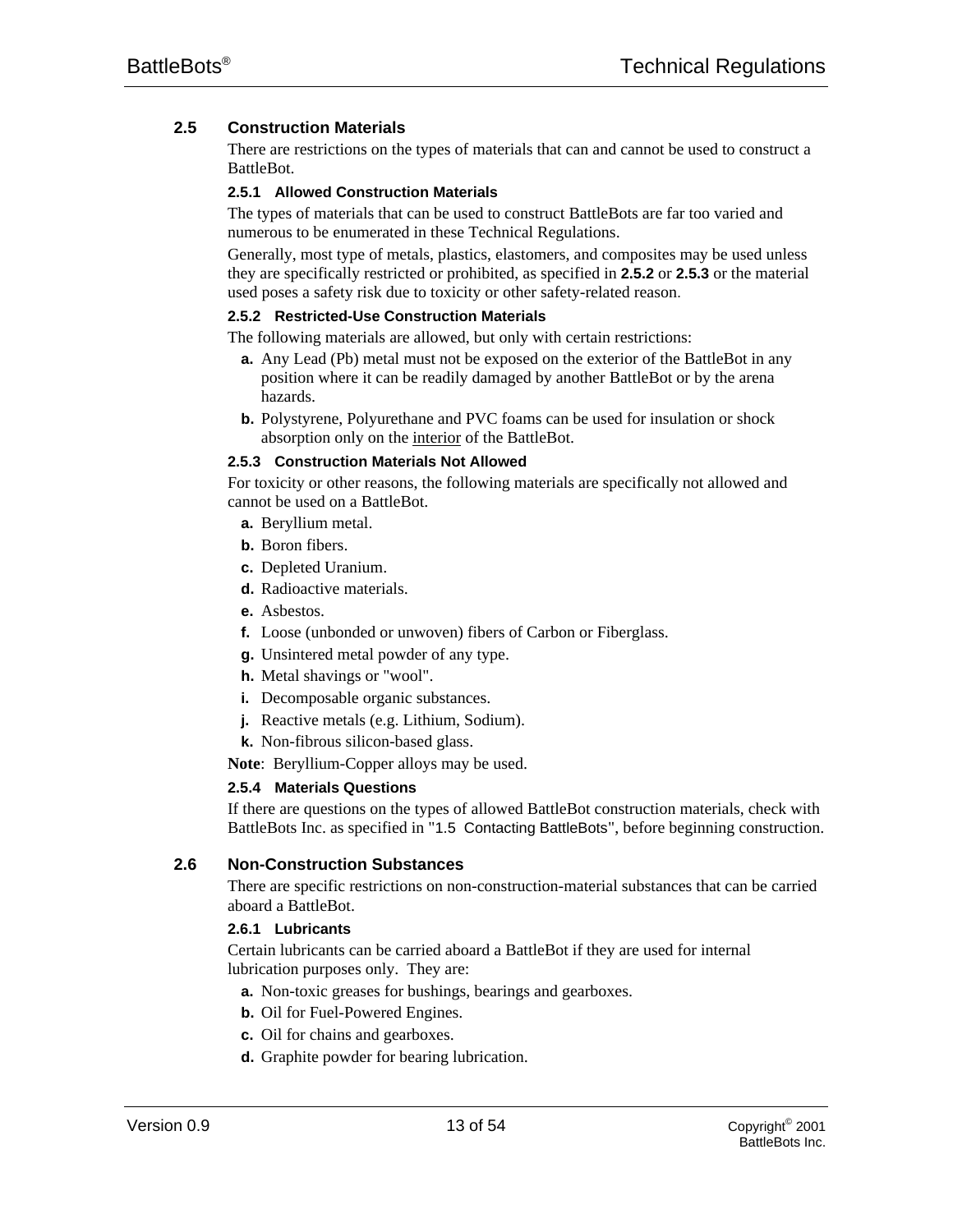## 2.5 Construction Materials

There are restrictions on the types of materials that can and cannot be used to construct a BattleBot.

### 2.5.1 Allowed Construction Materials

The types of materials that can be used to construct BattleBots are far too varied and numerous to be enumerated in these Technical Regulations.

Generally, most type of metals, plastics, elastomers, and composites may be used unless they are specifically restricted or prohibited, as specified in **2.5.2** or **2.5.3** or the material used poses a safety risk due to toxicity or other safety-related reason.

### 2.5.2 Restricted-Use Construction Materials

The following materials are allowed, but only with certain restrictions:

- **a.** Any Lead (Pb) metal must not be exposed on the exterior of the BattleBot in any position where it can be readily damaged by another BattleBot or by the arena hazards.
- **b.** Polystyrene, Polyurethane and PVC foams can be used for insulation or shock absorption only on the <u>interior</u> of the BattleBot.

### 2.5.3 Construction Materials Not Allowed

For toxicity or other reasons, the following materials are specifically not allowed and cannot be used on a BattleBot.

- **a.** Beryllium metal.
- **b.** Boron fibers.
- **c.** Depleted Uranium.
- **d.** Radioactive materials.
- **e.** Asbestos.
- **f.** Loose (unbonded or unwoven) fibers of Carbon or Fiberglass.
- **g.** Unsintered metal powder of any type.
- **h.** Metal shavings or "wool".
- **i.** Decomposable organic substances.
- **j.** Reactive metals (e.g. Lithium, Sodium).
- **k.** Non-fibrous silicon-based glass.

**Note**: Beryllium-Copper alloys may be used.

### 2.5.4 Materials Questions

If there are questions on the types of allowed BattleBot construction materials, check with BattleBots Inc. as specified in "1.5 Contacting BattleBots", before beginning construction.

## 2.6 Non-Construction Substances

There are specific restrictions on non-construction-material substances that can be carried aboard a BattleBot.

### 2.6.1 Lubricants

Certain lubricants can be carried aboard a BattleBot if they are used for internal lubrication purposes only. They are:

- **a.** Non-toxic greases for bushings, bearings and gearboxes.
- **b.** Oil for Fuel-Powered Engines.
- **c.** Oil for chains and gearboxes.
- **d.** Graphite powder for bearing lubrication.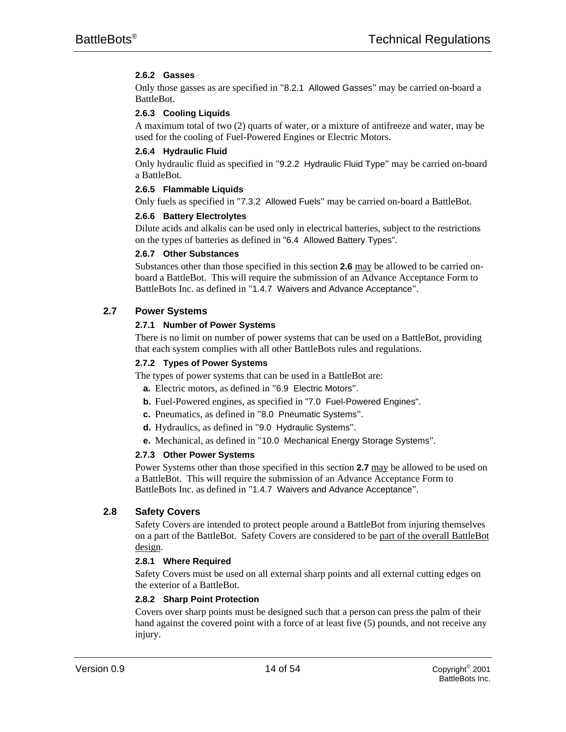#### 2.6.2 Gasses

Only those gasses as are specified in "8.2.1 Allowed Gasses" may be carried on-board a BattleBot.

#### 2.6.3 Cooling Liquids

A maximum total of two (2) quarts of water, or a mixture of antifreeze and water, may be used for the cooling of Fuel-Powered Engines or Electric Motors.

#### 2.6.4 Hydraulic Fluid

Only hydraulic fluid as specified in "9.2.2 Hydraulic Fluid Type" may be carried on-board a BattleBot.

#### 2.6.5 Flammable Liquids

Only fuels as specified in "7.3.2 Allowed Fuels" may be carried on-board a BattleBot.

#### 2.6.6 Battery Electrolytes

Dilute acids and alkalis can be used only in electrical batteries, subject to the restrictions on the types of batteries as defined in "6.4 Allowed Battery Types".

#### 2.6.7 Other Substances

Substances other than those specified in this section **2.6** <u>may</u> be allowed to be carried on-board a BattleBot. This will require the submission of an Advance Acceptance Form to BattleBots Inc. as defined in "1.4.7 Waivers and Advance Acceptance".

### 2.7 Power Systems

#### 2.7.1 Number of Power Systems

There is no limit on number of power systems that can be used on a BattleBot, providing that each system complies with all other BattleBots rules and regulations.

#### 2.7.2 Types of Power Systems

The types of power systems that can be used in a BattleBot are:

- **a.** Electric motors, as defined in "6.9 Electric Motors".
- **b.** Fuel-Powered engines, as specified in "7.0 Fuel-Powered Engines".
- **c.** Pneumatics, as defined in "8.0 Pneumatic Systems".
- **d.** Hydraulics, as defined in "9.0 Hydraulic Systems".
- **e.** Mechanical, as defined in "10.0 Mechanical Energy Storage Systems".

#### 2.7.3 Other Power Systems

Power Systems other than those specified in this section **2.7** <u>may</u> be allowed to be used on a BattleBot. This will require the submission of an Advance Acceptance Form to BattleBots Inc. as defined in "1.4.7 Waivers and Advance Acceptance".

### 2.8 Safety Covers

Safety Covers are intended to protect people around a BattleBot from injuring themselves on a part of the BattleBot. Safety Covers are considered to be <u>part of the overall BattleBot design</u>.

#### 2.8.1 Where Required

Safety Covers must be used on all external sharp points and all external cutting edges on the exterior of a BattleBot.

#### 2.8.2 Sharp Point Protection

Covers over sharp points must be designed such that a person can press the palm of their hand against the covered point with a force of at least five (5) pounds, and not receive any injury.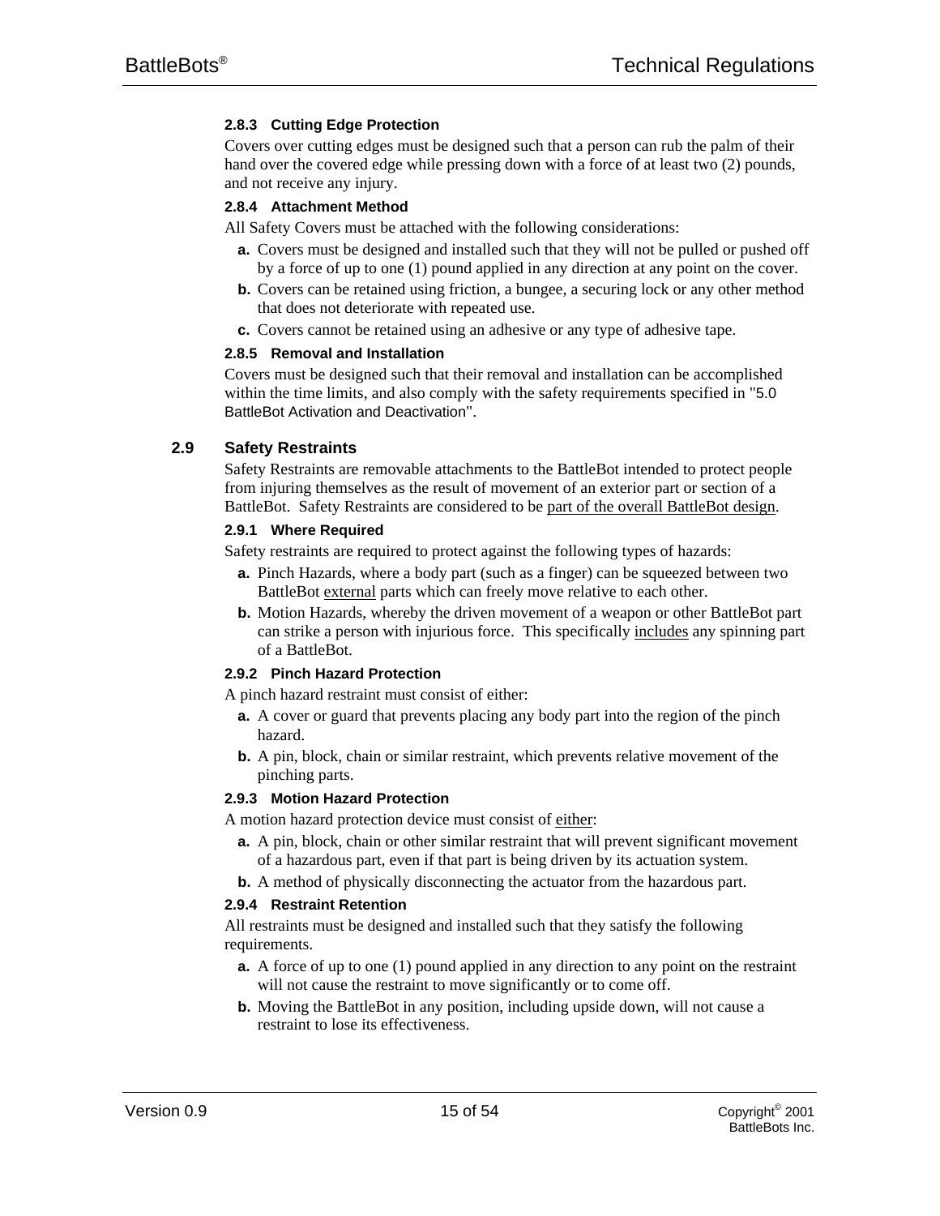#### 2.8.3 Cutting Edge Protection

Covers over cutting edges must be designed such that a person can rub the palm of their hand over the covered edge while pressing down with a force of at least two (2) pounds, and not receive any injury.

#### 2.8.4 Attachment Method

All Safety Covers must be attached with the following considerations:

- **a.** Covers must be designed and installed such that they will not be pulled or pushed off by a force of up to one (1) pound applied in any direction at any point on the cover.
- **b.** Covers can be retained using friction, a bungee, a securing lock or any other method that does not deteriorate with repeated use.
- **c.** Covers cannot be retained using an adhesive or any type of adhesive tape.

#### 2.8.5 Removal and Installation

Covers must be designed such that their removal and installation can be accomplished within the time limits, and also comply with the safety requirements specified in "5.0 BattleBot Activation and Deactivation".

### 2.9 Safety Restraints

Safety Restraints are removable attachments to the BattleBot intended to protect people from injuring themselves as the result of movement of an exterior part or section of a BattleBot. Safety Restraints are considered to be <u>part of the overall BattleBot design</u>.

#### 2.9.1 Where Required

Safety restraints are required to protect against the following types of hazards:

- **a.** Pinch Hazards, where a body part (such as a finger) can be squeezed between two BattleBot <u>external</u> parts which can freely move relative to each other.
- **b.** Motion Hazards, whereby the driven movement of a weapon or other BattleBot part can strike a person with injurious force. This specifically <u>includes</u> any spinning part of a BattleBot.

#### 2.9.2 Pinch Hazard Protection

A pinch hazard restraint must consist of either:

- **a.** A cover or guard that prevents placing any body part into the region of the pinch hazard.
- **b.** A pin, block, chain or similar restraint, which prevents relative movement of the pinching parts.

#### 2.9.3 Motion Hazard Protection

A motion hazard protection device must consist of <u>either</u>:

- **a.** A pin, block, chain or other similar restraint that will prevent significant movement of a hazardous part, even if that part is being driven by its actuation system.
- **b.** A method of physically disconnecting the actuator from the hazardous part.

#### 2.9.4 Restraint Retention

All restraints must be designed and installed such that they satisfy the following requirements.

- **a.** A force of up to one (1) pound applied in any direction to any point on the restraint will not cause the restraint to move significantly or to come off.
- **b.** Moving the BattleBot in any position, including upside down, will not cause a restraint to lose its effectiveness.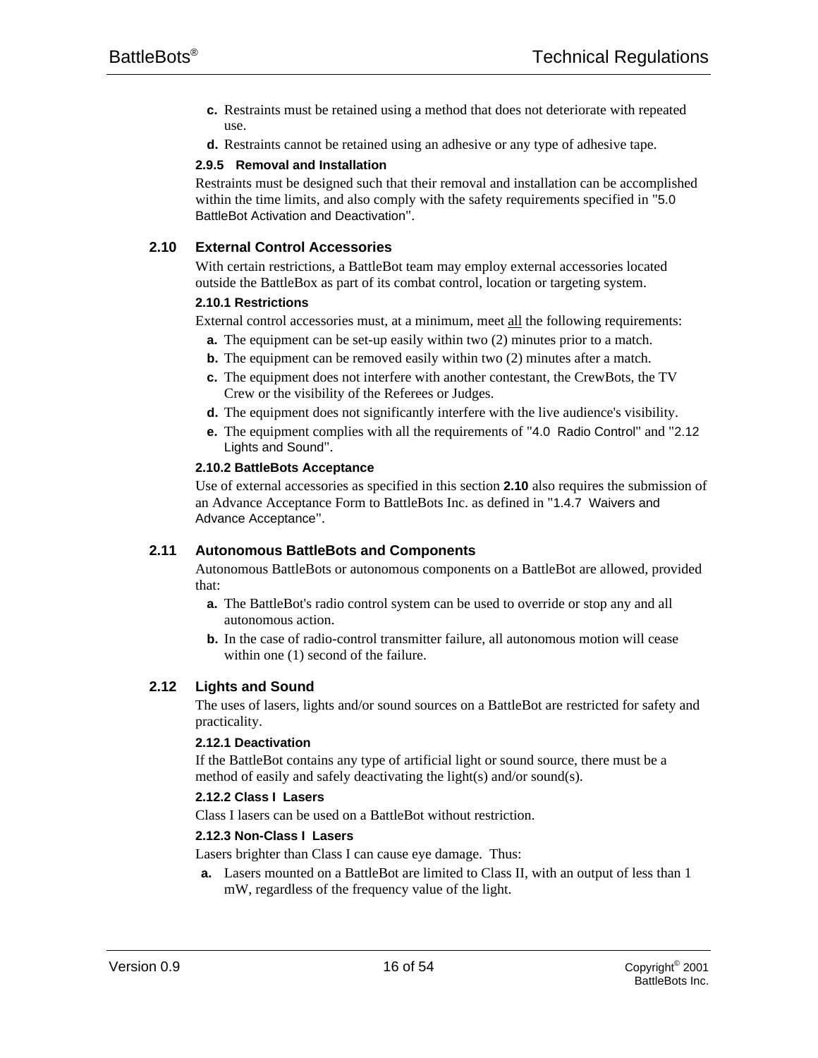c. Restraints must be retained using a method that does not deteriorate with repeated use.

d. Restraints cannot be retained using an adhesive or any type of adhesive tape.

#### 2.9.5 Removal and Installation

Restraints must be designed such that their removal and installation can be accomplished within the time limits, and also comply with the safety requirements specified in "5.0 BattleBot Activation and Deactivation".

### 2.10 External Control Accessories

With certain restrictions, a BattleBot team may employ external accessories located outside the BattleBox as part of its combat control, location or targeting system.

#### 2.10.1 Restrictions

External control accessories must, at a minimum, meet all the following requirements:

a. The equipment can be set-up easily within two (2) minutes prior to a match.

b. The equipment can be removed easily within two (2) minutes after a match.

c. The equipment does not interfere with another contestant, the CrewBots, the TV Crew or the visibility of the Referees or Judges.

d. The equipment does not significantly interfere with the live audience's visibility.

e. The equipment complies with all the requirements of "4.0 Radio Control" and "2.12 Lights and Sound".

#### 2.10.2 BattleBots Acceptance

Use of external accessories as specified in this section **2.10** also requires the submission of an Advance Acceptance Form to BattleBots Inc. as defined in "1.4.7 Waivers and Advance Acceptance".

### 2.11 Autonomous BattleBots and Components

Autonomous BattleBots or autonomous components on a BattleBot are allowed, provided that:

a. The BattleBot's radio control system can be used to override or stop any and all autonomous action.

b. In the case of radio-control transmitter failure, all autonomous motion will cease within one (1) second of the failure.

### 2.12 Lights and Sound

The uses of lasers, lights and/or sound sources on a BattleBot are restricted for safety and practicality.

#### 2.12.1 Deactivation

If the BattleBot contains any type of artificial light or sound source, there must be a method of easily and safely deactivating the light(s) and/or sound(s).

#### 2.12.2 Class I Lasers

Class I lasers can be used on a BattleBot without restriction.

#### 2.12.3 Non-Class I Lasers

Lasers brighter than Class I can cause eye damage. Thus:

a. Lasers mounted on a BattleBot are limited to Class II, with an output of less than 1 mW, regardless of the frequency value of the light.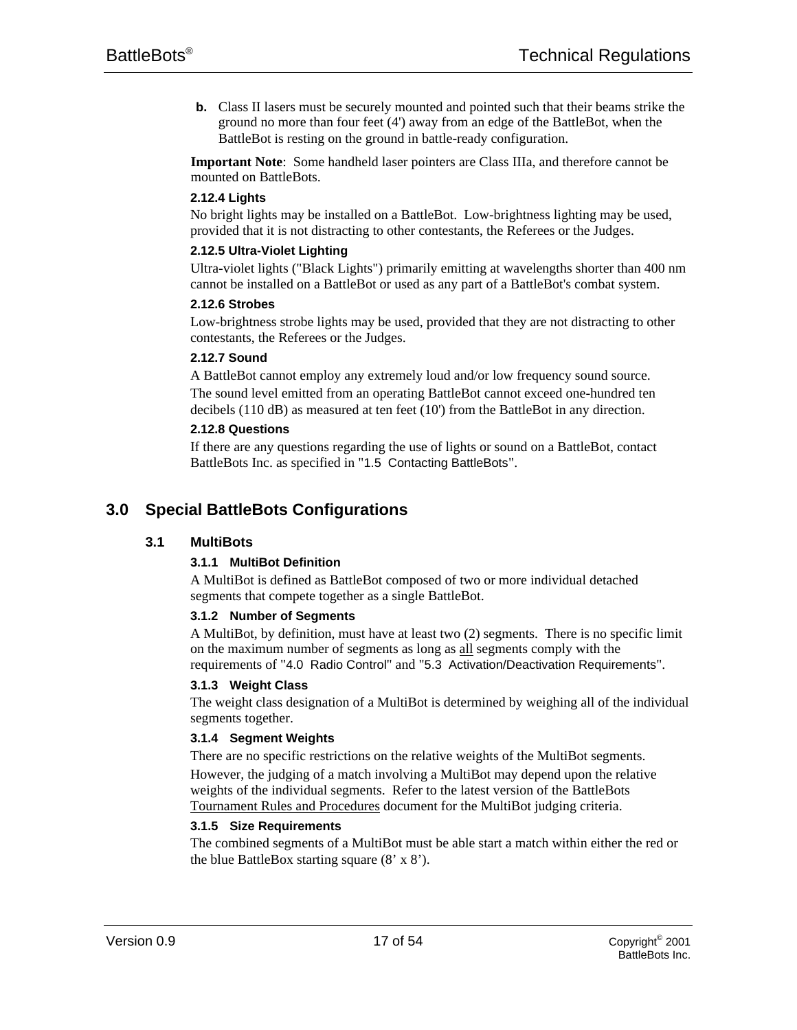**b.** Class II lasers must be securely mounted and pointed such that their beams strike the ground no more than four feet (4') away from an edge of the BattleBot, when the BattleBot is resting on the ground in battle-ready configuration.

**Important Note**: Some handheld laser pointers are Class IIIa, and therefore cannot be mounted on BattleBots.

#### 2.12.4 Lights

No bright lights may be installed on a BattleBot. Low-brightness lighting may be used, provided that it is not distracting to other contestants, the Referees or the Judges.

#### 2.12.5 Ultra-Violet Lighting

Ultra-violet lights ("Black Lights") primarily emitting at wavelengths shorter than 400 nm cannot be installed on a BattleBot or used as any part of a BattleBot's combat system.

#### 2.12.6 Strobes

Low-brightness strobe lights may be used, provided that they are not distracting to other contestants, the Referees or the Judges.

#### 2.12.7 Sound

A BattleBot cannot employ any extremely loud and/or low frequency sound source.

The sound level emitted from an operating BattleBot cannot exceed one-hundred ten decibels (110 dB) as measured at ten feet (10') from the BattleBot in any direction.

#### 2.12.8 Questions

If there are any questions regarding the use of lights or sound on a BattleBot, contact BattleBots Inc. as specified in "1.5 Contacting BattleBots".

# 3.0 Special BattleBots Configurations

## 3.1 MultiBots

### 3.1.1 MultiBot Definition

A MultiBot is defined as BattleBot composed of two or more individual detached segments that compete together as a single BattleBot.

### 3.1.2 Number of Segments

A MultiBot, by definition, must have at least two (2) segments. There is no specific limit on the maximum number of segments as long as all segments comply with the requirements of "4.0 Radio Control" and "5.3 Activation/Deactivation Requirements".

### 3.1.3 Weight Class

The weight class designation of a MultiBot is determined by weighing all of the individual segments together.

### 3.1.4 Segment Weights

There are no specific restrictions on the relative weights of the MultiBot segments.

However, the judging of a match involving a MultiBot may depend upon the relative weights of the individual segments. Refer to the latest version of the BattleBots Tournament Rules and Procedures document for the MultiBot judging criteria.

### 3.1.5 Size Requirements

The combined segments of a MultiBot must be able start a match within either the red or the blue BattleBox starting square (8' x 8').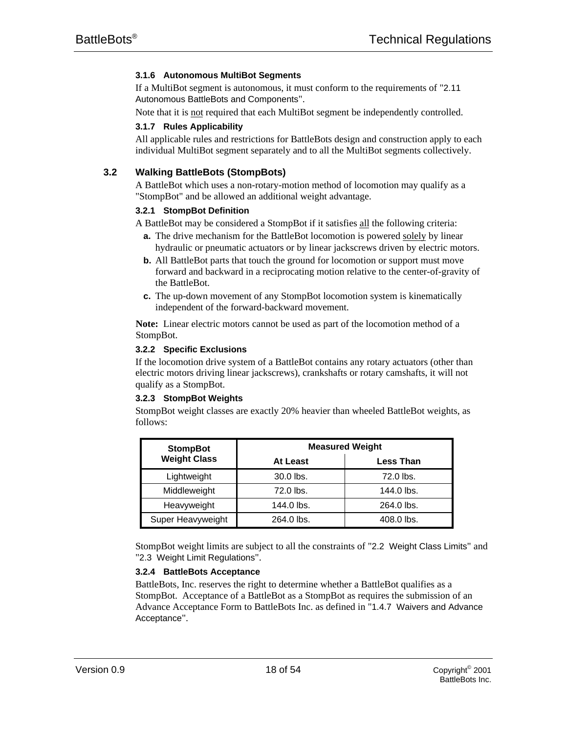#### 3.1.6 Autonomous MultiBot Segments

If a MultiBot segment is autonomous, it must conform to the requirements of "2.11 Autonomous BattleBots and Components".

Note that it is not required that each MultiBot segment be independently controlled.

#### 3.1.7 Rules Applicability

All applicable rules and restrictions for BattleBots design and construction apply to each individual MultiBot segment separately and to all the MultiBot segments collectively.

### 3.2 Walking BattleBots (StompBots)

A BattleBot which uses a non-rotary-motion method of locomotion may qualify as a "StompBot" and be allowed an additional weight advantage.

#### 3.2.1 StompBot Definition

A BattleBot may be considered a StompBot if it satisfies all the following criteria:

**a.** The drive mechanism for the BattleBot locomotion is powered solely by linear hydraulic or pneumatic actuators or by linear jackscrews driven by electric motors.

**b.** All BattleBot parts that touch the ground for locomotion or support must move forward and backward in a reciprocating motion relative to the center-of-gravity of the BattleBot.

**c.** The up-down movement of any StompBot locomotion system is kinematically independent of the forward-backward movement.

**Note:** Linear electric motors cannot be used as part of the locomotion method of a StompBot.

#### 3.2.2 Specific Exclusions

If the locomotion drive system of a BattleBot contains any rotary actuators (other than electric motors driving linear jackscrews), crankshafts or rotary camshafts, it will not qualify as a StompBot.

#### 3.2.3 StompBot Weights

StompBot weight classes are exactly 20% heavier than wheeled BattleBot weights, as follows:

| StompBot Weight Class | Measured Weight | |
|---|---|---|
| | At Least | Less Than |
| Lightweight | 30.0 lbs. | 72.0 lbs. |
| Middleweight | 72.0 lbs. | 144.0 lbs. |
| Heavyweight | 144.0 lbs. | 264.0 lbs. |
| Super Heavyweight | 264.0 lbs. | 408.0 lbs. |

StompBot weight limits are subject to all the constraints of "2.2 Weight Class Limits" and "2.3 Weight Limit Regulations".

#### 3.2.4 BattleBots Acceptance

BattleBots, Inc. reserves the right to determine whether a BattleBot qualifies as a StompBot. Acceptance of a BattleBot as a StompBot as requires the submission of an Advance Acceptance Form to BattleBots Inc. as defined in "1.4.7 Waivers and Advance Acceptance".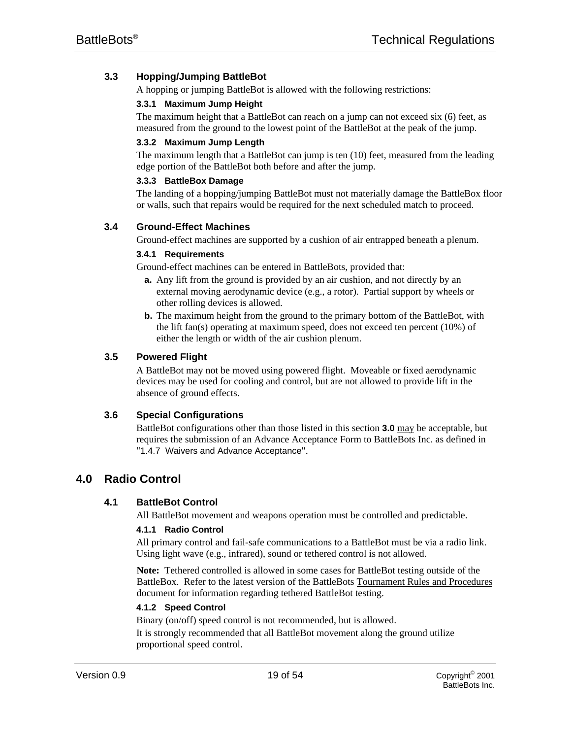### 3.3 Hopping/Jumping BattleBot

A hopping or jumping BattleBot is allowed with the following restrictions:

#### 3.3.1 Maximum Jump Height

The maximum height that a BattleBot can reach on a jump can not exceed six (6) feet, as measured from the ground to the lowest point of the BattleBot at the peak of the jump.

#### 3.3.2 Maximum Jump Length

The maximum length that a BattleBot can jump is ten (10) feet, measured from the leading edge portion of the BattleBot both before and after the jump.

#### 3.3.3 BattleBox Damage

The landing of a hopping/jumping BattleBot must not materially damage the BattleBox floor or walls, such that repairs would be required for the next scheduled match to proceed.

### 3.4 Ground-Effect Machines

Ground-effect machines are supported by a cushion of air entrapped beneath a plenum.

#### 3.4.1 Requirements

Ground-effect machines can be entered in BattleBots, provided that:

**a.** Any lift from the ground is provided by an air cushion, and not directly by an external moving aerodynamic device (e.g., a rotor). Partial support by wheels or other rolling devices is allowed.

**b.** The maximum height from the ground to the primary bottom of the BattleBot, with the lift fan(s) operating at maximum speed, does not exceed ten percent (10%) of either the length or width of the air cushion plenum.

### 3.5 Powered Flight

A BattleBot may not be moved using powered flight. Moveable or fixed aerodynamic devices may be used for cooling and control, but are not allowed to provide lift in the absence of ground effects.

### 3.6 Special Configurations

BattleBot configurations other than those listed in this section **3.0** <u>may</u> be acceptable, but requires the submission of an Advance Acceptance Form to BattleBots Inc. as defined in "1.4.7 Waivers and Advance Acceptance".

## 4.0 Radio Control

### 4.1 BattleBot Control

All BattleBot movement and weapons operation must be controlled and predictable.

#### 4.1.1 Radio Control

All primary control and fail-safe communications to a BattleBot must be via a radio link. Using light wave (e.g., infrared), sound or tethered control is not allowed.

**Note:** Tethered controlled is allowed in some cases for BattleBot testing outside of the BattleBox. Refer to the latest version of the BattleBots <u>Tournament Rules and Procedures</u> document for information regarding tethered BattleBot testing.

#### 4.1.2 Speed Control

Binary (on/off) speed control is not recommended, but is allowed.

It is strongly recommended that all BattleBot movement along the ground utilize proportional speed control.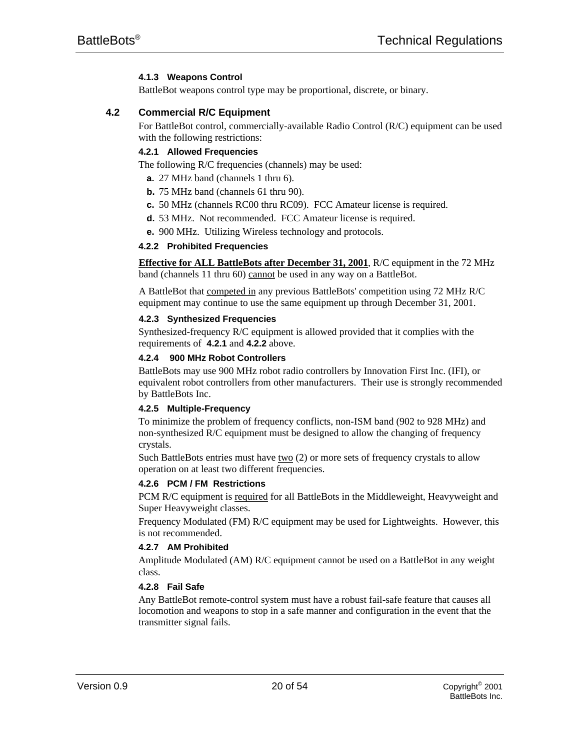#### 4.1.3 Weapons Control

BattleBot weapons control type may be proportional, discrete, or binary.

### 4.2 Commercial R/C Equipment

For BattleBot control, commercially-available Radio Control (R/C) equipment can be used with the following restrictions:

#### 4.2.1 Allowed Frequencies

The following R/C frequencies (channels) may be used:

**a.** 27 MHz band (channels 1 thru 6).

**b.** 75 MHz band (channels 61 thru 90).

**c.** 50 MHz (channels RC00 thru RC09). FCC Amateur license is required.

**d.** 53 MHz. Not recommended. FCC Amateur license is required.

**e.** 900 MHz. Utilizing Wireless technology and protocols.

#### 4.2.2 Prohibited Frequencies

**Effective for ALL BattleBots after December 31, 2001**, R/C equipment in the 72 MHz band (channels 11 thru 60) cannot be used in any way on a BattleBot.

A BattleBot that competed in any previous BattleBots' competition using 72 MHz R/C equipment may continue to use the same equipment up through December 31, 2001.

#### 4.2.3 Synthesized Frequencies

Synthesized-frequency R/C equipment is allowed provided that it complies with the requirements of **4.2.1** and **4.2.2** above.

#### 4.2.4 900 MHz Robot Controllers

BattleBots may use 900 MHz robot radio controllers by Innovation First Inc. (IFI), or equivalent robot controllers from other manufacturers. Their use is strongly recommended by BattleBots Inc.

#### 4.2.5 Multiple-Frequency

To minimize the problem of frequency conflicts, non-ISM band (902 to 928 MHz) and non-synthesized R/C equipment must be designed to allow the changing of frequency crystals.

Such BattleBots entries must have two (2) or more sets of frequency crystals to allow operation on at least two different frequencies.

#### 4.2.6 PCM / FM Restrictions

PCM R/C equipment is required for all BattleBots in the Middleweight, Heavyweight and Super Heavyweight classes.

Frequency Modulated (FM) R/C equipment may be used for Lightweights. However, this is not recommended.

#### 4.2.7 AM Prohibited

Amplitude Modulated (AM) R/C equipment cannot be used on a BattleBot in any weight class.

#### 4.2.8 Fail Safe

Any BattleBot remote-control system must have a robust fail-safe feature that causes all locomotion and weapons to stop in a safe manner and configuration in the event that the transmitter signal fails.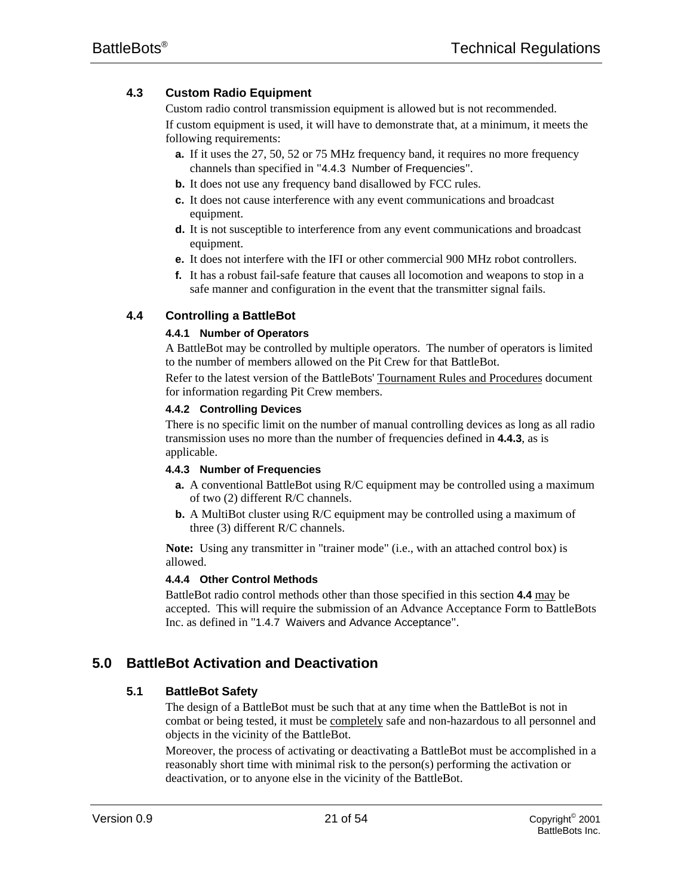### 4.3 Custom Radio Equipment

Custom radio control transmission equipment is allowed but is not recommended.

If custom equipment is used, it will have to demonstrate that, at a minimum, it meets the following requirements:

- **a.** If it uses the 27, 50, 52 or 75 MHz frequency band, it requires no more frequency channels than specified in "4.4.3 Number of Frequencies".
- **b.** It does not use any frequency band disallowed by FCC rules.
- **c.** It does not cause interference with any event communications and broadcast equipment.
- **d.** It is not susceptible to interference from any event communications and broadcast equipment.
- **e.** It does not interfere with the IFI or other commercial 900 MHz robot controllers.
- **f.** It has a robust fail-safe feature that causes all locomotion and weapons to stop in a safe manner and configuration in the event that the transmitter signal fails.

### 4.4 Controlling a BattleBot

#### 4.4.1 Number of Operators

A BattleBot may be controlled by multiple operators. The number of operators is limited to the number of members allowed on the Pit Crew for that BattleBot.

Refer to the latest version of the BattleBots' Tournament Rules and Procedures document for information regarding Pit Crew members.

#### 4.4.2 Controlling Devices

There is no specific limit on the number of manual controlling devices as long as all radio transmission uses no more than the number of frequencies defined in **4.4.3**, as is applicable.

#### 4.4.3 Number of Frequencies

- **a.** A conventional BattleBot using R/C equipment may be controlled using a maximum of two (2) different R/C channels.
- **b.** A MultiBot cluster using R/C equipment may be controlled using a maximum of three (3) different R/C channels.

**Note:** Using any transmitter in "trainer mode" (i.e., with an attached control box) is allowed.

#### 4.4.4 Other Control Methods

BattleBot radio control methods other than those specified in this section **4.4** may be accepted. This will require the submission of an Advance Acceptance Form to BattleBots Inc. as defined in "1.4.7 Waivers and Advance Acceptance".

## 5.0 BattleBot Activation and Deactivation

### 5.1 BattleBot Safety

The design of a BattleBot must be such that at any time when the BattleBot is not in combat or being tested, it must be completely safe and non-hazardous to all personnel and objects in the vicinity of the BattleBot.

Moreover, the process of activating or deactivating a BattleBot must be accomplished in a reasonably short time with minimal risk to the person(s) performing the activation or deactivation, or to anyone else in the vicinity of the BattleBot.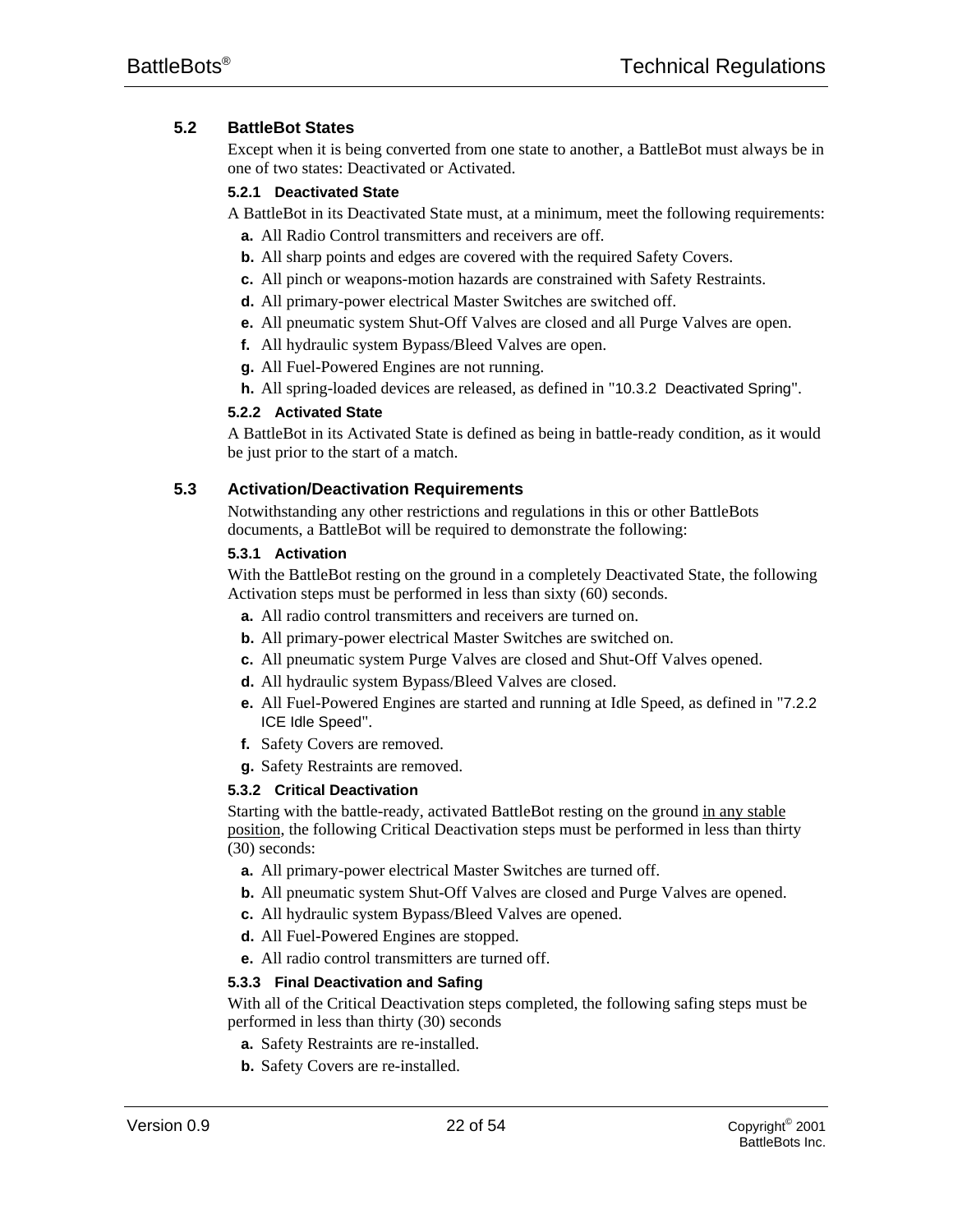## 5.2 BattleBot States

Except when it is being converted from one state to another, a BattleBot must always be in one of two states: Deactivated or Activated.

### 5.2.1 Deactivated State

A BattleBot in its Deactivated State must, at a minimum, meet the following requirements:

- **a.** All Radio Control transmitters and receivers are off.
- **b.** All sharp points and edges are covered with the required Safety Covers.
- **c.** All pinch or weapons-motion hazards are constrained with Safety Restraints.
- **d.** All primary-power electrical Master Switches are switched off.
- **e.** All pneumatic system Shut-Off Valves are closed and all Purge Valves are open.
- **f.** All hydraulic system Bypass/Bleed Valves are open.
- **g.** All Fuel-Powered Engines are not running.
- **h.** All spring-loaded devices are released, as defined in "10.3.2 Deactivated Spring".

### 5.2.2 Activated State

A BattleBot in its Activated State is defined as being in battle-ready condition, as it would be just prior to the start of a match.

## 5.3 Activation/Deactivation Requirements

Notwithstanding any other restrictions and regulations in this or other BattleBots documents, a BattleBot will be required to demonstrate the following:

### 5.3.1 Activation

With the BattleBot resting on the ground in a completely Deactivated State, the following Activation steps must be performed in less than sixty (60) seconds.

- **a.** All radio control transmitters and receivers are turned on.
- **b.** All primary-power electrical Master Switches are switched on.
- **c.** All pneumatic system Purge Valves are closed and Shut-Off Valves opened.
- **d.** All hydraulic system Bypass/Bleed Valves are closed.
- **e.** All Fuel-Powered Engines are started and running at Idle Speed, as defined in "7.2.2 ICE Idle Speed".
- **f.** Safety Covers are removed.
- **g.** Safety Restraints are removed.

### 5.3.2 Critical Deactivation

Starting with the battle-ready, activated BattleBot resting on the ground <u>in any stable position</u>, the following Critical Deactivation steps must be performed in less than thirty (30) seconds:

- **a.** All primary-power electrical Master Switches are turned off.
- **b.** All pneumatic system Shut-Off Valves are closed and Purge Valves are opened.
- **c.** All hydraulic system Bypass/Bleed Valves are opened.
- **d.** All Fuel-Powered Engines are stopped.
- **e.** All radio control transmitters are turned off.

### 5.3.3 Final Deactivation and Safing

With all of the Critical Deactivation steps completed, the following safing steps must be performed in less than thirty (30) seconds

- **a.** Safety Restraints are re-installed.
- **b.** Safety Covers are re-installed.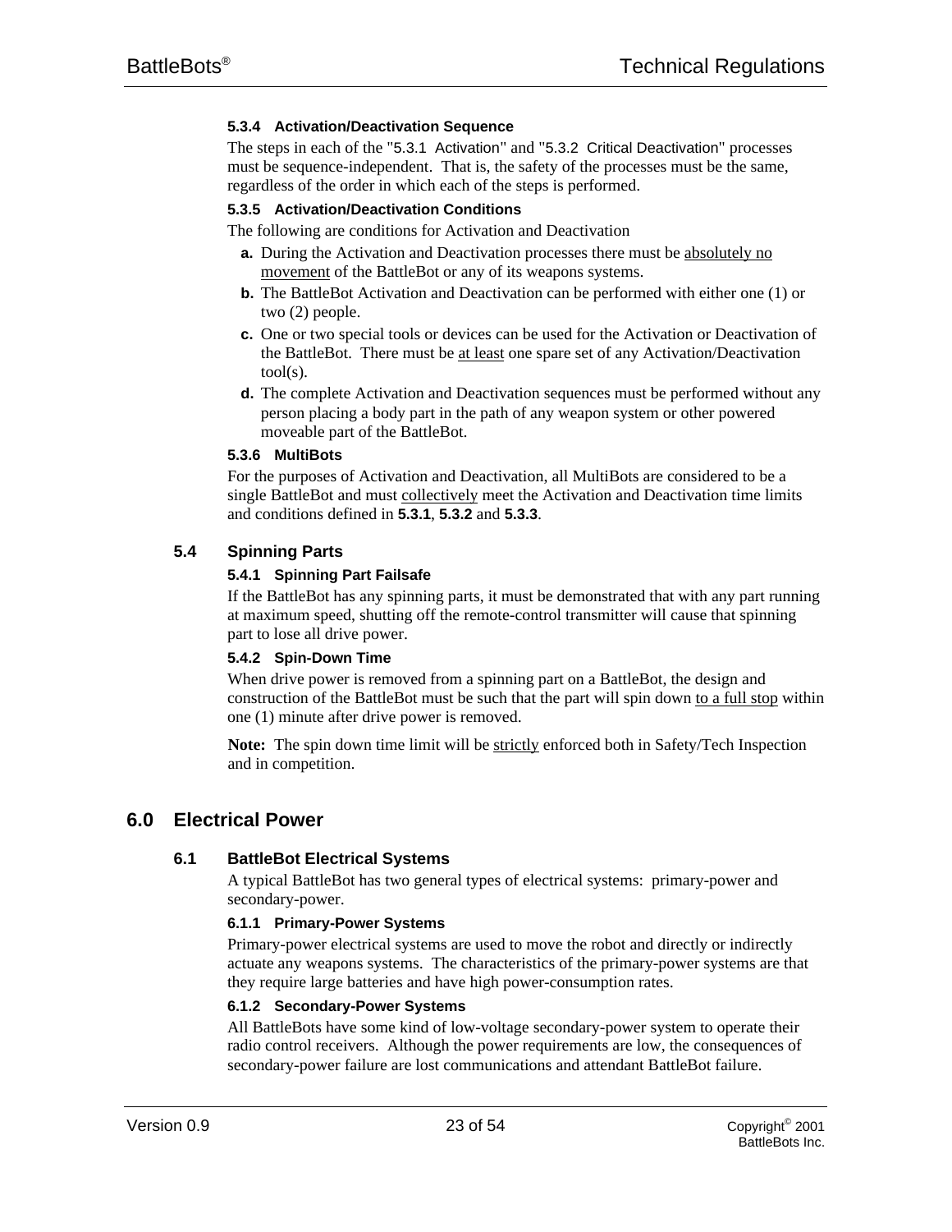#### 5.3.4 Activation/Deactivation Sequence

The steps in each of the "5.3.1 Activation" and "5.3.2 Critical Deactivation" processes must be sequence-independent. That is, the safety of the processes must be the same, regardless of the order in which each of the steps is performed.

#### 5.3.5 Activation/Deactivation Conditions

The following are conditions for Activation and Deactivation

- **a.** During the Activation and Deactivation processes there must be <u>absolutely no movement</u> of the BattleBot or any of its weapons systems.
- **b.** The BattleBot Activation and Deactivation can be performed with either one (1) or two (2) people.
- **c.** One or two special tools or devices can be used for the Activation or Deactivation of the BattleBot. There must be <u>at least</u> one spare set of any Activation/Deactivation tool(s).
- **d.** The complete Activation and Deactivation sequences must be performed without any person placing a body part in the path of any weapon system or other powered moveable part of the BattleBot.

#### 5.3.6 MultiBots

For the purposes of Activation and Deactivation, all MultiBots are considered to be a single BattleBot and must <u>collectively</u> meet the Activation and Deactivation time limits and conditions defined in **5.3.1**, **5.3.2** and **5.3.3**.

### 5.4 Spinning Parts

#### 5.4.1 Spinning Part Failsafe

If the BattleBot has any spinning parts, it must be demonstrated that with any part running at maximum speed, shutting off the remote-control transmitter will cause that spinning part to lose all drive power.

#### 5.4.2 Spin-Down Time

When drive power is removed from a spinning part on a BattleBot, the design and construction of the BattleBot must be such that the part will spin down <u>to a full stop</u> within one (1) minute after drive power is removed.

**Note:** The spin down time limit will be <u>strictly</u> enforced both in Safety/Tech Inspection and in competition.

## 6.0 Electrical Power

### 6.1 BattleBot Electrical Systems

A typical BattleBot has two general types of electrical systems: primary-power and secondary-power.

#### 6.1.1 Primary-Power Systems

Primary-power electrical systems are used to move the robot and directly or indirectly actuate any weapons systems. The characteristics of the primary-power systems are that they require large batteries and have high power-consumption rates.

#### 6.1.2 Secondary-Power Systems

All BattleBots have some kind of low-voltage secondary-power system to operate their radio control receivers. Although the power requirements are low, the consequences of secondary-power failure are lost communications and attendant BattleBot failure.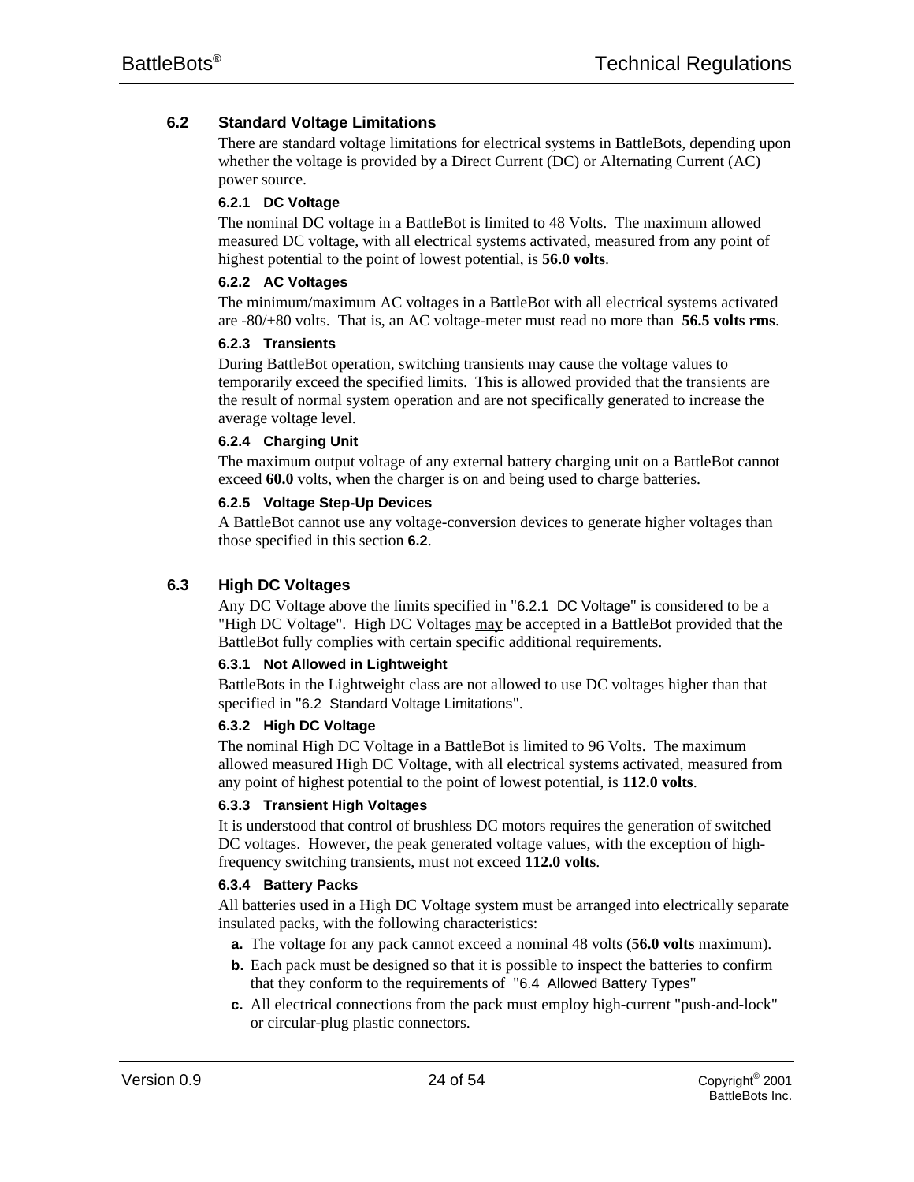## 6.2 Standard Voltage Limitations

There are standard voltage limitations for electrical systems in BattleBots, depending upon whether the voltage is provided by a Direct Current (DC) or Alternating Current (AC) power source.

### 6.2.1 DC Voltage

The nominal DC voltage in a BattleBot is limited to 48 Volts. The maximum allowed measured DC voltage, with all electrical systems activated, measured from any point of highest potential to the point of lowest potential, is **56.0 volts**.

### 6.2.2 AC Voltages

The minimum/maximum AC voltages in a BattleBot with all electrical systems activated are -80/+80 volts. That is, an AC voltage-meter must read no more than **56.5 volts rms**.

### 6.2.3 Transients

During BattleBot operation, switching transients may cause the voltage values to temporarily exceed the specified limits. This is allowed provided that the transients are the result of normal system operation and are not specifically generated to increase the average voltage level.

### 6.2.4 Charging Unit

The maximum output voltage of any external battery charging unit on a BattleBot cannot exceed **60.0** volts, when the charger is on and being used to charge batteries.

### 6.2.5 Voltage Step-Up Devices

A BattleBot cannot use any voltage-conversion devices to generate higher voltages than those specified in this section **6.2**.

## 6.3 High DC Voltages

Any DC Voltage above the limits specified in "6.2.1 DC Voltage" is considered to be a "High DC Voltage". High DC Voltages <u>may</u> be accepted in a BattleBot provided that the BattleBot fully complies with certain specific additional requirements.

### 6.3.1 Not Allowed in Lightweight

BattleBots in the Lightweight class are not allowed to use DC voltages higher than that specified in "6.2 Standard Voltage Limitations".

### 6.3.2 High DC Voltage

The nominal High DC Voltage in a BattleBot is limited to 96 Volts. The maximum allowed measured High DC Voltage, with all electrical systems activated, measured from any point of highest potential to the point of lowest potential, is **112.0 volts**.

### 6.3.3 Transient High Voltages

It is understood that control of brushless DC motors requires the generation of switched DC voltages. However, the peak generated voltage values, with the exception of high-frequency switching transients, must not exceed **112.0 volts**.

### 6.3.4 Battery Packs

All batteries used in a High DC Voltage system must be arranged into electrically separate insulated packs, with the following characteristics:

- **a.** The voltage for any pack cannot exceed a nominal 48 volts (**56.0 volts** maximum).
- **b.** Each pack must be designed so that it is possible to inspect the batteries to confirm that they conform to the requirements of "6.4 Allowed Battery Types"
- **c.** All electrical connections from the pack must employ high-current "push-and-lock" or circular-plug plastic connectors.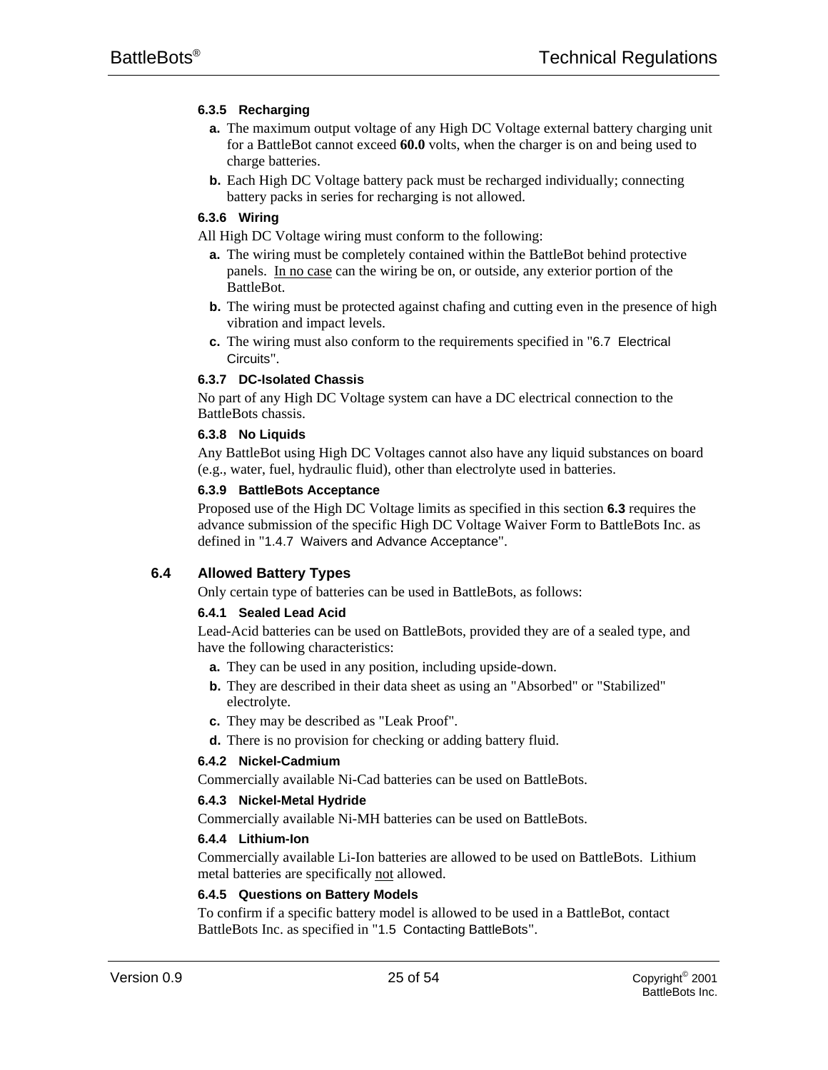#### 6.3.5 Recharging

a. The maximum output voltage of any High DC Voltage external battery charging unit for a BattleBot cannot exceed **60.0** volts, when the charger is on and being used to charge batteries.

b. Each High DC Voltage battery pack must be recharged individually; connecting battery packs in series for recharging is not allowed.

#### 6.3.6 Wiring

All High DC Voltage wiring must conform to the following:

a. The wiring must be completely contained within the BattleBot behind protective panels. <u>In no case</u> can the wiring be on, or outside, any exterior portion of the BattleBot.

b. The wiring must be protected against chafing and cutting even in the presence of high vibration and impact levels.

c. The wiring must also conform to the requirements specified in "6.7 Electrical Circuits".

#### 6.3.7 DC-Isolated Chassis

No part of any High DC Voltage system can have a DC electrical connection to the BattleBots chassis.

#### 6.3.8 No Liquids

Any BattleBot using High DC Voltages cannot also have any liquid substances on board (e.g., water, fuel, hydraulic fluid), other than electrolyte used in batteries.

#### 6.3.9 BattleBots Acceptance

Proposed use of the High DC Voltage limits as specified in this section **6.3** requires the advance submission of the specific High DC Voltage Waiver Form to BattleBots Inc. as defined in "1.4.7 Waivers and Advance Acceptance".

### 6.4 Allowed Battery Types

Only certain type of batteries can be used in BattleBots, as follows:

#### 6.4.1 Sealed Lead Acid

Lead-Acid batteries can be used on BattleBots, provided they are of a sealed type, and have the following characteristics:

a. They can be used in any position, including upside-down.

b. They are described in their data sheet as using an "Absorbed" or "Stabilized" electrolyte.

c. They may be described as "Leak Proof".

d. There is no provision for checking or adding battery fluid.

#### 6.4.2 Nickel-Cadmium

Commercially available Ni-Cad batteries can be used on BattleBots.

#### 6.4.3 Nickel-Metal Hydride

Commercially available Ni-MH batteries can be used on BattleBots.

#### 6.4.4 Lithium-Ion

Commercially available Li-Ion batteries are allowed to be used on BattleBots. Lithium metal batteries are specifically <u>not</u> allowed.

#### 6.4.5 Questions on Battery Models

To confirm if a specific battery model is allowed to be used in a BattleBot, contact BattleBots Inc. as specified in "1.5 Contacting BattleBots".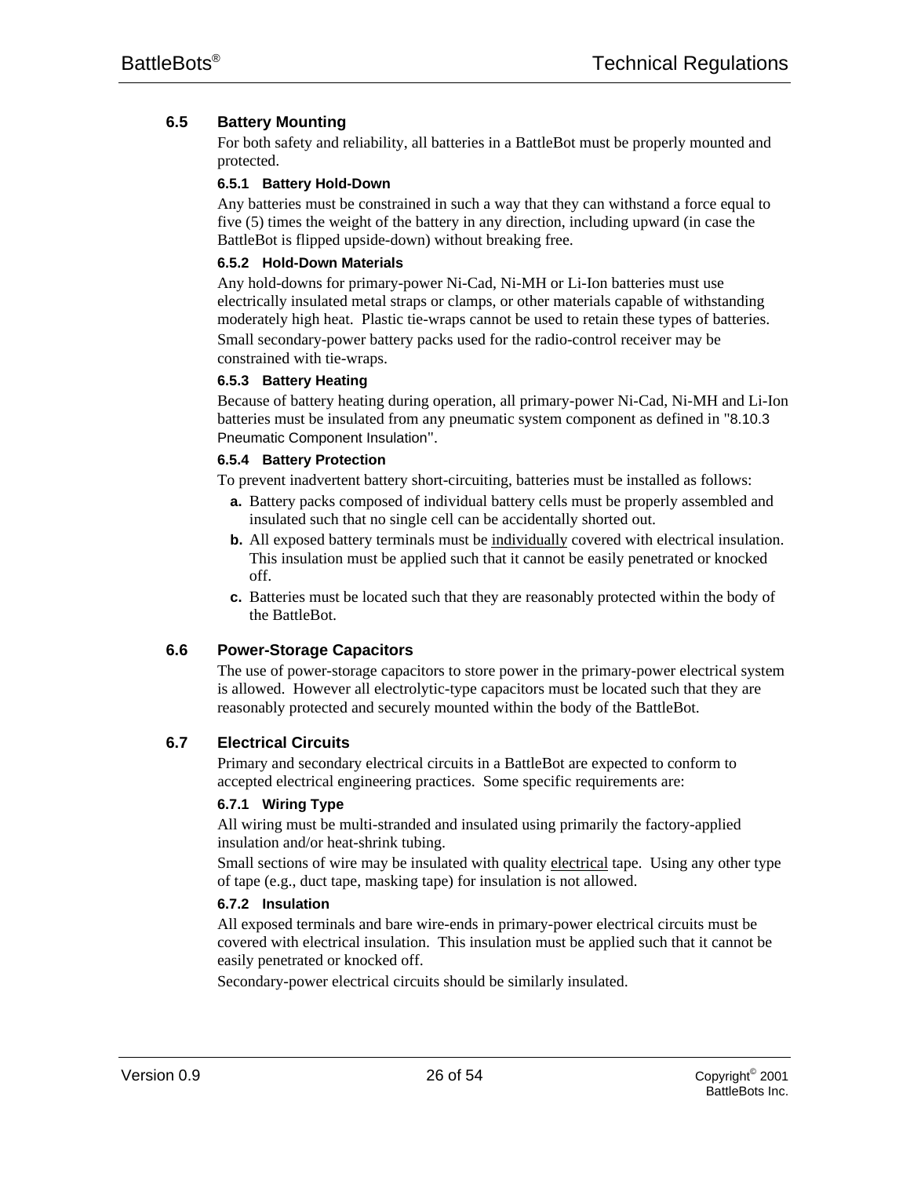## 6.5 Battery Mounting

For both safety and reliability, all batteries in a BattleBot must be properly mounted and protected.

### 6.5.1 Battery Hold-Down

Any batteries must be constrained in such a way that they can withstand a force equal to five (5) times the weight of the battery in any direction, including upward (in case the BattleBot is flipped upside-down) without breaking free.

### 6.5.2 Hold-Down Materials

Any hold-downs for primary-power Ni-Cad, Ni-MH or Li-Ion batteries must use electrically insulated metal straps or clamps, or other materials capable of withstanding moderately high heat. Plastic tie-wraps cannot be used to retain these types of batteries.

Small secondary-power battery packs used for the radio-control receiver may be constrained with tie-wraps.

### 6.5.3 Battery Heating

Because of battery heating during operation, all primary-power Ni-Cad, Ni-MH and Li-Ion batteries must be insulated from any pneumatic system component as defined in "8.10.3 Pneumatic Component Insulation".

### 6.5.4 Battery Protection

To prevent inadvertent battery short-circuiting, batteries must be installed as follows:

- **a.** Battery packs composed of individual battery cells must be properly assembled and insulated such that no single cell can be accidentally shorted out.
- **b.** All exposed battery terminals must be <u>individually</u> covered with electrical insulation. This insulation must be applied such that it cannot be easily penetrated or knocked off.
- **c.** Batteries must be located such that they are reasonably protected within the body of the BattleBot.

## 6.6 Power-Storage Capacitors

The use of power-storage capacitors to store power in the primary-power electrical system is allowed. However all electrolytic-type capacitors must be located such that they are reasonably protected and securely mounted within the body of the BattleBot.

## 6.7 Electrical Circuits

Primary and secondary electrical circuits in a BattleBot are expected to conform to accepted electrical engineering practices. Some specific requirements are:

### 6.7.1 Wiring Type

All wiring must be multi-stranded and insulated using primarily the factory-applied insulation and/or heat-shrink tubing.

Small sections of wire may be insulated with quality <u>electrical</u> tape. Using any other type of tape (e.g., duct tape, masking tape) for insulation is not allowed.

### 6.7.2 Insulation

All exposed terminals and bare wire-ends in primary-power electrical circuits must be covered with electrical insulation. This insulation must be applied such that it cannot be easily penetrated or knocked off.

Secondary-power electrical circuits should be similarly insulated.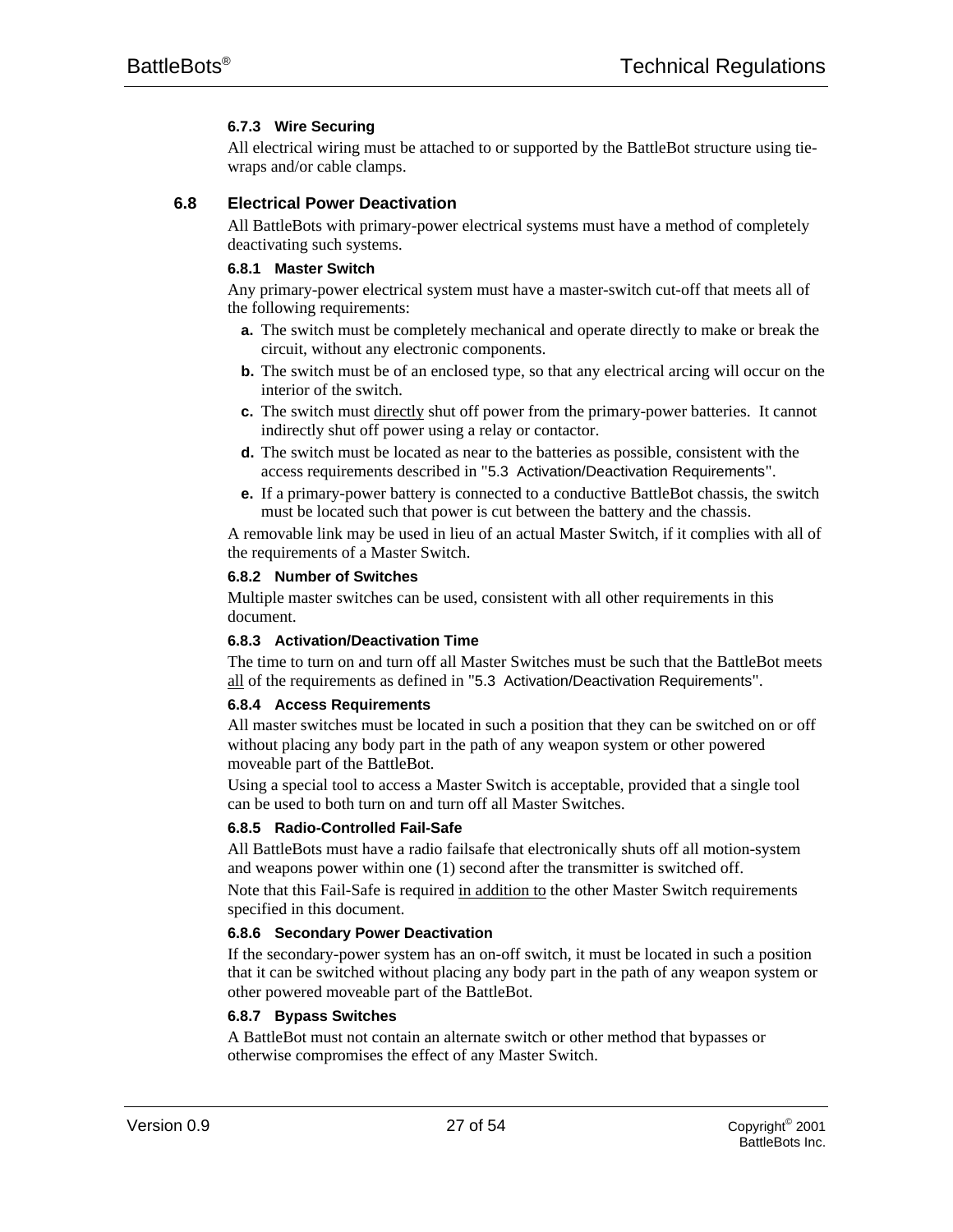#### 6.7.3 Wire Securing

All electrical wiring must be attached to or supported by the BattleBot structure using tie-wraps and/or cable clamps.

## 6.8 Electrical Power Deactivation

All BattleBots with primary-power electrical systems must have a method of completely deactivating such systems.

#### 6.8.1 Master Switch

Any primary-power electrical system must have a master-switch cut-off that meets all of the following requirements:

**a.** The switch must be completely mechanical and operate directly to make or break the circuit, without any electronic components.

**b.** The switch must be of an enclosed type, so that any electrical arcing will occur on the interior of the switch.

**c.** The switch must directly shut off power from the primary-power batteries. It cannot indirectly shut off power using a relay or contactor.

**d.** The switch must be located as near to the batteries as possible, consistent with the access requirements described in "5.3 Activation/Deactivation Requirements".

**e.** If a primary-power battery is connected to a conductive BattleBot chassis, the switch must be located such that power is cut between the battery and the chassis.

A removable link may be used in lieu of an actual Master Switch, if it complies with all of the requirements of a Master Switch.

#### 6.8.2 Number of Switches

Multiple master switches can be used, consistent with all other requirements in this document.

#### 6.8.3 Activation/Deactivation Time

The time to turn on and turn off all Master Switches must be such that the BattleBot meets all of the requirements as defined in "5.3 Activation/Deactivation Requirements".

#### 6.8.4 Access Requirements

All master switches must be located in such a position that they can be switched on or off without placing any body part in the path of any weapon system or other powered moveable part of the BattleBot.

Using a special tool to access a Master Switch is acceptable, provided that a single tool can be used to both turn on and turn off all Master Switches.

#### 6.8.5 Radio-Controlled Fail-Safe

All BattleBots must have a radio failsafe that electronically shuts off all motion-system and weapons power within one (1) second after the transmitter is switched off.

Note that this Fail-Safe is required in addition to the other Master Switch requirements specified in this document.

#### 6.8.6 Secondary Power Deactivation

If the secondary-power system has an on-off switch, it must be located in such a position that it can be switched without placing any body part in the path of any weapon system or other powered moveable part of the BattleBot.

#### 6.8.7 Bypass Switches

A BattleBot must not contain an alternate switch or other method that bypasses or otherwise compromises the effect of any Master Switch.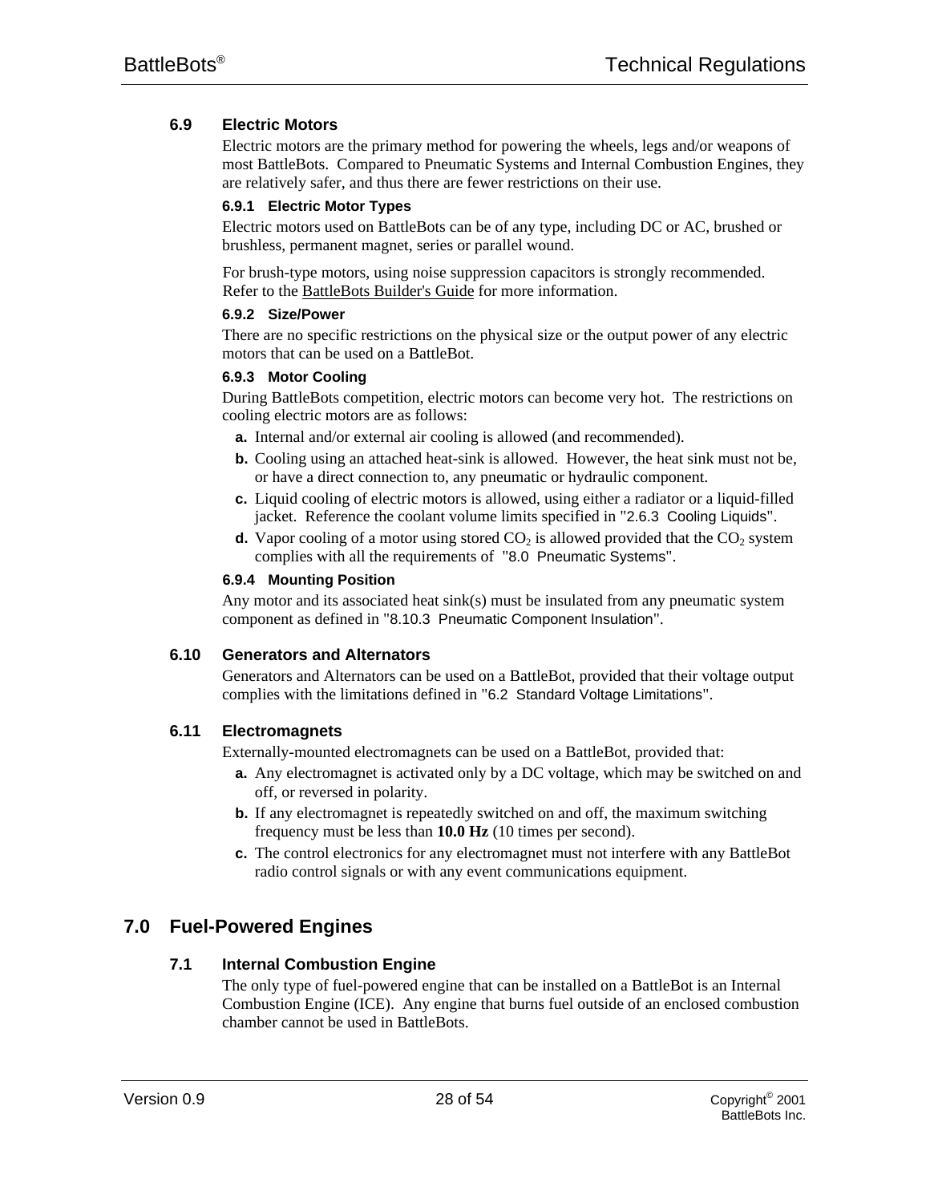### 6.9 Electric Motors

Electric motors are the primary method for powering the wheels, legs and/or weapons of most BattleBots. Compared to Pneumatic Systems and Internal Combustion Engines, they are relatively safer, and thus there are fewer restrictions on their use.

#### 6.9.1 Electric Motor Types

Electric motors used on BattleBots can be of any type, including DC or AC, brushed or brushless, permanent magnet, series or parallel wound.

For brush-type motors, using noise suppression capacitors is strongly recommended. Refer to the BattleBots Builder's Guide for more information.

#### 6.9.2 Size/Power

There are no specific restrictions on the physical size or the output power of any electric motors that can be used on a BattleBot.

#### 6.9.3 Motor Cooling

During BattleBots competition, electric motors can become very hot. The restrictions on cooling electric motors are as follows:

- **a.** Internal and/or external air cooling is allowed (and recommended).
- **b.** Cooling using an attached heat-sink is allowed. However, the heat sink must not be, or have a direct connection to, any pneumatic or hydraulic component.
- **c.** Liquid cooling of electric motors is allowed, using either a radiator or a liquid-filled jacket. Reference the coolant volume limits specified in "2.6.3 Cooling Liquids".
- **d.** Vapor cooling of a motor using stored $CO_2$ is allowed provided that the $CO_2$ system complies with all the requirements of "8.0 Pneumatic Systems".

#### 6.9.4 Mounting Position

Any motor and its associated heat sink(s) must be insulated from any pneumatic system component as defined in "8.10.3 Pneumatic Component Insulation".

### 6.10 Generators and Alternators

Generators and Alternators can be used on a BattleBot, provided that their voltage output complies with the limitations defined in "6.2 Standard Voltage Limitations".

### 6.11 Electromagnets

Externally-mounted electromagnets can be used on a BattleBot, provided that:

- **a.** Any electromagnet is activated only by a DC voltage, which may be switched on and off, or reversed in polarity.
- **b.** If any electromagnet is repeatedly switched on and off, the maximum switching frequency must be less than **10.0 Hz** (10 times per second).
- **c.** The control electronics for any electromagnet must not interfere with any BattleBot radio control signals or with any event communications equipment.

## 7.0 Fuel-Powered Engines

### 7.1 Internal Combustion Engine

The only type of fuel-powered engine that can be installed on a BattleBot is an Internal Combustion Engine (ICE). Any engine that burns fuel outside of an enclosed combustion chamber cannot be used in BattleBots.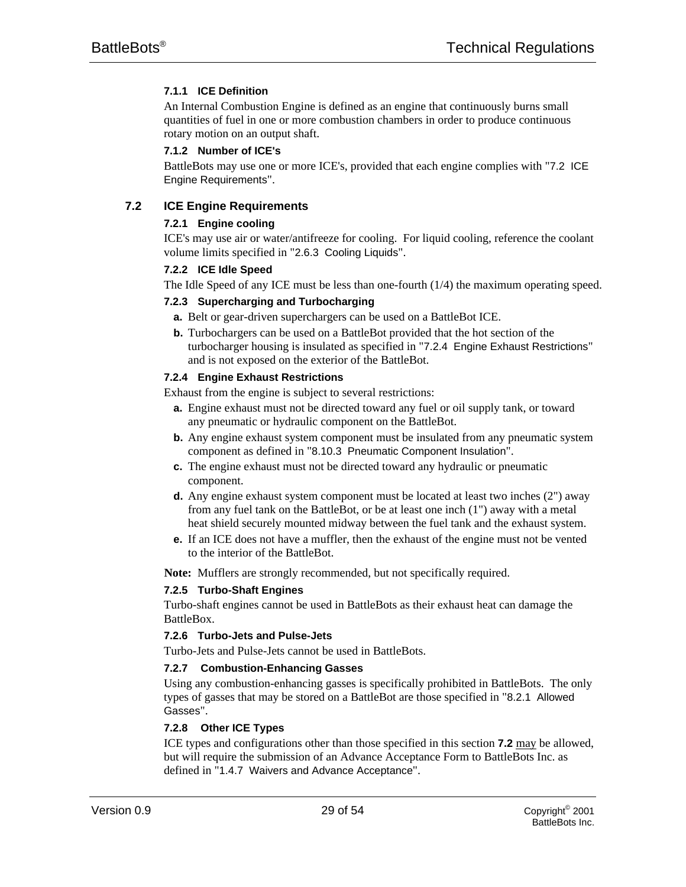#### 7.1.1 ICE Definition

An Internal Combustion Engine is defined as an engine that continuously burns small quantities of fuel in one or more combustion chambers in order to produce continuous rotary motion on an output shaft.

#### 7.1.2 Number of ICE's

BattleBots may use one or more ICE's, provided that each engine complies with "7.2 ICE Engine Requirements".

### 7.2 ICE Engine Requirements

#### 7.2.1 Engine cooling

ICE's may use air or water/antifreeze for cooling. For liquid cooling, reference the coolant volume limits specified in "2.6.3 Cooling Liquids".

#### 7.2.2 ICE Idle Speed

The Idle Speed of any ICE must be less than one-fourth (1/4) the maximum operating speed.

#### 7.2.3 Supercharging and Turbocharging

- **a.** Belt or gear-driven superchargers can be used on a BattleBot ICE.
- **b.** Turbochargers can be used on a BattleBot provided that the hot section of the turbocharger housing is insulated as specified in "7.2.4 Engine Exhaust Restrictions" and is not exposed on the exterior of the BattleBot.

#### 7.2.4 Engine Exhaust Restrictions

Exhaust from the engine is subject to several restrictions:

- **a.** Engine exhaust must not be directed toward any fuel or oil supply tank, or toward any pneumatic or hydraulic component on the BattleBot.
- **b.** Any engine exhaust system component must be insulated from any pneumatic system component as defined in "8.10.3 Pneumatic Component Insulation".
- **c.** The engine exhaust must not be directed toward any hydraulic or pneumatic component.
- **d.** Any engine exhaust system component must be located at least two inches (2") away from any fuel tank on the BattleBot, or be at least one inch (1") away with a metal heat shield securely mounted midway between the fuel tank and the exhaust system.
- **e.** If an ICE does not have a muffler, then the exhaust of the engine must not be vented to the interior of the BattleBot.

**Note:** Mufflers are strongly recommended, but not specifically required.

#### 7.2.5 Turbo-Shaft Engines

Turbo-shaft engines cannot be used in BattleBots as their exhaust heat can damage the BattleBox.

#### 7.2.6 Turbo-Jets and Pulse-Jets

Turbo-Jets and Pulse-Jets cannot be used in BattleBots.

#### 7.2.7 Combustion-Enhancing Gasses

Using any combustion-enhancing gasses is specifically prohibited in BattleBots. The only types of gasses that may be stored on a BattleBot are those specified in "8.2.1 Allowed Gasses".

#### 7.2.8 Other ICE Types

ICE types and configurations other than those specified in this section **7.2** <u>may</u> be allowed, but will require the submission of an Advance Acceptance Form to BattleBots Inc. as defined in "1.4.7 Waivers and Advance Acceptance".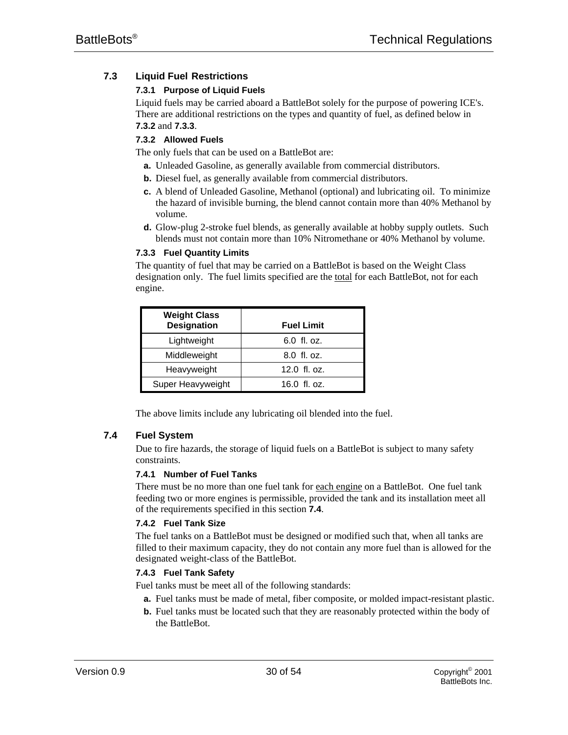## 7.3 Liquid Fuel Restrictions

### 7.3.1 Purpose of Liquid Fuels

Liquid fuels may be carried aboard a BattleBot solely for the purpose of powering ICE's. There are additional restrictions on the types and quantity of fuel, as defined below in **7.3.2** and **7.3.3**.

### 7.3.2 Allowed Fuels

The only fuels that can be used on a BattleBot are:

**a.** Unleaded Gasoline, as generally available from commercial distributors.

**b.** Diesel fuel, as generally available from commercial distributors.

**c.** A blend of Unleaded Gasoline, Methanol (optional) and lubricating oil. To minimize the hazard of invisible burning, the blend cannot contain more than 40% Methanol by volume.

**d.** Glow-plug 2-stroke fuel blends, as generally available at hobby supply outlets. Such blends must not contain more than 10% Nitromethane or 40% Methanol by volume.

### 7.3.3 Fuel Quantity Limits

The quantity of fuel that may be carried on a BattleBot is based on the Weight Class designation only. The fuel limits specified are the <u>total</u> for each BattleBot, not for each engine.

| Weight Class Designation | Fuel Limit |
|---|---|
| Lightweight | 6.0 fl. oz. |
| Middleweight | 8.0 fl. oz. |
| Heavyweight | 12.0 fl. oz. |
| Super Heavyweight | 16.0 fl. oz. |

The above limits include any lubricating oil blended into the fuel.

## 7.4 Fuel System

Due to fire hazards, the storage of liquid fuels on a BattleBot is subject to many safety constraints.

### 7.4.1 Number of Fuel Tanks

There must be no more than one fuel tank for <u>each engine</u> on a BattleBot. One fuel tank feeding two or more engines is permissible, provided the tank and its installation meet all of the requirements specified in this section **7.4**.

### 7.4.2 Fuel Tank Size

The fuel tanks on a BattleBot must be designed or modified such that, when all tanks are filled to their maximum capacity, they do not contain any more fuel than is allowed for the designated weight-class of the BattleBot.

### 7.4.3 Fuel Tank Safety

Fuel tanks must be meet all of the following standards:

**a.** Fuel tanks must be made of metal, fiber composite, or molded impact-resistant plastic.

**b.** Fuel tanks must be located such that they are reasonably protected within the body of the BattleBot.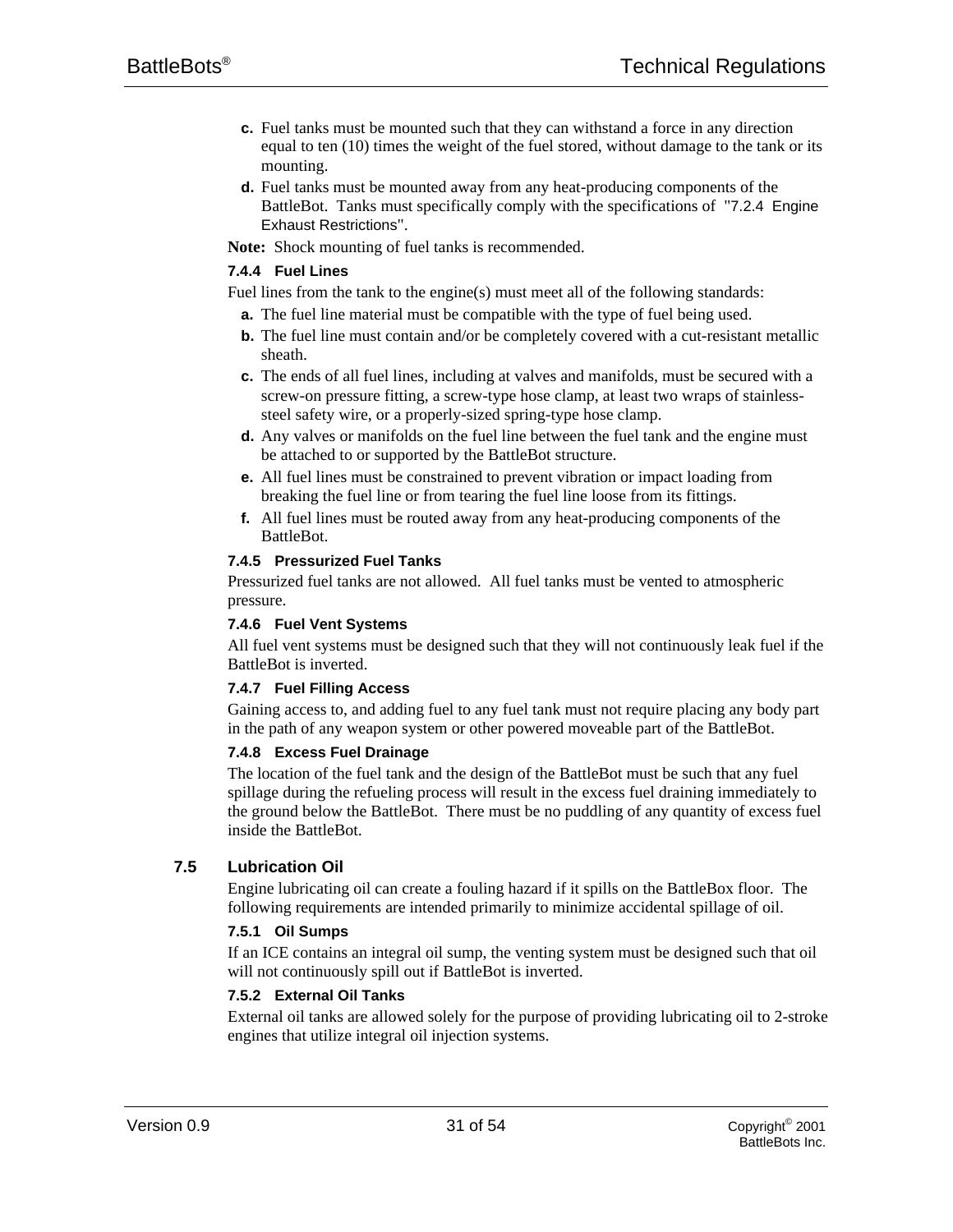c. Fuel tanks must be mounted such that they can withstand a force in any direction equal to ten (10) times the weight of the fuel stored, without damage to the tank or its mounting.

d. Fuel tanks must be mounted away from any heat-producing components of the BattleBot. Tanks must specifically comply with the specifications of "7.2.4 Engine Exhaust Restrictions".

**Note:** Shock mounting of fuel tanks is recommended.

#### 7.4.4 Fuel Lines

Fuel lines from the tank to the engine(s) must meet all of the following standards:

a. The fuel line material must be compatible with the type of fuel being used.

b. The fuel line must contain and/or be completely covered with a cut-resistant metallic sheath.

c. The ends of all fuel lines, including at valves and manifolds, must be secured with a screw-on pressure fitting, a screw-type hose clamp, at least two wraps of stainless-steel safety wire, or a properly-sized spring-type hose clamp.

d. Any valves or manifolds on the fuel line between the fuel tank and the engine must be attached to or supported by the BattleBot structure.

e. All fuel lines must be constrained to prevent vibration or impact loading from breaking the fuel line or from tearing the fuel line loose from its fittings.

f. All fuel lines must be routed away from any heat-producing components of the BattleBot.

#### 7.4.5 Pressurized Fuel Tanks

Pressurized fuel tanks are not allowed. All fuel tanks must be vented to atmospheric pressure.

#### 7.4.6 Fuel Vent Systems

All fuel vent systems must be designed such that they will not continuously leak fuel if the BattleBot is inverted.

#### 7.4.7 Fuel Filling Access

Gaining access to, and adding fuel to any fuel tank must not require placing any body part in the path of any weapon system or other powered moveable part of the BattleBot.

#### 7.4.8 Excess Fuel Drainage

The location of the fuel tank and the design of the BattleBot must be such that any fuel spillage during the refueling process will result in the excess fuel draining immediately to the ground below the BattleBot. There must be no puddling of any quantity of excess fuel inside the BattleBot.

### 7.5 Lubrication Oil

Engine lubricating oil can create a fouling hazard if it spills on the BattleBox floor. The following requirements are intended primarily to minimize accidental spillage of oil.

#### 7.5.1 Oil Sumps

If an ICE contains an integral oil sump, the venting system must be designed such that oil will not continuously spill out if BattleBot is inverted.

#### 7.5.2 External Oil Tanks

External oil tanks are allowed solely for the purpose of providing lubricating oil to 2-stroke engines that utilize integral oil injection systems.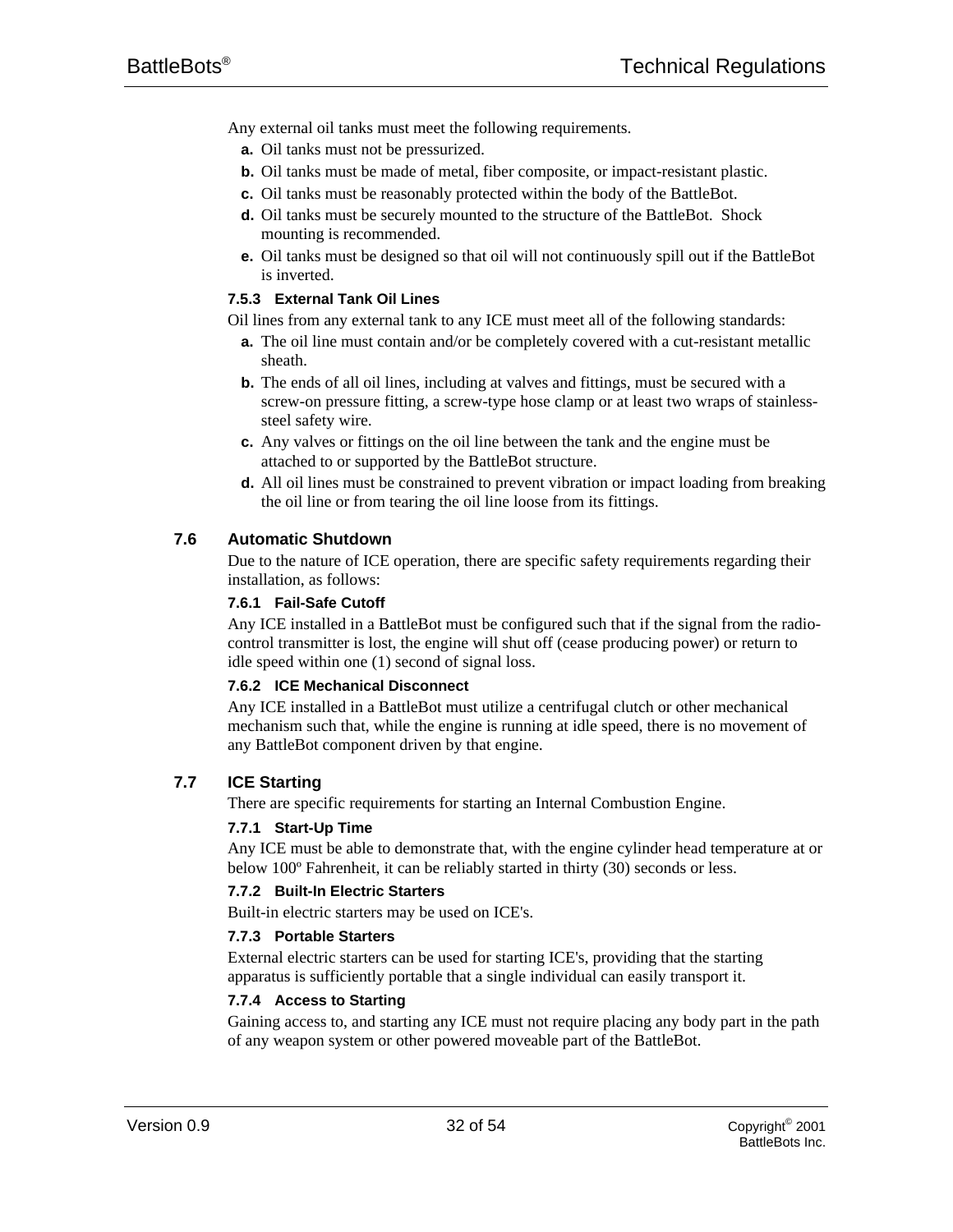Any external oil tanks must meet the following requirements.

**a.** Oil tanks must not be pressurized.

**b.** Oil tanks must be made of metal, fiber composite, or impact-resistant plastic.

**c.** Oil tanks must be reasonably protected within the body of the BattleBot.

**d.** Oil tanks must be securely mounted to the structure of the BattleBot. Shock mounting is recommended.

**e.** Oil tanks must be designed so that oil will not continuously spill out if the BattleBot is inverted.

#### 7.5.3 External Tank Oil Lines

Oil lines from any external tank to any ICE must meet all of the following standards:

**a.** The oil line must contain and/or be completely covered with a cut-resistant metallic sheath.

**b.** The ends of all oil lines, including at valves and fittings, must be secured with a screw-on pressure fitting, a screw-type hose clamp or at least two wraps of stainless-steel safety wire.

**c.** Any valves or fittings on the oil line between the tank and the engine must be attached to or supported by the BattleBot structure.

**d.** All oil lines must be constrained to prevent vibration or impact loading from breaking the oil line or from tearing the oil line loose from its fittings.

### 7.6 Automatic Shutdown

Due to the nature of ICE operation, there are specific safety requirements regarding their installation, as follows:

#### 7.6.1 Fail-Safe Cutoff

Any ICE installed in a BattleBot must be configured such that if the signal from the radio-control transmitter is lost, the engine will shut off (cease producing power) or return to idle speed within one (1) second of signal loss.

#### 7.6.2 ICE Mechanical Disconnect

Any ICE installed in a BattleBot must utilize a centrifugal clutch or other mechanical mechanism such that, while the engine is running at idle speed, there is no movement of any BattleBot component driven by that engine.

### 7.7 ICE Starting

There are specific requirements for starting an Internal Combustion Engine.

#### 7.7.1 Start-Up Time

Any ICE must be able to demonstrate that, with the engine cylinder head temperature at or below 100º Fahrenheit, it can be reliably started in thirty (30) seconds or less.

#### 7.7.2 Built-In Electric Starters

Built-in electric starters may be used on ICE's.

#### 7.7.3 Portable Starters

External electric starters can be used for starting ICE's, providing that the starting apparatus is sufficiently portable that a single individual can easily transport it.

#### 7.7.4 Access to Starting

Gaining access to, and starting any ICE must not require placing any body part in the path of any weapon system or other powered moveable part of the BattleBot.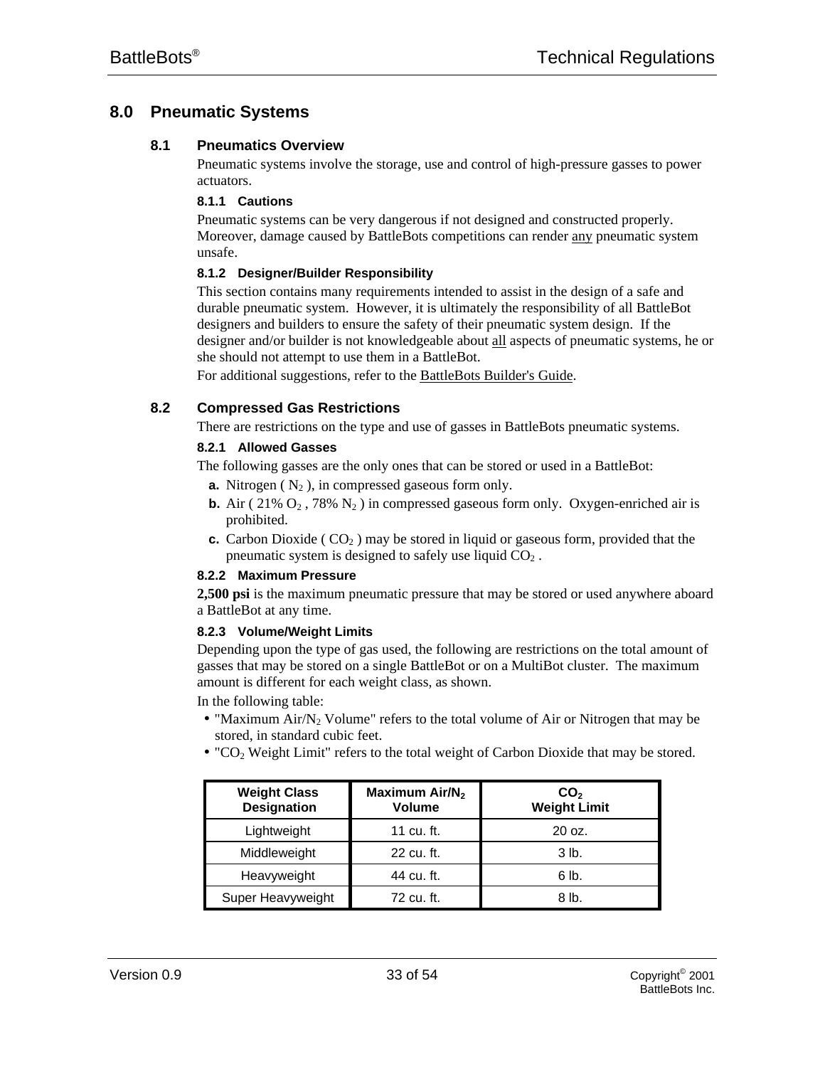# 8.0 Pneumatic Systems

## 8.1 Pneumatics Overview

Pneumatic systems involve the storage, use and control of high-pressure gasses to power actuators.

### 8.1.1 Cautions

Pneumatic systems can be very dangerous if not designed and constructed properly. Moreover, damage caused by BattleBots competitions can render any pneumatic system unsafe.

### 8.1.2 Designer/Builder Responsibility

This section contains many requirements intended to assist in the design of a safe and durable pneumatic system. However, it is ultimately the responsibility of all BattleBot designers and builders to ensure the safety of their pneumatic system design. If the designer and/or builder is not knowledgeable about all aspects of pneumatic systems, he or she should not attempt to use them in a BattleBot.

For additional suggestions, refer to the BattleBots Builder's Guide.

## 8.2 Compressed Gas Restrictions

There are restrictions on the type and use of gasses in BattleBots pneumatic systems.

### 8.2.1 Allowed Gasses

The following gasses are the only ones that can be stored or used in a BattleBot:

**a.** Nitrogen ( $N_2$ ), in compressed gaseous form only.

**b.** Air ( 21% $O_2$ , 78% $N_2$ ) in compressed gaseous form only. Oxygen-enriched air is prohibited.

**c.** Carbon Dioxide ( $CO_2$ ) may be stored in liquid or gaseous form, provided that the pneumatic system is designed to safely use liquid $CO_2$ .

### 8.2.2 Maximum Pressure

**2,500 psi** is the maximum pneumatic pressure that may be stored or used anywhere aboard a BattleBot at any time.

### 8.2.3 Volume/Weight Limits

Depending upon the type of gas used, the following are restrictions on the total amount of gasses that may be stored on a single BattleBot or on a MultiBot cluster. The maximum amount is different for each weight class, as shown.

In the following table:

- "Maximum Air/$N_2$ Volume" refers to the total volume of Air or Nitrogen that may be stored, in standard cubic feet.
- "$CO_2$ Weight Limit" refers to the total weight of Carbon Dioxide that may be stored.

| Weight Class Designation | Maximum Air/$N_2$ Volume | $CO_2$ Weight Limit |
|---|---|---|
| Lightweight | 11 cu. ft. | 20 oz. |
| Middleweight | 22 cu. ft. | 3 lb. |
| Heavyweight | 44 cu. ft. | 6 lb. |
| Super Heavyweight | 72 cu. ft. | 8 lb. |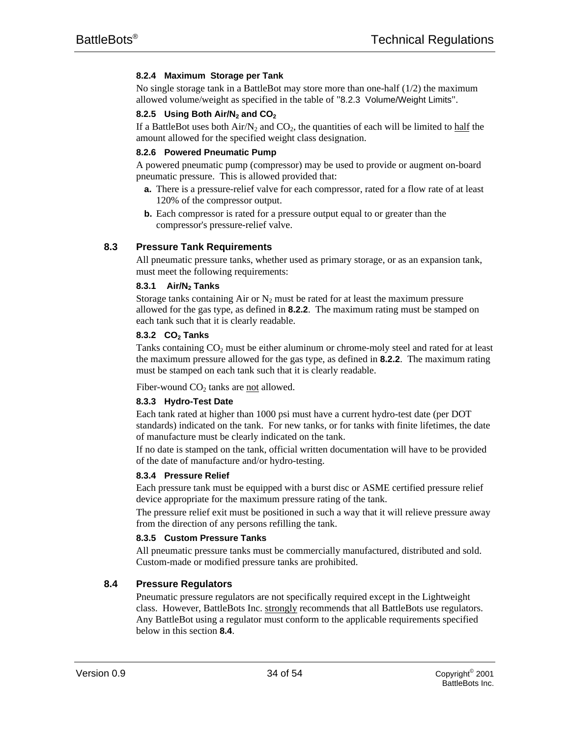#### 8.2.4 Maximum Storage per Tank

No single storage tank in a BattleBot may store more than one-half (1/2) the maximum allowed volume/weight as specified in the table of "8.2.3 Volume/Weight Limits".

#### 8.2.5 Using Both Air/$N_2$ and $CO_2$

If a BattleBot uses both Air/$N_2$ and $CO_2$, the quantities of each will be limited to half the amount allowed for the specified weight class designation.

#### 8.2.6 Powered Pneumatic Pump

A powered pneumatic pump (compressor) may be used to provide or augment on-board pneumatic pressure. This is allowed provided that:

- **a.** There is a pressure-relief valve for each compressor, rated for a flow rate of at least 120% of the compressor output.
- **b.** Each compressor is rated for a pressure output equal to or greater than the compressor's pressure-relief valve.

### 8.3 Pressure Tank Requirements

All pneumatic pressure tanks, whether used as primary storage, or as an expansion tank, must meet the following requirements:

#### 8.3.1 Air/$N_2$ Tanks

Storage tanks containing Air or $N_2$ must be rated for at least the maximum pressure allowed for the gas type, as defined in **8.2.2**. The maximum rating must be stamped on each tank such that it is clearly readable.

#### 8.3.2 $CO_2$ Tanks

Tanks containing $CO_2$ must be either aluminum or chrome-moly steel and rated for at least the maximum pressure allowed for the gas type, as defined in **8.2.2**. The maximum rating must be stamped on each tank such that it is clearly readable.

Fiber-wound $CO_2$ tanks are not allowed.

#### 8.3.3 Hydro-Test Date

Each tank rated at higher than 1000 psi must have a current hydro-test date (per DOT standards) indicated on the tank. For new tanks, or for tanks with finite lifetimes, the date of manufacture must be clearly indicated on the tank.

If no date is stamped on the tank, official written documentation will have to be provided of the date of manufacture and/or hydro-testing.

#### 8.3.4 Pressure Relief

Each pressure tank must be equipped with a burst disc or ASME certified pressure relief device appropriate for the maximum pressure rating of the tank.

The pressure relief exit must be positioned in such a way that it will relieve pressure away from the direction of any persons refilling the tank.

#### 8.3.5 Custom Pressure Tanks

All pneumatic pressure tanks must be commercially manufactured, distributed and sold. Custom-made or modified pressure tanks are prohibited.

### 8.4 Pressure Regulators

Pneumatic pressure regulators are not specifically required except in the Lightweight class. However, BattleBots Inc. strongly recommends that all BattleBots use regulators. Any BattleBot using a regulator must conform to the applicable requirements specified below in this section **8.4**.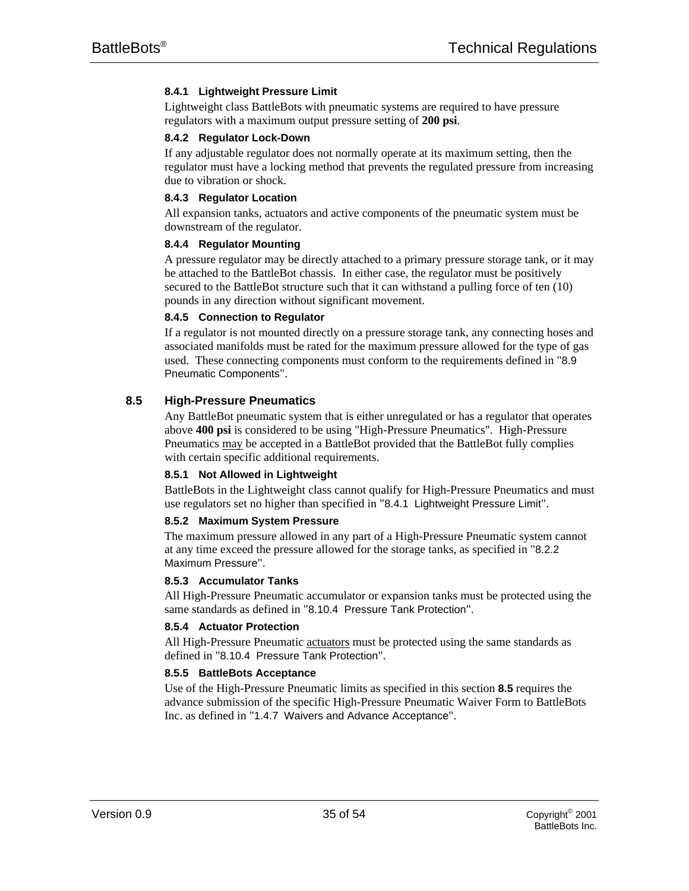#### 8.4.1 Lightweight Pressure Limit

Lightweight class BattleBots with pneumatic systems are required to have pressure regulators with a maximum output pressure setting of **200 psi**.

#### 8.4.2 Regulator Lock-Down

If any adjustable regulator does not normally operate at its maximum setting, then the regulator must have a locking method that prevents the regulated pressure from increasing due to vibration or shock.

#### 8.4.3 Regulator Location

All expansion tanks, actuators and active components of the pneumatic system must be downstream of the regulator.

#### 8.4.4 Regulator Mounting

A pressure regulator may be directly attached to a primary pressure storage tank, or it may be attached to the BattleBot chassis. In either case, the regulator must be positively secured to the BattleBot structure such that it can withstand a pulling force of ten (10) pounds in any direction without significant movement.

#### 8.4.5 Connection to Regulator

If a regulator is not mounted directly on a pressure storage tank, any connecting hoses and associated manifolds must be rated for the maximum pressure allowed for the type of gas used. These connecting components must conform to the requirements defined in "8.9 Pneumatic Components".

### 8.5 High-Pressure Pneumatics

Any BattleBot pneumatic system that is either unregulated or has a regulator that operates above **400 psi** is considered to be using "High-Pressure Pneumatics". High-Pressure Pneumatics <u>may</u> be accepted in a BattleBot provided that the BattleBot fully complies with certain specific additional requirements.

#### 8.5.1 Not Allowed in Lightweight

BattleBots in the Lightweight class cannot qualify for High-Pressure Pneumatics and must use regulators set no higher than specified in "8.4.1 Lightweight Pressure Limit".

#### 8.5.2 Maximum System Pressure

The maximum pressure allowed in any part of a High-Pressure Pneumatic system cannot at any time exceed the pressure allowed for the storage tanks, as specified in "8.2.2 Maximum Pressure".

#### 8.5.3 Accumulator Tanks

All High-Pressure Pneumatic accumulator or expansion tanks must be protected using the same standards as defined in "8.10.4 Pressure Tank Protection".

#### 8.5.4 Actuator Protection

All High-Pressure Pneumatic <u>actuators</u> must be protected using the same standards as defined in "8.10.4 Pressure Tank Protection".

#### 8.5.5 BattleBots Acceptance

Use of the High-Pressure Pneumatic limits as specified in this section **8.5** requires the advance submission of the specific High-Pressure Pneumatic Waiver Form to BattleBots Inc. as defined in "1.4.7 Waivers and Advance Acceptance".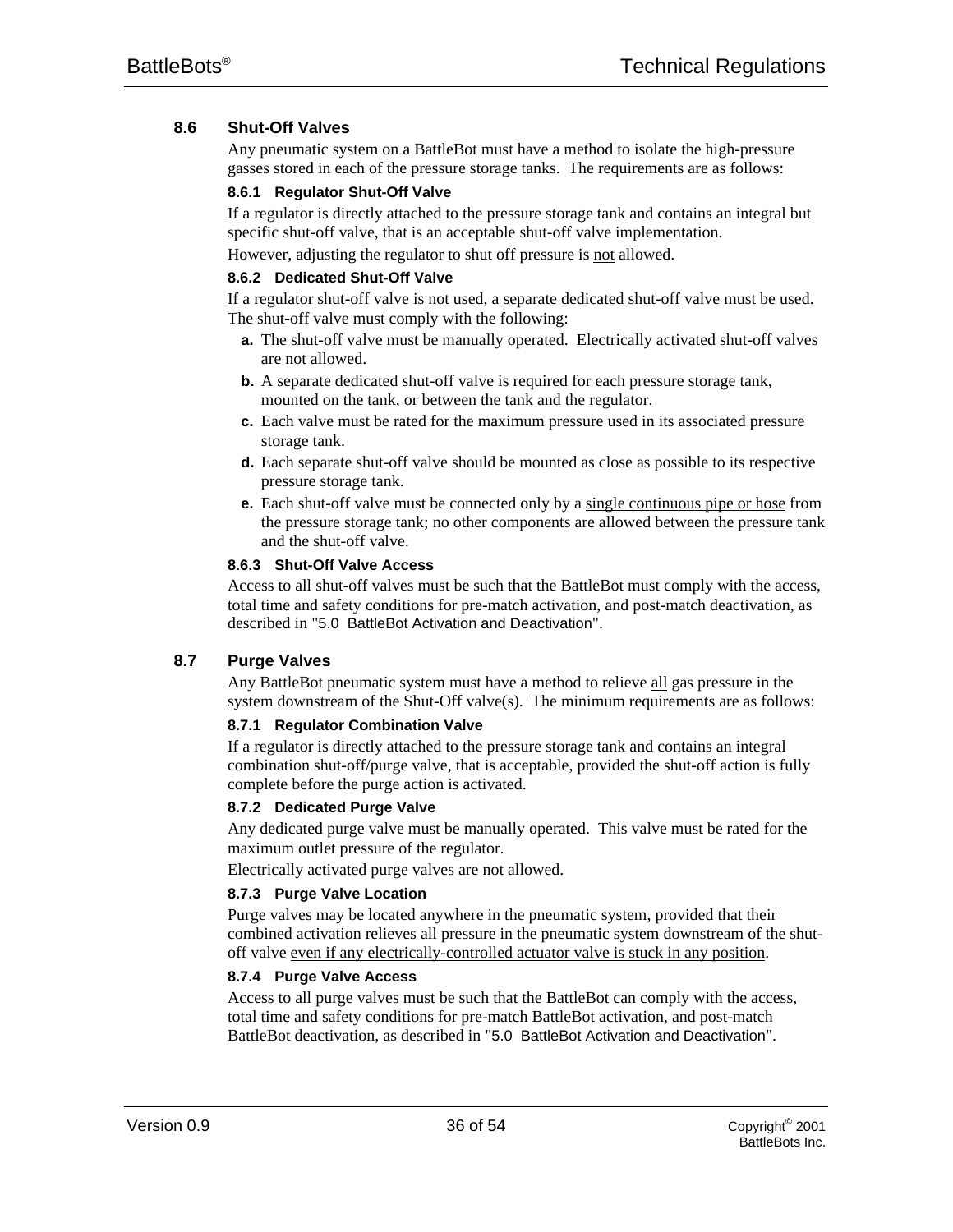## 8.6 Shut-Off Valves

Any pneumatic system on a BattleBot must have a method to isolate the high-pressure gasses stored in each of the pressure storage tanks. The requirements are as follows:

### 8.6.1 Regulator Shut-Off Valve

If a regulator is directly attached to the pressure storage tank and contains an integral but specific shut-off valve, that is an acceptable shut-off valve implementation.

However, adjusting the regulator to shut off pressure is not allowed.

### 8.6.2 Dedicated Shut-Off Valve

If a regulator shut-off valve is not used, a separate dedicated shut-off valve must be used. The shut-off valve must comply with the following:

- **a.** The shut-off valve must be manually operated. Electrically activated shut-off valves are not allowed.
- **b.** A separate dedicated shut-off valve is required for each pressure storage tank, mounted on the tank, or between the tank and the regulator.
- **c.** Each valve must be rated for the maximum pressure used in its associated pressure storage tank.
- **d.** Each separate shut-off valve should be mounted as close as possible to its respective pressure storage tank.
- **e.** Each shut-off valve must be connected only by a single continuous pipe or hose from the pressure storage tank; no other components are allowed between the pressure tank and the shut-off valve.

### 8.6.3 Shut-Off Valve Access

Access to all shut-off valves must be such that the BattleBot must comply with the access, total time and safety conditions for pre-match activation, and post-match deactivation, as described in "5.0 BattleBot Activation and Deactivation".

## 8.7 Purge Valves

Any BattleBot pneumatic system must have a method to relieve all gas pressure in the system downstream of the Shut-Off valve(s). The minimum requirements are as follows:

### 8.7.1 Regulator Combination Valve

If a regulator is directly attached to the pressure storage tank and contains an integral combination shut-off/purge valve, that is acceptable, provided the shut-off action is fully complete before the purge action is activated.

### 8.7.2 Dedicated Purge Valve

Any dedicated purge valve must be manually operated. This valve must be rated for the maximum outlet pressure of the regulator.

Electrically activated purge valves are not allowed.

### 8.7.3 Purge Valve Location

Purge valves may be located anywhere in the pneumatic system, provided that their combined activation relieves all pressure in the pneumatic system downstream of the shut-off valve even if any electrically-controlled actuator valve is stuck in any position.

### 8.7.4 Purge Valve Access

Access to all purge valves must be such that the BattleBot can comply with the access, total time and safety conditions for pre-match BattleBot activation, and post-match BattleBot deactivation, as described in "5.0 BattleBot Activation and Deactivation".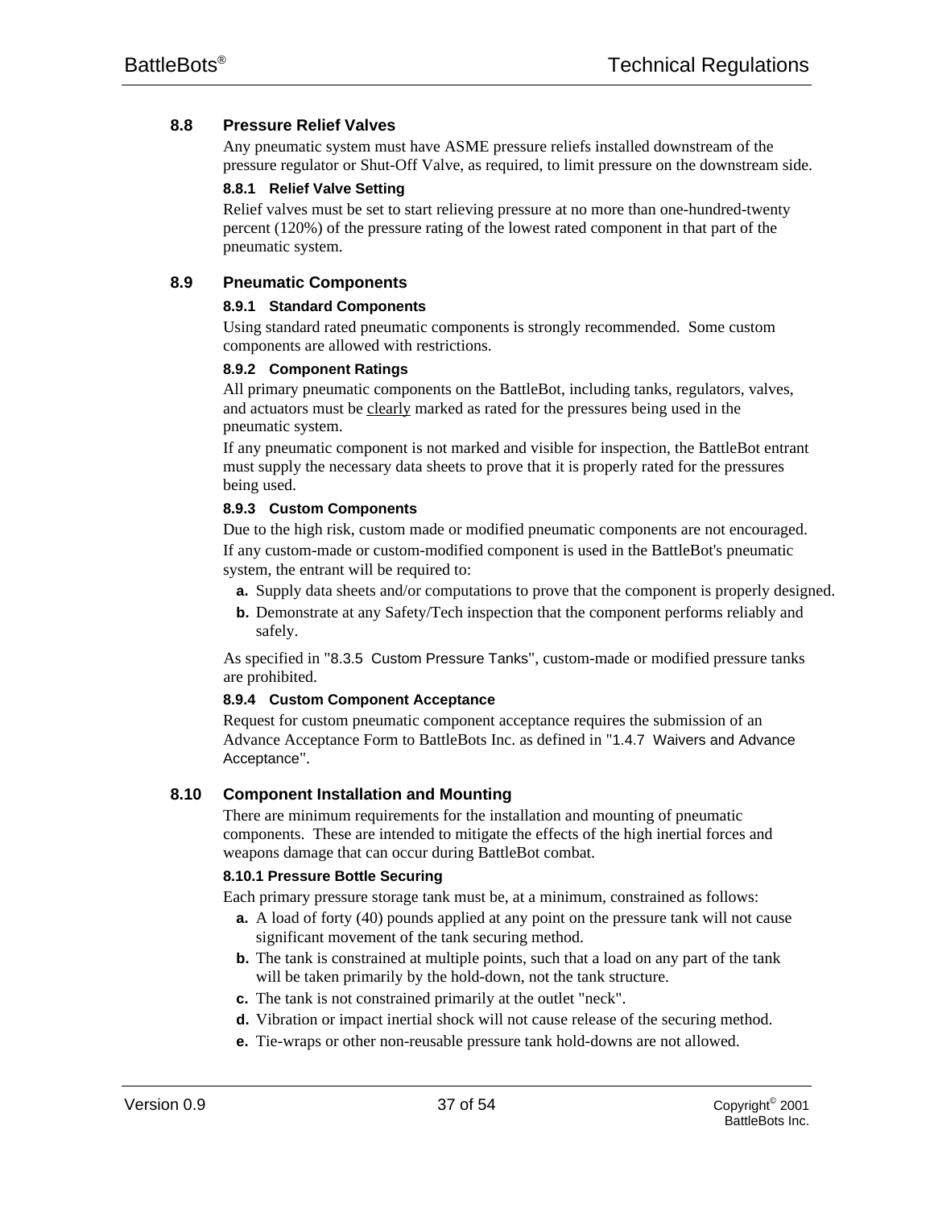## 8.8 Pressure Relief Valves

Any pneumatic system must have ASME pressure reliefs installed downstream of the pressure regulator or Shut-Off Valve, as required, to limit pressure on the downstream side.

### 8.8.1 Relief Valve Setting

Relief valves must be set to start relieving pressure at no more than one-hundred-twenty percent (120%) of the pressure rating of the lowest rated component in that part of the pneumatic system.

## 8.9 Pneumatic Components

### 8.9.1 Standard Components

Using standard rated pneumatic components is strongly recommended. Some custom components are allowed with restrictions.

### 8.9.2 Component Ratings

All primary pneumatic components on the BattleBot, including tanks, regulators, valves, and actuators must be <u>clearly</u> marked as rated for the pressures being used in the pneumatic system.

If any pneumatic component is not marked and visible for inspection, the BattleBot entrant must supply the necessary data sheets to prove that it is properly rated for the pressures being used.

### 8.9.3 Custom Components

Due to the high risk, custom made or modified pneumatic components are not encouraged.

If any custom-made or custom-modified component is used in the BattleBot's pneumatic system, the entrant will be required to:

- **a.** Supply data sheets and/or computations to prove that the component is properly designed.
- **b.** Demonstrate at any Safety/Tech inspection that the component performs reliably and safely.

As specified in "8.3.5 Custom Pressure Tanks", custom-made or modified pressure tanks are prohibited.

### 8.9.4 Custom Component Acceptance

Request for custom pneumatic component acceptance requires the submission of an Advance Acceptance Form to BattleBots Inc. as defined in "1.4.7 Waivers and Advance Acceptance".

## 8.10 Component Installation and Mounting

There are minimum requirements for the installation and mounting of pneumatic components. These are intended to mitigate the effects of the high inertial forces and weapons damage that can occur during BattleBot combat.

### 8.10.1 Pressure Bottle Securing

Each primary pressure storage tank must be, at a minimum, constrained as follows:

- **a.** A load of forty (40) pounds applied at any point on the pressure tank will not cause significant movement of the tank securing method.
- **b.** The tank is constrained at multiple points, such that a load on any part of the tank will be taken primarily by the hold-down, not the tank structure.
- **c.** The tank is not constrained primarily at the outlet "neck".
- **d.** Vibration or impact inertial shock will not cause release of the securing method.
- **e.** Tie-wraps or other non-reusable pressure tank hold-downs are not allowed.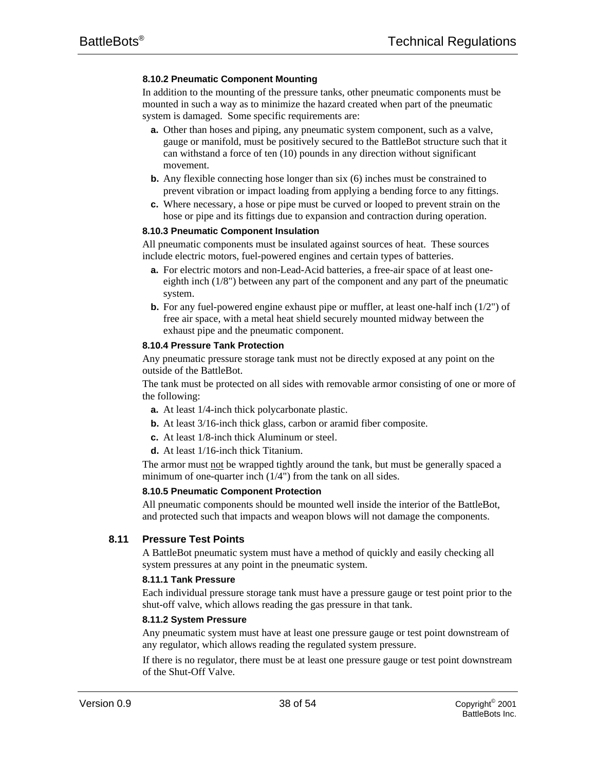#### 8.10.2 Pneumatic Component Mounting

In addition to the mounting of the pressure tanks, other pneumatic components must be mounted in such a way as to minimize the hazard created when part of the pneumatic system is damaged. Some specific requirements are:

**a.** Other than hoses and piping, any pneumatic system component, such as a valve, gauge or manifold, must be positively secured to the BattleBot structure such that it can withstand a force of ten (10) pounds in any direction without significant movement.

**b.** Any flexible connecting hose longer than six (6) inches must be constrained to prevent vibration or impact loading from applying a bending force to any fittings.

**c.** Where necessary, a hose or pipe must be curved or looped to prevent strain on the hose or pipe and its fittings due to expansion and contraction during operation.

#### 8.10.3 Pneumatic Component Insulation

All pneumatic components must be insulated against sources of heat. These sources include electric motors, fuel-powered engines and certain types of batteries.

**a.** For electric motors and non-Lead-Acid batteries, a free-air space of at least one-eighth inch (1/8") between any part of the component and any part of the pneumatic system.

**b.** For any fuel-powered engine exhaust pipe or muffler, at least one-half inch (1/2") of free air space, with a metal heat shield securely mounted midway between the exhaust pipe and the pneumatic component.

#### 8.10.4 Pressure Tank Protection

Any pneumatic pressure storage tank must not be directly exposed at any point on the outside of the BattleBot.

The tank must be protected on all sides with removable armor consisting of one or more of the following:

**a.** At least 1/4-inch thick polycarbonate plastic.

**b.** At least 3/16-inch thick glass, carbon or aramid fiber composite.

**c.** At least 1/8-inch thick Aluminum or steel.

**d.** At least 1/16-inch thick Titanium.

The armor must <u>not</u> be wrapped tightly around the tank, but must be generally spaced a minimum of one-quarter inch (1/4") from the tank on all sides.

#### 8.10.5 Pneumatic Component Protection

All pneumatic components should be mounted well inside the interior of the BattleBot, and protected such that impacts and weapon blows will not damage the components.

### 8.11 Pressure Test Points

A BattleBot pneumatic system must have a method of quickly and easily checking all system pressures at any point in the pneumatic system.

#### 8.11.1 Tank Pressure

Each individual pressure storage tank must have a pressure gauge or test point prior to the shut-off valve, which allows reading the gas pressure in that tank.

#### 8.11.2 System Pressure

Any pneumatic system must have at least one pressure gauge or test point downstream of any regulator, which allows reading the regulated system pressure.

If there is no regulator, there must be at least one pressure gauge or test point downstream of the Shut-Off Valve.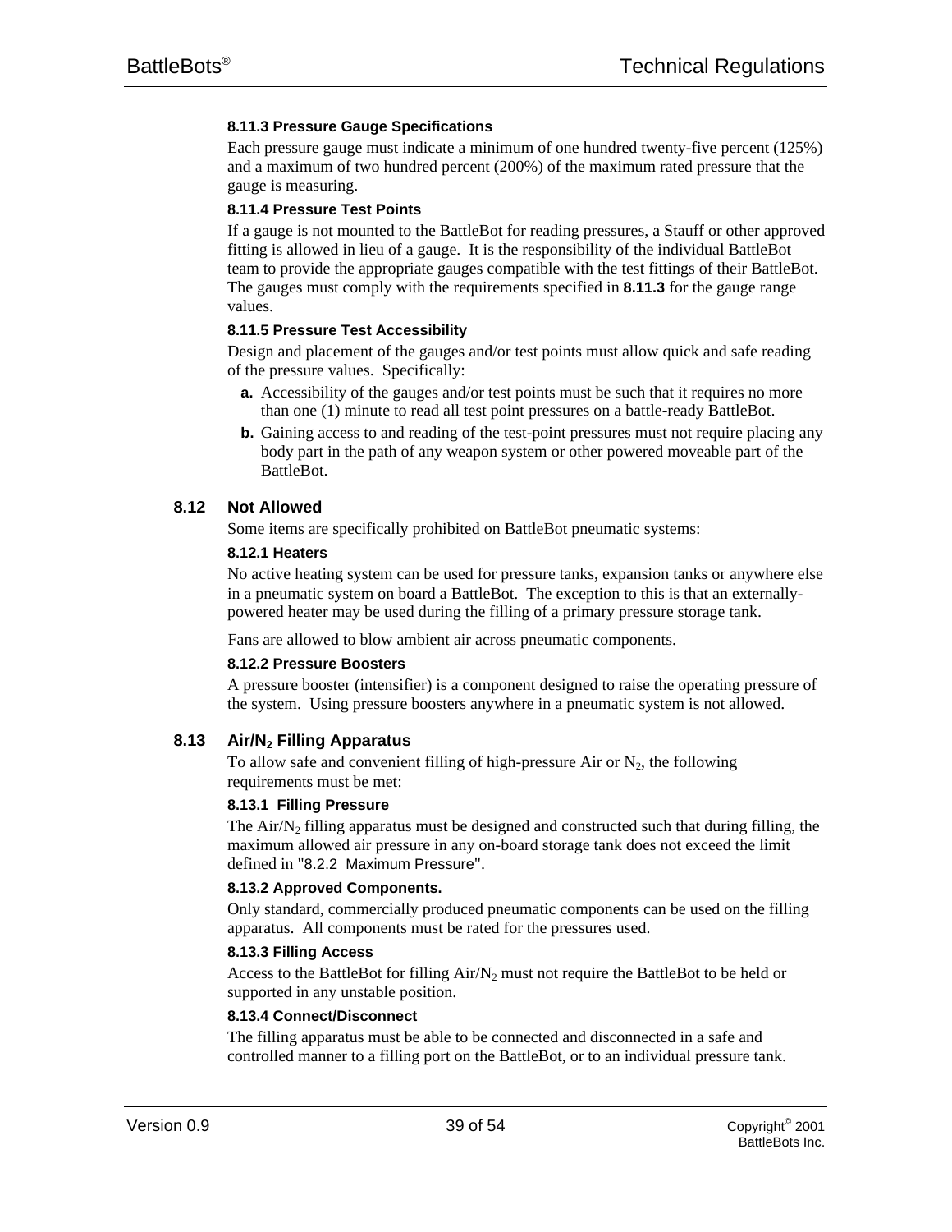#### 8.11.3 Pressure Gauge Specifications

Each pressure gauge must indicate a minimum of one hundred twenty-five percent (125%) and a maximum of two hundred percent (200%) of the maximum rated pressure that the gauge is measuring.

#### 8.11.4 Pressure Test Points

If a gauge is not mounted to the BattleBot for reading pressures, a Stauff or other approved fitting is allowed in lieu of a gauge. It is the responsibility of the individual BattleBot team to provide the appropriate gauges compatible with the test fittings of their BattleBot. The gauges must comply with the requirements specified in **8.11.3** for the gauge range values.

#### 8.11.5 Pressure Test Accessibility

Design and placement of the gauges and/or test points must allow quick and safe reading of the pressure values. Specifically:

**a.** Accessibility of the gauges and/or test points must be such that it requires no more than one (1) minute to read all test point pressures on a battle-ready BattleBot.

**b.** Gaining access to and reading of the test-point pressures must not require placing any body part in the path of any weapon system or other powered moveable part of the BattleBot.

### 8.12 Not Allowed

Some items are specifically prohibited on BattleBot pneumatic systems:

#### 8.12.1 Heaters

No active heating system can be used for pressure tanks, expansion tanks or anywhere else in a pneumatic system on board a BattleBot. The exception to this is that an externally-powered heater may be used during the filling of a primary pressure storage tank.

Fans are allowed to blow ambient air across pneumatic components.

#### 8.12.2 Pressure Boosters

A pressure booster (intensifier) is a component designed to raise the operating pressure of the system. Using pressure boosters anywhere in a pneumatic system is not allowed.

### 8.13 Air/$N_2$ Filling Apparatus

To allow safe and convenient filling of high-pressure Air or $N_2$, the following requirements must be met:

#### 8.13.1 Filling Pressure

The Air/$N_2$ filling apparatus must be designed and constructed such that during filling, the maximum allowed air pressure in any on-board storage tank does not exceed the limit defined in "8.2.2 Maximum Pressure".

#### 8.13.2 Approved Components.

Only standard, commercially produced pneumatic components can be used on the filling apparatus. All components must be rated for the pressures used.

#### 8.13.3 Filling Access

Access to the BattleBot for filling Air/$N_2$ must not require the BattleBot to be held or supported in any unstable position.

#### 8.13.4 Connect/Disconnect

The filling apparatus must be able to be connected and disconnected in a safe and controlled manner to a filling port on the BattleBot, or to an individual pressure tank.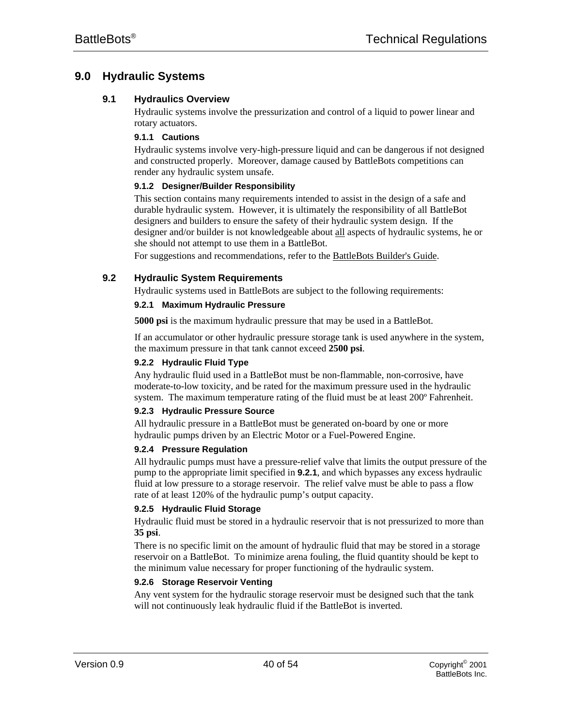# 9.0 Hydraulic Systems

## 9.1 Hydraulics Overview

Hydraulic systems involve the pressurization and control of a liquid to power linear and rotary actuators.

### 9.1.1 Cautions

Hydraulic systems involve very-high-pressure liquid and can be dangerous if not designed and constructed properly. Moreover, damage caused by BattleBots competitions can render any hydraulic system unsafe.

### 9.1.2 Designer/Builder Responsibility

This section contains many requirements intended to assist in the design of a safe and durable hydraulic system. However, it is ultimately the responsibility of all BattleBot designers and builders to ensure the safety of their hydraulic system design. If the designer and/or builder is not knowledgeable about <u>all</u> aspects of hydraulic systems, he or she should not attempt to use them in a BattleBot.

For suggestions and recommendations, refer to the <u>BattleBots Builder's Guide</u>.

## 9.2 Hydraulic System Requirements

Hydraulic systems used in BattleBots are subject to the following requirements:

### 9.2.1 Maximum Hydraulic Pressure

**5000 psi** is the maximum hydraulic pressure that may be used in a BattleBot.

If an accumulator or other hydraulic pressure storage tank is used anywhere in the system, the maximum pressure in that tank cannot exceed **2500 psi**.

### 9.2.2 Hydraulic Fluid Type

Any hydraulic fluid used in a BattleBot must be non-flammable, non-corrosive, have moderate-to-low toxicity, and be rated for the maximum pressure used in the hydraulic system. The maximum temperature rating of the fluid must be at least 200º Fahrenheit.

### 9.2.3 Hydraulic Pressure Source

All hydraulic pressure in a BattleBot must be generated on-board by one or more hydraulic pumps driven by an Electric Motor or a Fuel-Powered Engine.

### 9.2.4 Pressure Regulation

All hydraulic pumps must have a pressure-relief valve that limits the output pressure of the pump to the appropriate limit specified in **9.2.1**, and which bypasses any excess hydraulic fluid at low pressure to a storage reservoir. The relief valve must be able to pass a flow rate of at least 120% of the hydraulic pump's output capacity.

### 9.2.5 Hydraulic Fluid Storage

Hydraulic fluid must be stored in a hydraulic reservoir that is not pressurized to more than **35 psi**.

There is no specific limit on the amount of hydraulic fluid that may be stored in a storage reservoir on a BattleBot. To minimize arena fouling, the fluid quantity should be kept to the minimum value necessary for proper functioning of the hydraulic system.

### 9.2.6 Storage Reservoir Venting

Any vent system for the hydraulic storage reservoir must be designed such that the tank will not continuously leak hydraulic fluid if the BattleBot is inverted.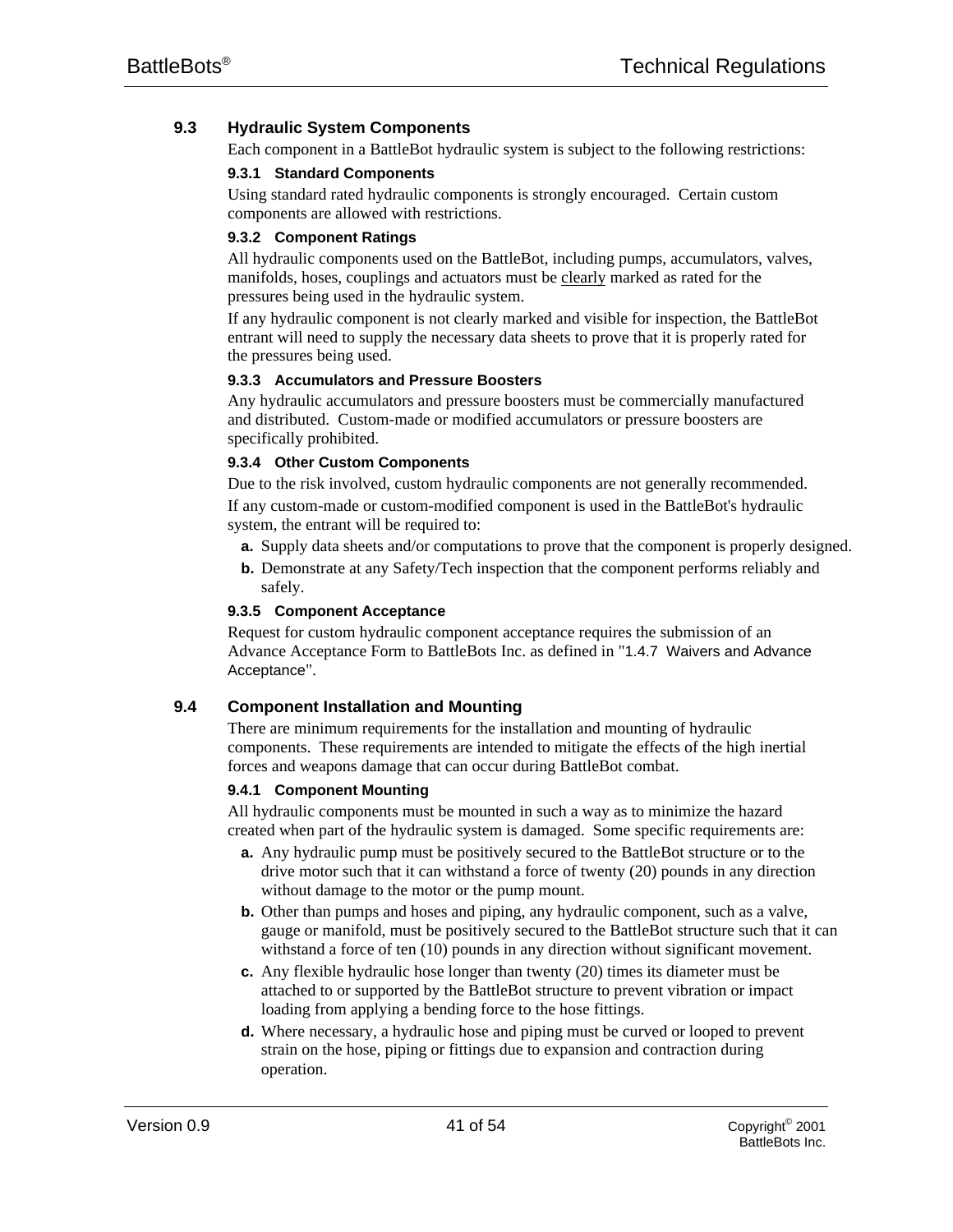## 9.3 Hydraulic System Components

Each component in a BattleBot hydraulic system is subject to the following restrictions:

### 9.3.1 Standard Components

Using standard rated hydraulic components is strongly encouraged. Certain custom components are allowed with restrictions.

### 9.3.2 Component Ratings

All hydraulic components used on the BattleBot, including pumps, accumulators, valves, manifolds, hoses, couplings and actuators must be clearly marked as rated for the pressures being used in the hydraulic system.

If any hydraulic component is not clearly marked and visible for inspection, the BattleBot entrant will need to supply the necessary data sheets to prove that it is properly rated for the pressures being used.

### 9.3.3 Accumulators and Pressure Boosters

Any hydraulic accumulators and pressure boosters must be commercially manufactured and distributed. Custom-made or modified accumulators or pressure boosters are specifically prohibited.

### 9.3.4 Other Custom Components

Due to the risk involved, custom hydraulic components are not generally recommended.

If any custom-made or custom-modified component is used in the BattleBot's hydraulic system, the entrant will be required to:

- **a.** Supply data sheets and/or computations to prove that the component is properly designed.
- **b.** Demonstrate at any Safety/Tech inspection that the component performs reliably and safely.

### 9.3.5 Component Acceptance

Request for custom hydraulic component acceptance requires the submission of an Advance Acceptance Form to BattleBots Inc. as defined in "1.4.7 Waivers and Advance Acceptance".

## 9.4 Component Installation and Mounting

There are minimum requirements for the installation and mounting of hydraulic components. These requirements are intended to mitigate the effects of the high inertial forces and weapons damage that can occur during BattleBot combat.

### 9.4.1 Component Mounting

All hydraulic components must be mounted in such a way as to minimize the hazard created when part of the hydraulic system is damaged. Some specific requirements are:

- **a.** Any hydraulic pump must be positively secured to the BattleBot structure or to the drive motor such that it can withstand a force of twenty (20) pounds in any direction without damage to the motor or the pump mount.
- **b.** Other than pumps and hoses and piping, any hydraulic component, such as a valve, gauge or manifold, must be positively secured to the BattleBot structure such that it can withstand a force of ten (10) pounds in any direction without significant movement.
- **c.** Any flexible hydraulic hose longer than twenty (20) times its diameter must be attached to or supported by the BattleBot structure to prevent vibration or impact loading from applying a bending force to the hose fittings.
- **d.** Where necessary, a hydraulic hose and piping must be curved or looped to prevent strain on the hose, piping or fittings due to expansion and contraction during operation.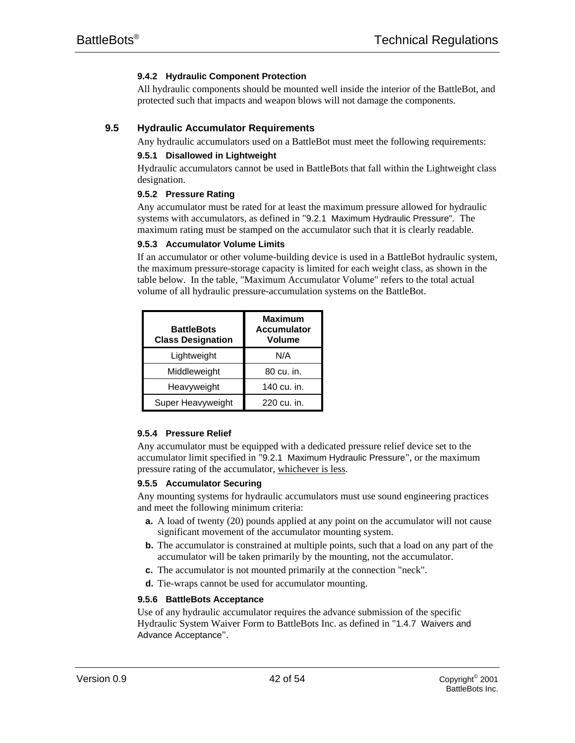#### 9.4.2 Hydraulic Component Protection

All hydraulic components should be mounted well inside the interior of the BattleBot, and protected such that impacts and weapon blows will not damage the components.

### 9.5 Hydraulic Accumulator Requirements

Any hydraulic accumulators used on a BattleBot must meet the following requirements:

#### 9.5.1 Disallowed in Lightweight

Hydraulic accumulators cannot be used in BattleBots that fall within the Lightweight class designation.

#### 9.5.2 Pressure Rating

Any accumulator must be rated for at least the maximum pressure allowed for hydraulic systems with accumulators, as defined in "9.2.1 Maximum Hydraulic Pressure". The maximum rating must be stamped on the accumulator such that it is clearly readable.

#### 9.5.3 Accumulator Volume Limits

If an accumulator or other volume-building device is used in a BattleBot hydraulic system, the maximum pressure-storage capacity is limited for each weight class, as shown in the table below. In the table, "Maximum Accumulator Volume" refers to the total actual volume of all hydraulic pressure-accumulation systems on the BattleBot.

| BattleBots Class Designation | Maximum Accumulator Volume |
| --- | --- |
| Lightweight | N/A |
| Middleweight | 80 cu. in. |
| Heavyweight | 140 cu. in. |
| Super Heavyweight | 220 cu. in. |

#### 9.5.4 Pressure Relief

Any accumulator must be equipped with a dedicated pressure relief device set to the accumulator limit specified in "9.2.1 Maximum Hydraulic Pressure", or the maximum pressure rating of the accumulator, <u>whichever is less</u>.

#### 9.5.5 Accumulator Securing

Any mounting systems for hydraulic accumulators must use sound engineering practices and meet the following minimum criteria:

- **a.** A load of twenty (20) pounds applied at any point on the accumulator will not cause significant movement of the accumulator mounting system.
- **b.** The accumulator is constrained at multiple points, such that a load on any part of the accumulator will be taken primarily by the mounting, not the accumulator.
- **c.** The accumulator is not mounted primarily at the connection "neck".
- **d.** Tie-wraps cannot be used for accumulator mounting.

#### 9.5.6 BattleBots Acceptance

Use of any hydraulic accumulator requires the advance submission of the specific Hydraulic System Waiver Form to BattleBots Inc. as defined in "1.4.7 Waivers and Advance Acceptance".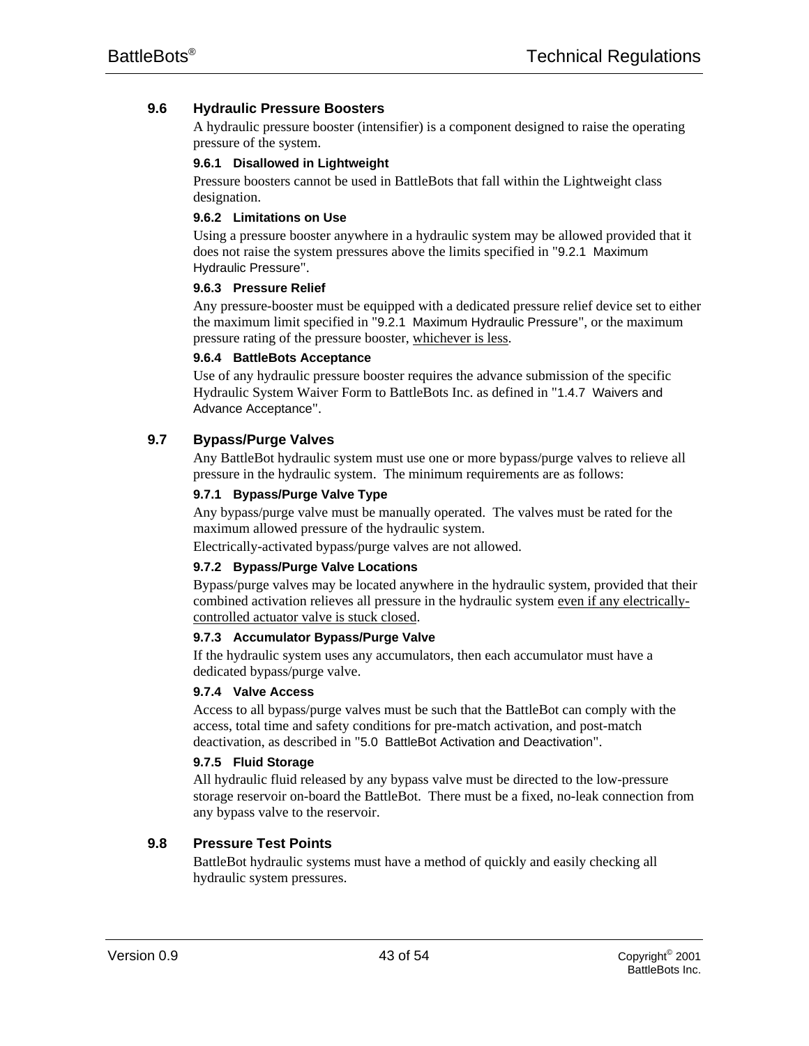## 9.6 Hydraulic Pressure Boosters

A hydraulic pressure booster (intensifier) is a component designed to raise the operating pressure of the system.

### 9.6.1 Disallowed in Lightweight

Pressure boosters cannot be used in BattleBots that fall within the Lightweight class designation.

### 9.6.2 Limitations on Use

Using a pressure booster anywhere in a hydraulic system may be allowed provided that it does not raise the system pressures above the limits specified in "9.2.1 Maximum Hydraulic Pressure".

### 9.6.3 Pressure Relief

Any pressure-booster must be equipped with a dedicated pressure relief device set to either the maximum limit specified in "9.2.1 Maximum Hydraulic Pressure", or the maximum pressure rating of the pressure booster, <u>whichever is less</u>.

### 9.6.4 BattleBots Acceptance

Use of any hydraulic pressure booster requires the advance submission of the specific Hydraulic System Waiver Form to BattleBots Inc. as defined in "1.4.7 Waivers and Advance Acceptance".

## 9.7 Bypass/Purge Valves

Any BattleBot hydraulic system must use one or more bypass/purge valves to relieve all pressure in the hydraulic system. The minimum requirements are as follows:

### 9.7.1 Bypass/Purge Valve Type

Any bypass/purge valve must be manually operated. The valves must be rated for the maximum allowed pressure of the hydraulic system.

Electrically-activated bypass/purge valves are not allowed.

### 9.7.2 Bypass/Purge Valve Locations

Bypass/purge valves may be located anywhere in the hydraulic system, provided that their combined activation relieves all pressure in the hydraulic system <u>even if any electrically-controlled actuator valve is stuck closed</u>.

### 9.7.3 Accumulator Bypass/Purge Valve

If the hydraulic system uses any accumulators, then each accumulator must have a dedicated bypass/purge valve.

### 9.7.4 Valve Access

Access to all bypass/purge valves must be such that the BattleBot can comply with the access, total time and safety conditions for pre-match activation, and post-match deactivation, as described in "5.0 BattleBot Activation and Deactivation".

### 9.7.5 Fluid Storage

All hydraulic fluid released by any bypass valve must be directed to the low-pressure storage reservoir on-board the BattleBot. There must be a fixed, no-leak connection from any bypass valve to the reservoir.

## 9.8 Pressure Test Points

BattleBot hydraulic systems must have a method of quickly and easily checking all hydraulic system pressures.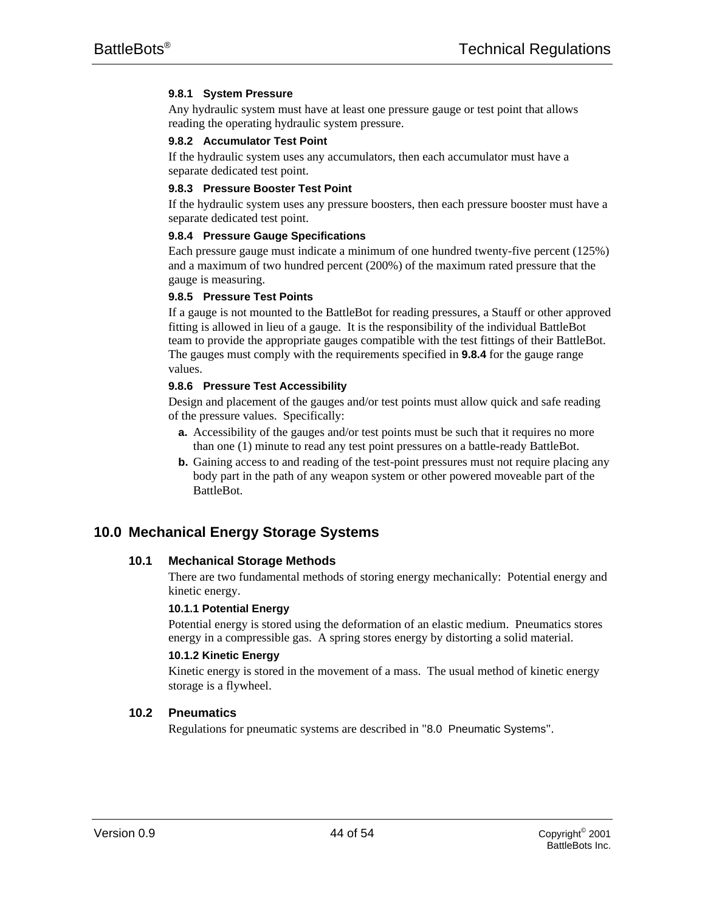#### 9.8.1 System Pressure

Any hydraulic system must have at least one pressure gauge or test point that allows reading the operating hydraulic system pressure.

#### 9.8.2 Accumulator Test Point

If the hydraulic system uses any accumulators, then each accumulator must have a separate dedicated test point.

#### 9.8.3 Pressure Booster Test Point

If the hydraulic system uses any pressure boosters, then each pressure booster must have a separate dedicated test point.

#### 9.8.4 Pressure Gauge Specifications

Each pressure gauge must indicate a minimum of one hundred twenty-five percent (125%) and a maximum of two hundred percent (200%) of the maximum rated pressure that the gauge is measuring.

#### 9.8.5 Pressure Test Points

If a gauge is not mounted to the BattleBot for reading pressures, a Stauff or other approved fitting is allowed in lieu of a gauge. It is the responsibility of the individual BattleBot team to provide the appropriate gauges compatible with the test fittings of their BattleBot. The gauges must comply with the requirements specified in **9.8.4** for the gauge range values.

#### 9.8.6 Pressure Test Accessibility

Design and placement of the gauges and/or test points must allow quick and safe reading of the pressure values. Specifically:

- **a.** Accessibility of the gauges and/or test points must be such that it requires no more than one (1) minute to read any test point pressures on a battle-ready BattleBot.
- **b.** Gaining access to and reading of the test-point pressures must not require placing any body part in the path of any weapon system or other powered moveable part of the BattleBot.

## 10.0 Mechanical Energy Storage Systems

### 10.1 Mechanical Storage Methods

There are two fundamental methods of storing energy mechanically: Potential energy and kinetic energy.

#### 10.1.1 Potential Energy

Potential energy is stored using the deformation of an elastic medium. Pneumatics stores energy in a compressible gas. A spring stores energy by distorting a solid material.

#### 10.1.2 Kinetic Energy

Kinetic energy is stored in the movement of a mass. The usual method of kinetic energy storage is a flywheel.

### 10.2 Pneumatics

Regulations for pneumatic systems are described in "8.0 Pneumatic Systems".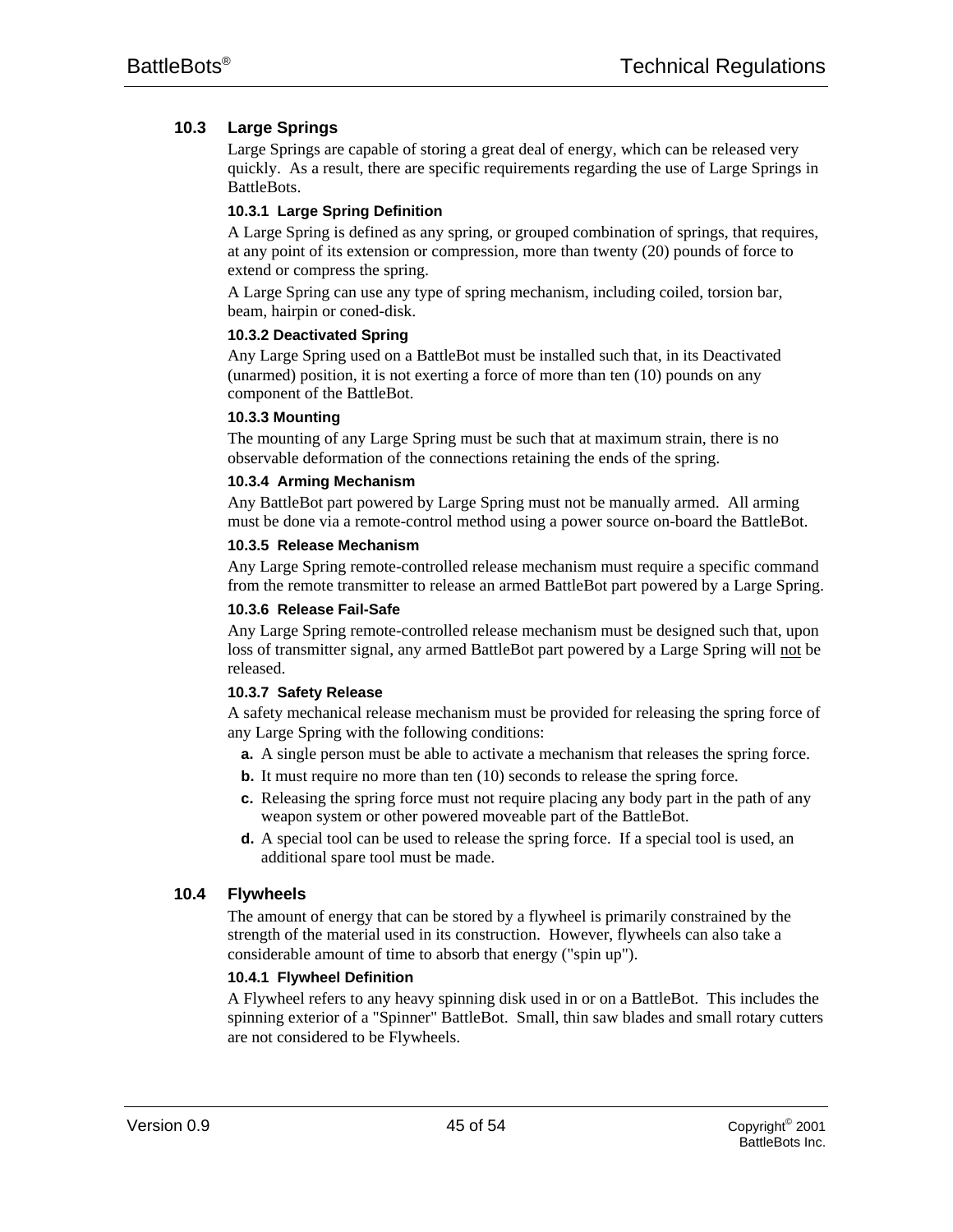## 10.3 Large Springs

Large Springs are capable of storing a great deal of energy, which can be released very quickly. As a result, there are specific requirements regarding the use of Large Springs in BattleBots.

### 10.3.1 Large Spring Definition

A Large Spring is defined as any spring, or grouped combination of springs, that requires, at any point of its extension or compression, more than twenty (20) pounds of force to extend or compress the spring.

A Large Spring can use any type of spring mechanism, including coiled, torsion bar, beam, hairpin or coned-disk.

### 10.3.2 Deactivated Spring

Any Large Spring used on a BattleBot must be installed such that, in its Deactivated (unarmed) position, it is not exerting a force of more than ten (10) pounds on any component of the BattleBot.

### 10.3.3 Mounting

The mounting of any Large Spring must be such that at maximum strain, there is no observable deformation of the connections retaining the ends of the spring.

### 10.3.4 Arming Mechanism

Any BattleBot part powered by Large Spring must not be manually armed. All arming must be done via a remote-control method using a power source on-board the BattleBot.

### 10.3.5 Release Mechanism

Any Large Spring remote-controlled release mechanism must require a specific command from the remote transmitter to release an armed BattleBot part powered by a Large Spring.

### 10.3.6 Release Fail-Safe

Any Large Spring remote-controlled release mechanism must be designed such that, upon loss of transmitter signal, any armed BattleBot part powered by a Large Spring will <u>not</u> be released.

### 10.3.7 Safety Release

A safety mechanical release mechanism must be provided for releasing the spring force of any Large Spring with the following conditions:

- **a.** A single person must be able to activate a mechanism that releases the spring force.
- **b.** It must require no more than ten (10) seconds to release the spring force.
- **c.** Releasing the spring force must not require placing any body part in the path of any weapon system or other powered moveable part of the BattleBot.
- **d.** A special tool can be used to release the spring force. If a special tool is used, an additional spare tool must be made.

## 10.4 Flywheels

The amount of energy that can be stored by a flywheel is primarily constrained by the strength of the material used in its construction. However, flywheels can also take a considerable amount of time to absorb that energy ("spin up").

### 10.4.1 Flywheel Definition

A Flywheel refers to any heavy spinning disk used in or on a BattleBot. This includes the spinning exterior of a "Spinner" BattleBot. Small, thin saw blades and small rotary cutters are not considered to be Flywheels.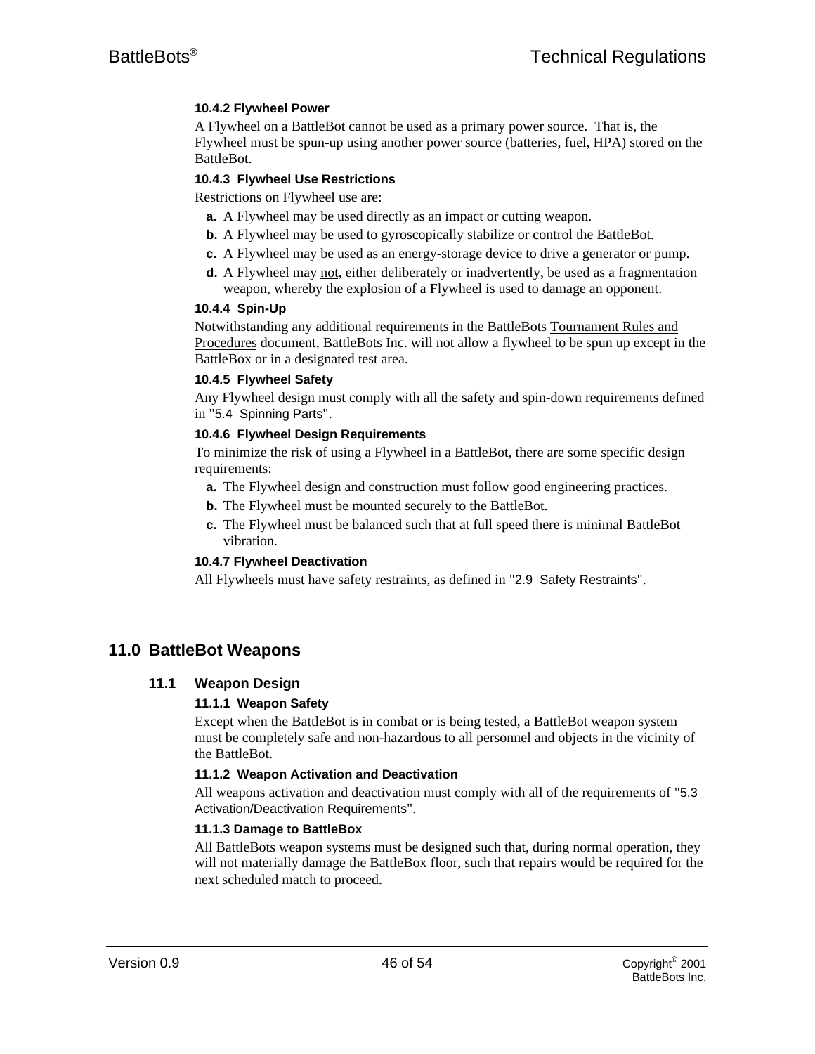#### 10.4.2 Flywheel Power

A Flywheel on a BattleBot cannot be used as a primary power source. That is, the Flywheel must be spun-up using another power source (batteries, fuel, HPA) stored on the BattleBot.

#### 10.4.3 Flywheel Use Restrictions

Restrictions on Flywheel use are:

- **a.** A Flywheel may be used directly as an impact or cutting weapon.
- **b.** A Flywheel may be used to gyroscopically stabilize or control the BattleBot.
- **c.** A Flywheel may be used as an energy-storage device to drive a generator or pump.
- **d.** A Flywheel may not, either deliberately or inadvertently, be used as a fragmentation weapon, whereby the explosion of a Flywheel is used to damage an opponent.

#### 10.4.4 Spin-Up

Notwithstanding any additional requirements in the BattleBots Tournament Rules and Procedures document, BattleBots Inc. will not allow a flywheel to be spun up except in the BattleBox or in a designated test area.

#### 10.4.5 Flywheel Safety

Any Flywheel design must comply with all the safety and spin-down requirements defined in "5.4 Spinning Parts".

#### 10.4.6 Flywheel Design Requirements

To minimize the risk of using a Flywheel in a BattleBot, there are some specific design requirements:

- **a.** The Flywheel design and construction must follow good engineering practices.
- **b.** The Flywheel must be mounted securely to the BattleBot.
- **c.** The Flywheel must be balanced such that at full speed there is minimal BattleBot vibration.

#### 10.4.7 Flywheel Deactivation

All Flywheels must have safety restraints, as defined in "2.9 Safety Restraints".

# 11.0 BattleBot Weapons

## 11.1 Weapon Design

#### 11.1.1 Weapon Safety

Except when the BattleBot is in combat or is being tested, a BattleBot weapon system must be completely safe and non-hazardous to all personnel and objects in the vicinity of the BattleBot.

#### 11.1.2 Weapon Activation and Deactivation

All weapons activation and deactivation must comply with all of the requirements of "5.3 Activation/Deactivation Requirements".

#### 11.1.3 Damage to BattleBox

All BattleBots weapon systems must be designed such that, during normal operation, they will not materially damage the BattleBox floor, such that repairs would be required for the next scheduled match to proceed.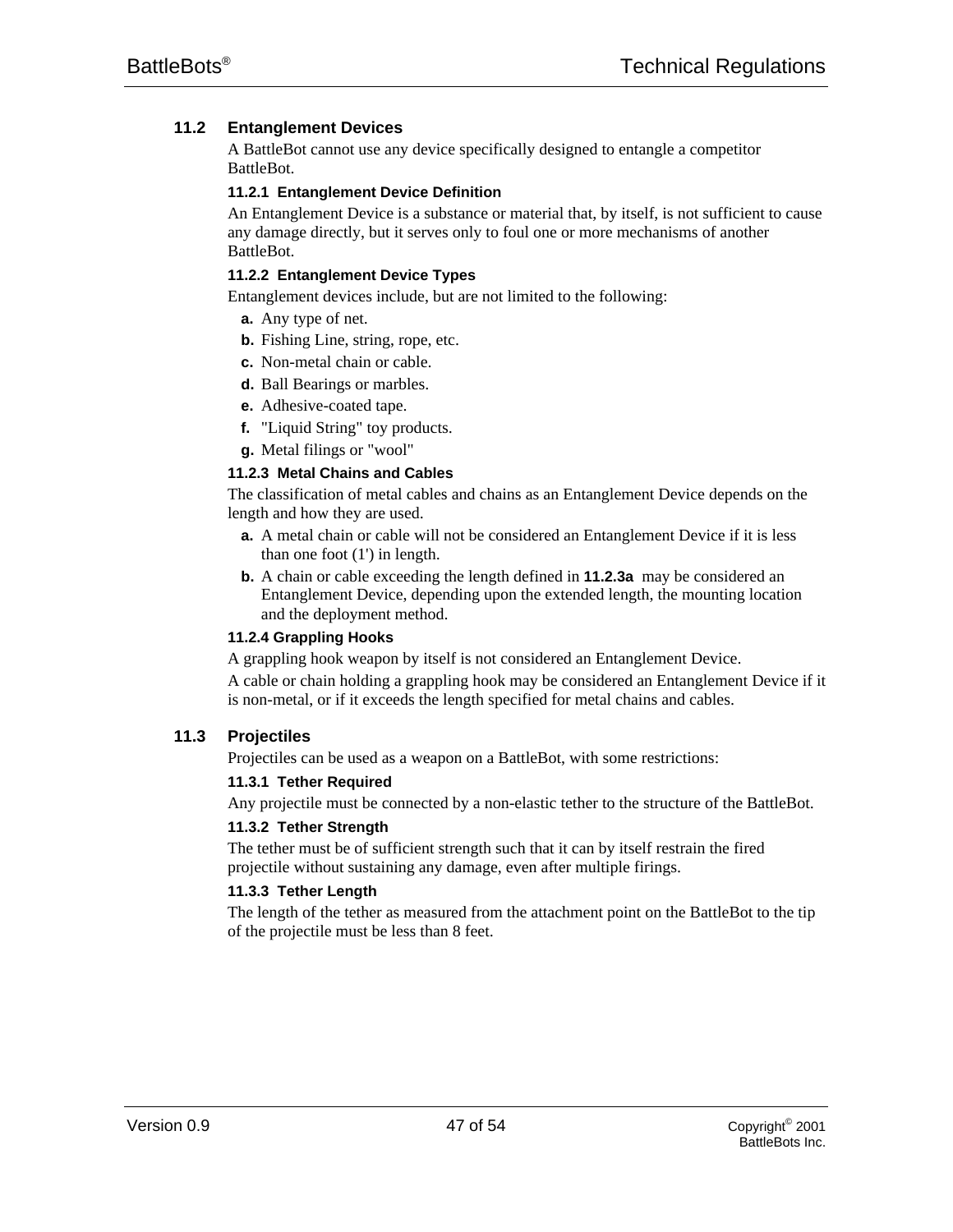## 11.2 Entanglement Devices

A BattleBot cannot use any device specifically designed to entangle a competitor BattleBot.

### 11.2.1 Entanglement Device Definition

An Entanglement Device is a substance or material that, by itself, is not sufficient to cause any damage directly, but it serves only to foul one or more mechanisms of another BattleBot.

### 11.2.2 Entanglement Device Types

Entanglement devices include, but are not limited to the following:

- **a.** Any type of net.
- **b.** Fishing Line, string, rope, etc.
- **c.** Non-metal chain or cable.
- **d.** Ball Bearings or marbles.
- **e.** Adhesive-coated tape.
- **f.** "Liquid String" toy products.
- **g.** Metal filings or "wool"

### 11.2.3 Metal Chains and Cables

The classification of metal cables and chains as an Entanglement Device depends on the length and how they are used.

- **a.** A metal chain or cable will not be considered an Entanglement Device if it is less than one foot (1') in length.
- **b.** A chain or cable exceeding the length defined in **11.2.3a** may be considered an Entanglement Device, depending upon the extended length, the mounting location and the deployment method.

### 11.2.4 Grappling Hooks

A grappling hook weapon by itself is not considered an Entanglement Device.

A cable or chain holding a grappling hook may be considered an Entanglement Device if it is non-metal, or if it exceeds the length specified for metal chains and cables.

## 11.3 Projectiles

Projectiles can be used as a weapon on a BattleBot, with some restrictions:

### 11.3.1 Tether Required

Any projectile must be connected by a non-elastic tether to the structure of the BattleBot.

### 11.3.2 Tether Strength

The tether must be of sufficient strength such that it can by itself restrain the fired projectile without sustaining any damage, even after multiple firings.

### 11.3.3 Tether Length

The length of the tether as measured from the attachment point on the BattleBot to the tip of the projectile must be less than 8 feet.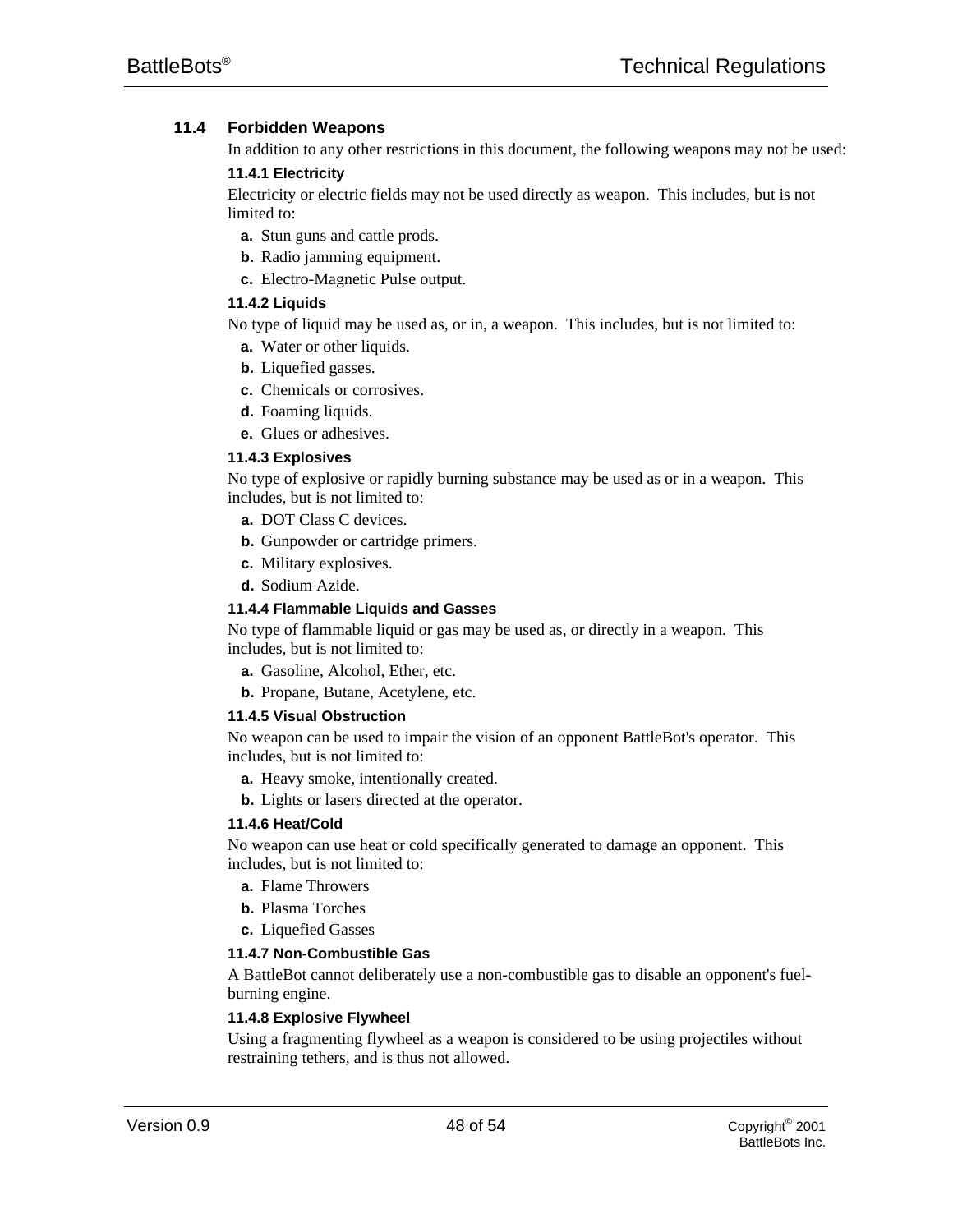## 11.4 Forbidden Weapons

In addition to any other restrictions in this document, the following weapons may not be used:

### 11.4.1 Electricity

Electricity or electric fields may not be used directly as weapon. This includes, but is not limited to:

- **a.** Stun guns and cattle prods.
- **b.** Radio jamming equipment.
- **c.** Electro-Magnetic Pulse output.

### 11.4.2 Liquids

No type of liquid may be used as, or in, a weapon. This includes, but is not limited to:

- **a.** Water or other liquids.
- **b.** Liquefied gasses.
- **c.** Chemicals or corrosives.
- **d.** Foaming liquids.
- **e.** Glues or adhesives.

### 11.4.3 Explosives

No type of explosive or rapidly burning substance may be used as or in a weapon. This includes, but is not limited to:

- **a.** DOT Class C devices.
- **b.** Gunpowder or cartridge primers.
- **c.** Military explosives.
- **d.** Sodium Azide.

### 11.4.4 Flammable Liquids and Gasses

No type of flammable liquid or gas may be used as, or directly in a weapon. This includes, but is not limited to:

- **a.** Gasoline, Alcohol, Ether, etc.
- **b.** Propane, Butane, Acetylene, etc.

### 11.4.5 Visual Obstruction

No weapon can be used to impair the vision of an opponent BattleBot's operator. This includes, but is not limited to:

- **a.** Heavy smoke, intentionally created.
- **b.** Lights or lasers directed at the operator.

### 11.4.6 Heat/Cold

No weapon can use heat or cold specifically generated to damage an opponent. This includes, but is not limited to:

- **a.** Flame Throwers
- **b.** Plasma Torches
- **c.** Liquefied Gasses

### 11.4.7 Non-Combustible Gas

A BattleBot cannot deliberately use a non-combustible gas to disable an opponent's fuel-burning engine.

### 11.4.8 Explosive Flywheel

Using a fragmenting flywheel as a weapon is considered to be using projectiles without restraining tethers, and is thus not allowed.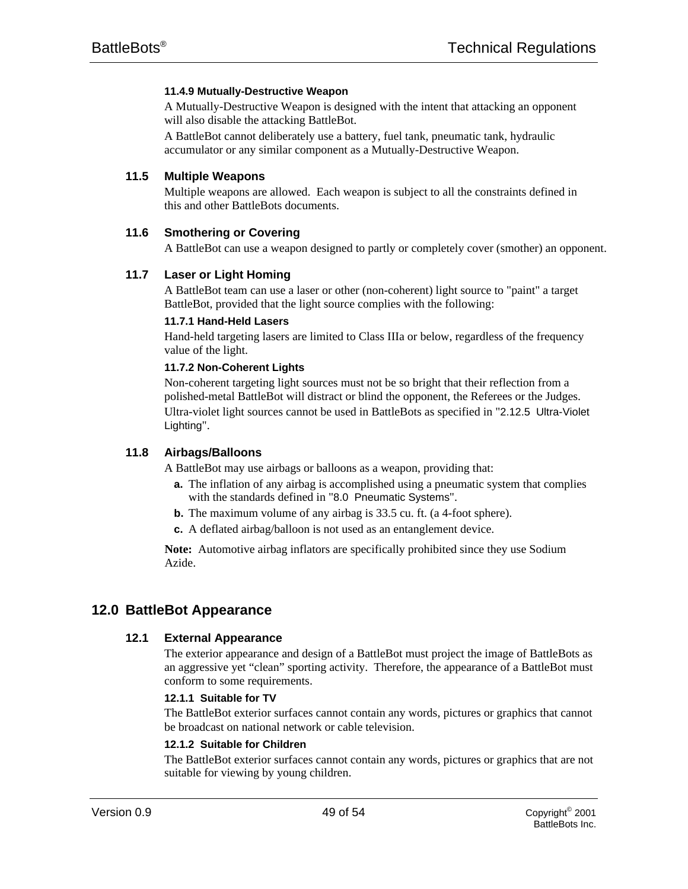#### 11.4.9 Mutually-Destructive Weapon

A Mutually-Destructive Weapon is designed with the intent that attacking an opponent will also disable the attacking BattleBot.

A BattleBot cannot deliberately use a battery, fuel tank, pneumatic tank, hydraulic accumulator or any similar component as a Mutually-Destructive Weapon.

### 11.5 Multiple Weapons

Multiple weapons are allowed. Each weapon is subject to all the constraints defined in this and other BattleBots documents.

### 11.6 Smothering or Covering

A BattleBot can use a weapon designed to partly or completely cover (smother) an opponent.

### 11.7 Laser or Light Homing

A BattleBot team can use a laser or other (non-coherent) light source to "paint" a target BattleBot, provided that the light source complies with the following:

#### 11.7.1 Hand-Held Lasers

Hand-held targeting lasers are limited to Class IIIa or below, regardless of the frequency value of the light.

#### 11.7.2 Non-Coherent Lights

Non-coherent targeting light sources must not be so bright that their reflection from a polished-metal BattleBot will distract or blind the opponent, the Referees or the Judges.

Ultra-violet light sources cannot be used in BattleBots as specified in "2.12.5 Ultra-Violet Lighting".

### 11.8 Airbags/Balloons

A BattleBot may use airbags or balloons as a weapon, providing that:

**a.** The inflation of any airbag is accomplished using a pneumatic system that complies with the standards defined in "8.0 Pneumatic Systems".

**b.** The maximum volume of any airbag is 33.5 cu. ft. (a 4-foot sphere).

**c.** A deflated airbag/balloon is not used as an entanglement device.

**Note:** Automotive airbag inflators are specifically prohibited since they use Sodium Azide.

## 12.0 BattleBot Appearance

### 12.1 External Appearance

The exterior appearance and design of a BattleBot must project the image of BattleBots as an aggressive yet "clean" sporting activity. Therefore, the appearance of a BattleBot must conform to some requirements.

#### 12.1.1 Suitable for TV

The BattleBot exterior surfaces cannot contain any words, pictures or graphics that cannot be broadcast on national network or cable television.

#### 12.1.2 Suitable for Children

The BattleBot exterior surfaces cannot contain any words, pictures or graphics that are not suitable for viewing by young children.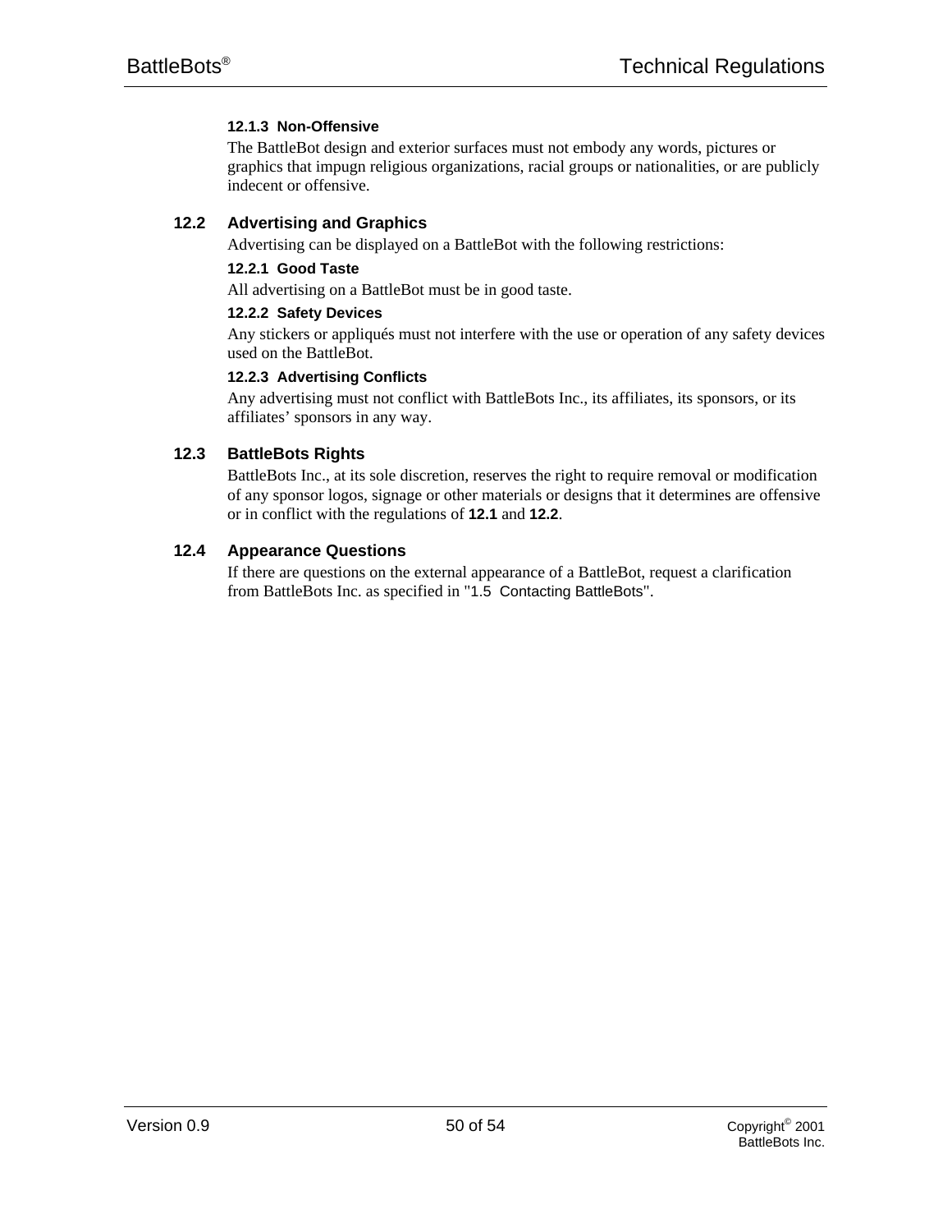#### 12.1.3 Non-Offensive

The BattleBot design and exterior surfaces must not embody any words, pictures or graphics that impugn religious organizations, racial groups or nationalities, or are publicly indecent or offensive.

### 12.2 Advertising and Graphics

Advertising can be displayed on a BattleBot with the following restrictions:

#### 12.2.1 Good Taste

All advertising on a BattleBot must be in good taste.

#### 12.2.2 Safety Devices

Any stickers or appliqués must not interfere with the use or operation of any safety devices used on the BattleBot.

#### 12.2.3 Advertising Conflicts

Any advertising must not conflict with BattleBots Inc., its affiliates, its sponsors, or its affiliates' sponsors in any way.

### 12.3 BattleBots Rights

BattleBots Inc., at its sole discretion, reserves the right to require removal or modification of any sponsor logos, signage or other materials or designs that it determines are offensive or in conflict with the regulations of **12.1** and **12.2**.

### 12.4 Appearance Questions

If there are questions on the external appearance of a BattleBot, request a clarification from BattleBots Inc. as specified in "1.5 Contacting BattleBots".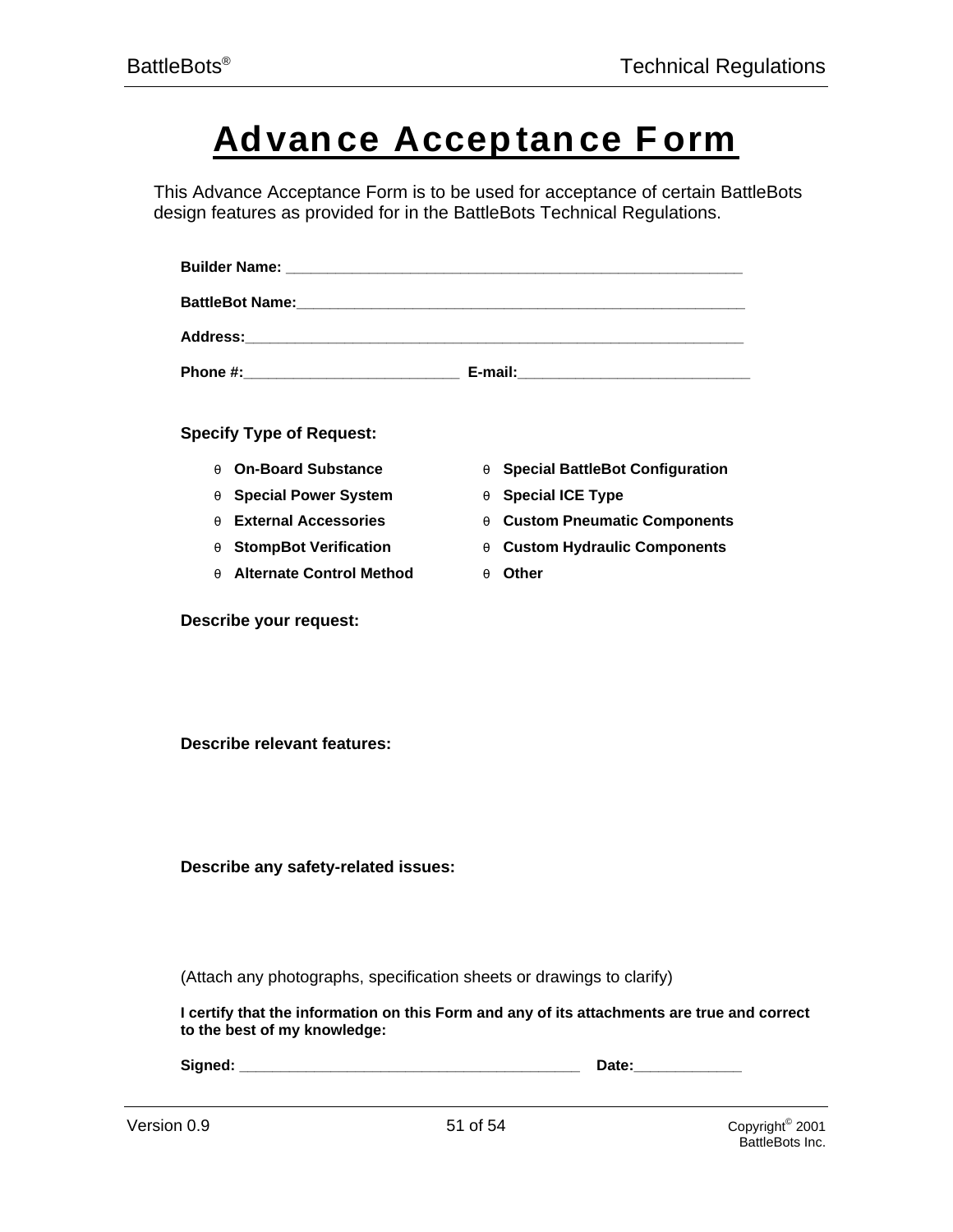# Advance Acceptance Form

This Advance Acceptance Form is to be used for acceptance of certain BattleBots design features as provided for in the BattleBots Technical Regulations.

**Builder Name:** ________________________________________________________

**BattleBot Name:**________________________________________________________

**Address:**______________________________________________________________

**Phone #:**__________________________ **E-mail:**____________________________

**Specify Type of Request:**

- θ **On-Board Substance**
- θ **Special Power System**
- θ **External Accessories**
- θ **StompBot Verification**
- θ **Alternate Control Method**
- θ **Special BattleBot Configuration**
- θ **Special ICE Type**
- θ **Custom Pneumatic Components**
- θ **Custom Hydraulic Components**
- θ **Other**

**Describe your request:**

**Describe relevant features:**

**Describe any safety-related issues:**

(Attach any photographs, specification sheets or drawings to clarify)

**I certify that the information on this Form and any of its attachments are true and correct to the best of my knowledge:**

**Signed:** ________________________________________ **Date:**_____________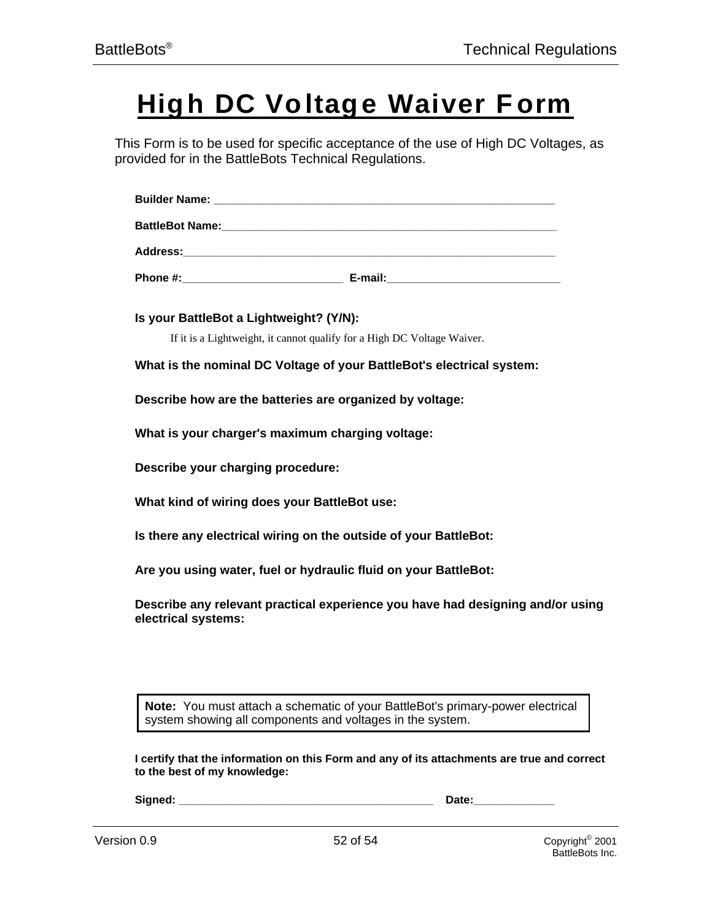# High DC Voltage Waiver Form

This Form is to be used for specific acceptance of the use of High DC Voltages, as provided for in the BattleBots Technical Regulations.

**Builder Name:** ______________________________________________

**BattleBot Name:**______________________________________________

**Address:**______________________________________________________

**Phone #:**_______________________ **E-mail:**_________________________

**Is your BattleBot a Lightweight? (Y/N):**

If it is a Lightweight, it cannot qualify for a High DC Voltage Waiver.

**What is the nominal DC Voltage of your BattleBot's electrical system:**

**Describe how are the batteries are organized by voltage:**

**What is your charger's maximum charging voltage:**

**Describe your charging procedure:**

**What kind of wiring does your BattleBot use:**

**Is there any electrical wiring on the outside of your BattleBot:**

**Are you using water, fuel or hydraulic fluid on your BattleBot:**

**Describe any relevant practical experience you have had designing and/or using electrical systems:**

> **Note:** You must attach a schematic of your BattleBot's primary-power electrical system showing all components and voltages in the system.

**I certify that the information on this Form and any of its attachments are true and correct to the best of my knowledge:**

**Signed:** ____________________________________ **Date:**____________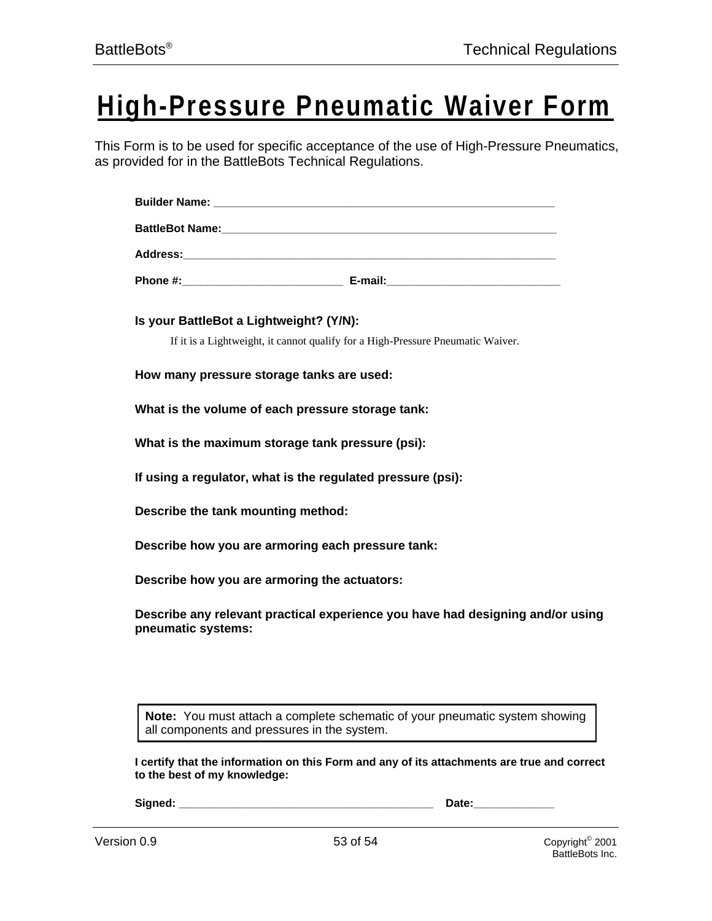# High-Pressure Pneumatic Waiver Form

This Form is to be used for specific acceptance of the use of High-Pressure Pneumatics, as provided for in the BattleBots Technical Regulations.

**Builder Name:** ____________________________________________________________

**BattleBot Name:**___________________________________________________________

**Address:**_________________________________________________________________

**Phone #:**____________________________ **E-mail:**______________________________

**Is your BattleBot a Lightweight? (Y/N):**

If it is a Lightweight, it cannot qualify for a High-Pressure Pneumatic Waiver.

**How many pressure storage tanks are used:**

**What is the volume of each pressure storage tank:**

**What is the maximum storage tank pressure (psi):**

**If using a regulator, what is the regulated pressure (psi):**

**Describe the tank mounting method:**

**Describe how you are armoring each pressure tank:**

**Describe how you are armoring the actuators:**

**Describe any relevant practical experience you have had designing and/or using pneumatic systems:**

> **Note:** You must attach a complete schematic of your pneumatic system showing all components and pressures in the system.

**I certify that the information on this Form and any of its attachments are true and correct to the best of my knowledge:**

**Signed:** ____________________________________________ **Date:**______________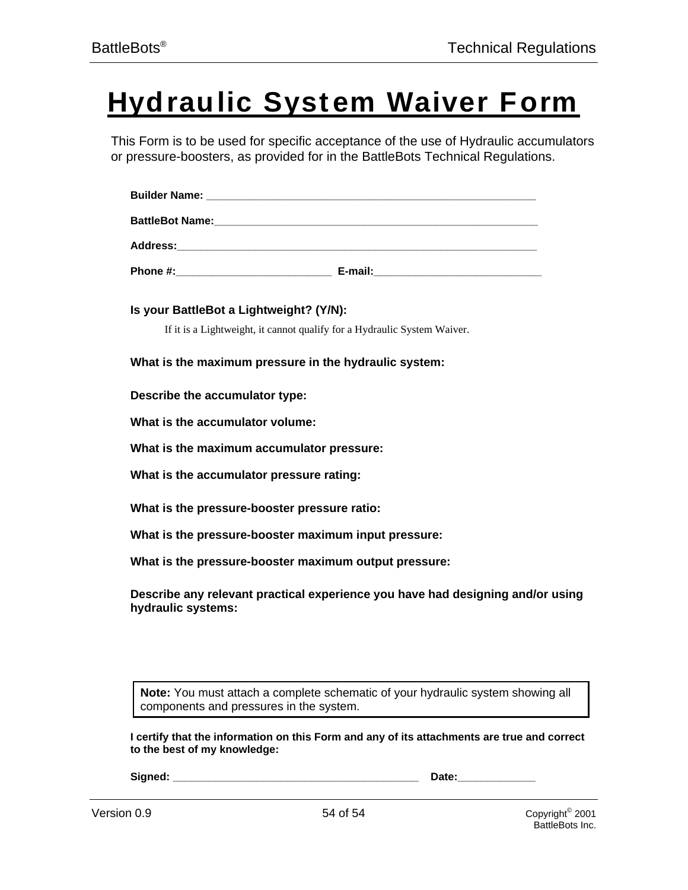# Hydraulic System Waiver Form

This Form is to be used for specific acceptance of the use of Hydraulic accumulators or pressure-boosters, as provided for in the BattleBots Technical Regulations.

**Builder Name:** ___________________________________________________________

**BattleBot Name:**__________________________________________________________

**Address:**_______________________________________________________________

**Phone #:**___________________________ **E-mail:**_____________________________

**Is your BattleBot a Lightweight? (Y/N):**

If it is a Lightweight, it cannot qualify for a Hydraulic System Waiver.

**What is the maximum pressure in the hydraulic system:**

**Describe the accumulator type:**

**What is the accumulator volume:**

**What is the maximum accumulator pressure:**

**What is the accumulator pressure rating:**

**What is the pressure-booster pressure ratio:**

**What is the pressure-booster maximum input pressure:**

**What is the pressure-booster maximum output pressure:**

**Describe any relevant practical experience you have had designing and/or using hydraulic systems:**

> **Note:** You must attach a complete schematic of your hydraulic system showing all components and pressures in the system.

**I certify that the information on this Form and any of its attachments are true and correct to the best of my knowledge:**

**Signed:** ___________________________________________ **Date:**_____________